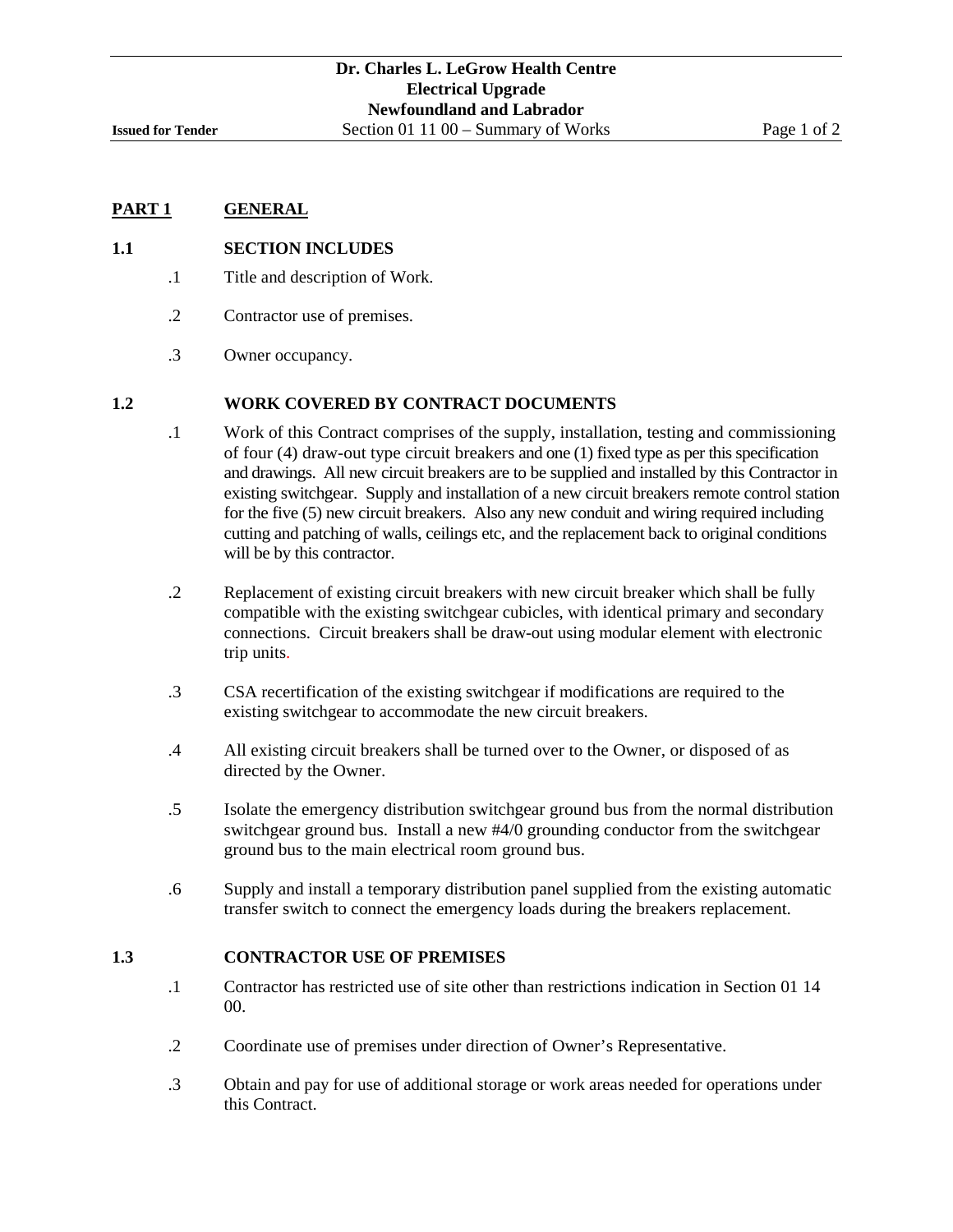## PART 1 GENERAL

### 1.1 SECTION INCLUDES

.1 Title and description of Work.

.2 Contractor use of premises.

.3 Owner occupancy.

### 1.2 WORK COVERED BY CONTRACT DOCUMENTS

.1 Work of this Contract comprises of the supply, installation, testing and commissioning of four (4) draw-out type circuit breakers and one (1) fixed type as per this specification and drawings. All new circuit breakers are to be supplied and installed by this Contractor in existing switchgear. Supply and installation of a new circuit breakers remote control station for the five (5) new circuit breakers. Also any new conduit and wiring required including cutting and patching of walls, ceilings etc, and the replacement back to original conditions will be by this contractor.

.2 Replacement of existing circuit breakers with new circuit breaker which shall be fully compatible with the existing switchgear cubicles, with identical primary and secondary connections. Circuit breakers shall be draw-out using modular element with electronic trip units.

.3 CSA recertification of the existing switchgear if modifications are required to the existing switchgear to accommodate the new circuit breakers.

.4 All existing circuit breakers shall be turned over to the Owner, or disposed of as directed by the Owner.

.5 Isolate the emergency distribution switchgear ground bus from the normal distribution switchgear ground bus. Install a new #4/0 grounding conductor from the switchgear ground bus to the main electrical room ground bus.

.6 Supply and install a temporary distribution panel supplied from the existing automatic transfer switch to connect the emergency loads during the breakers replacement.

### 1.3 CONTRACTOR USE OF PREMISES

.1 Contractor has restricted use of site other than restrictions indication in Section 01 14 00.

.2 Coordinate use of premises under direction of Owner's Representative.

.3 Obtain and pay for use of additional storage or work areas needed for operations under this Contract.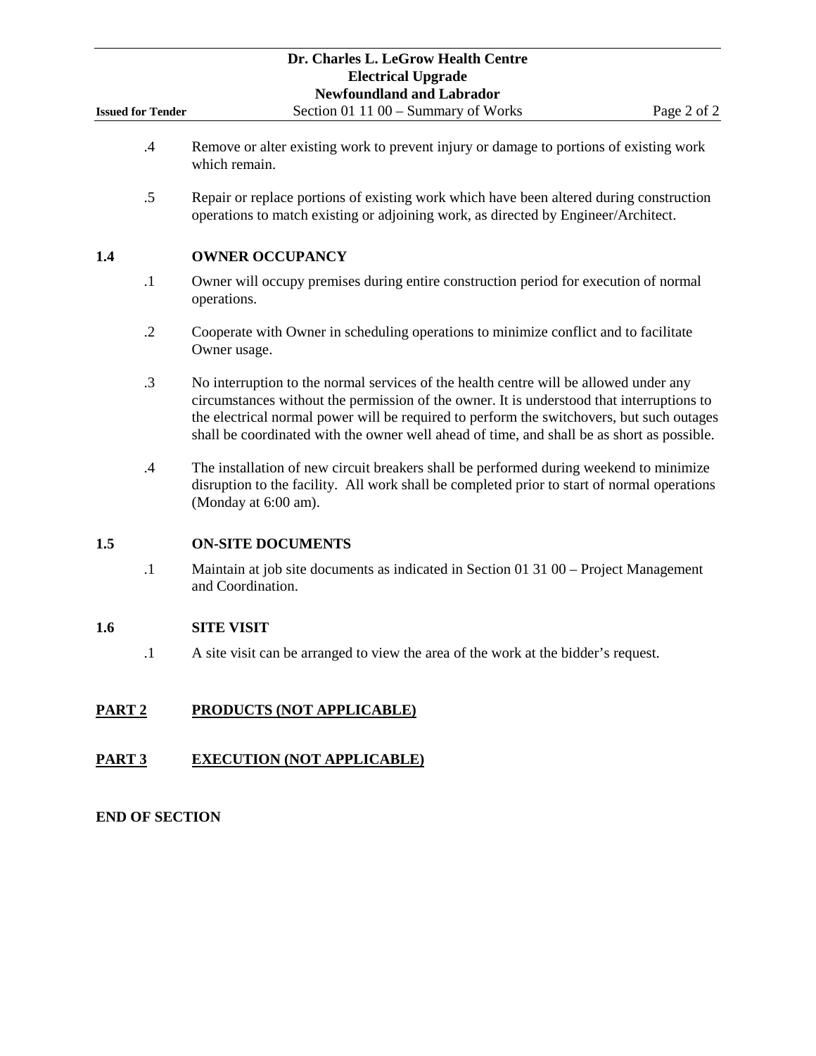.4 Remove or alter existing work to prevent injury or damage to portions of existing work which remain.

.5 Repair or replace portions of existing work which have been altered during construction operations to match existing or adjoining work, as directed by Engineer/Architect.

**1.4 OWNER OCCUPANCY**

.1 Owner will occupy premises during entire construction period for execution of normal operations.

.2 Cooperate with Owner in scheduling operations to minimize conflict and to facilitate Owner usage.

.3 No interruption to the normal services of the health centre will be allowed under any circumstances without the permission of the owner. It is understood that interruptions to the electrical normal power will be required to perform the switchovers, but such outages shall be coordinated with the owner well ahead of time, and shall be as short as possible.

.4 The installation of new circuit breakers shall be performed during weekend to minimize disruption to the facility. All work shall be completed prior to start of normal operations (Monday at 6:00 am).

**1.5 ON-SITE DOCUMENTS**

.1 Maintain at job site documents as indicated in Section 01 31 00 – Project Management and Coordination.

**1.6 SITE VISIT**

.1 A site visit can be arranged to view the area of the work at the bidder's request.

## PART 2 PRODUCTS (NOT APPLICABLE)

## PART 3 EXECUTION (NOT APPLICABLE)

**END OF SECTION**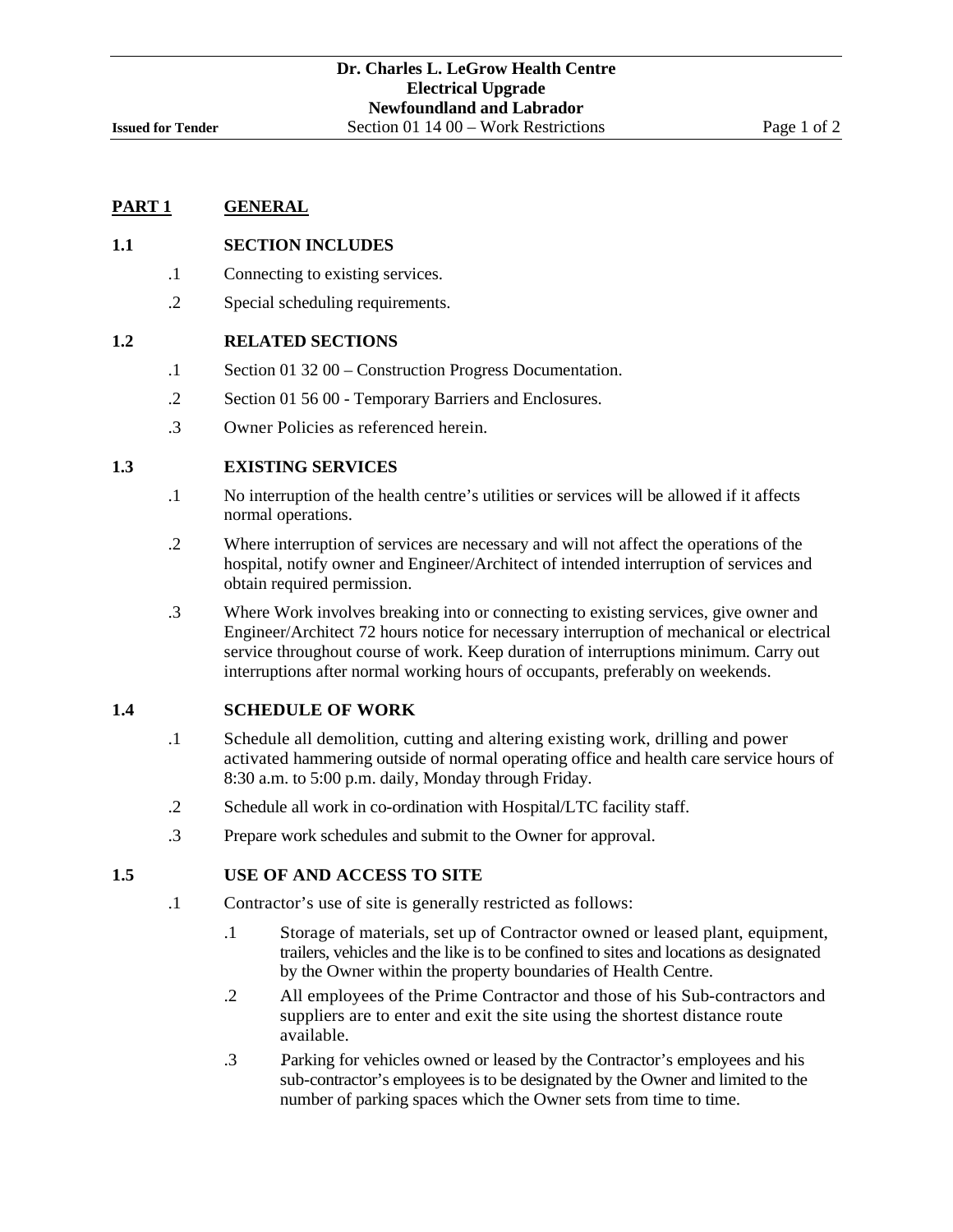## PART 1 GENERAL

### 1.1 SECTION INCLUDES

.1 Connecting to existing services.

.2 Special scheduling requirements.

### 1.2 RELATED SECTIONS

.1 Section 01 32 00 – Construction Progress Documentation.

.2 Section 01 56 00 - Temporary Barriers and Enclosures.

.3 Owner Policies as referenced herein.

### 1.3 EXISTING SERVICES

.1 No interruption of the health centre's utilities or services will be allowed if it affects normal operations.

.2 Where interruption of services are necessary and will not affect the operations of the hospital, notify owner and Engineer/Architect of intended interruption of services and obtain required permission.

.3 Where Work involves breaking into or connecting to existing services, give owner and Engineer/Architect 72 hours notice for necessary interruption of mechanical or electrical service throughout course of work. Keep duration of interruptions minimum. Carry out interruptions after normal working hours of occupants, preferably on weekends.

### 1.4 SCHEDULE OF WORK

.1 Schedule all demolition, cutting and altering existing work, drilling and power activated hammering outside of normal operating office and health care service hours of 8:30 a.m. to 5:00 p.m. daily, Monday through Friday.

.2 Schedule all work in co-ordination with Hospital/LTC facility staff.

.3 Prepare work schedules and submit to the Owner for approval.

### 1.5 USE OF AND ACCESS TO SITE

.1 Contractor's use of site is generally restricted as follows:

  .1 Storage of materials, set up of Contractor owned or leased plant, equipment, trailers, vehicles and the like is to be confined to sites and locations as designated by the Owner within the property boundaries of Health Centre.

  .2 All employees of the Prime Contractor and those of his Sub-contractors and suppliers are to enter and exit the site using the shortest distance route available.

  .3 Parking for vehicles owned or leased by the Contractor's employees and his sub-contractor's employees is to be designated by the Owner and limited to the number of parking spaces which the Owner sets from time to time.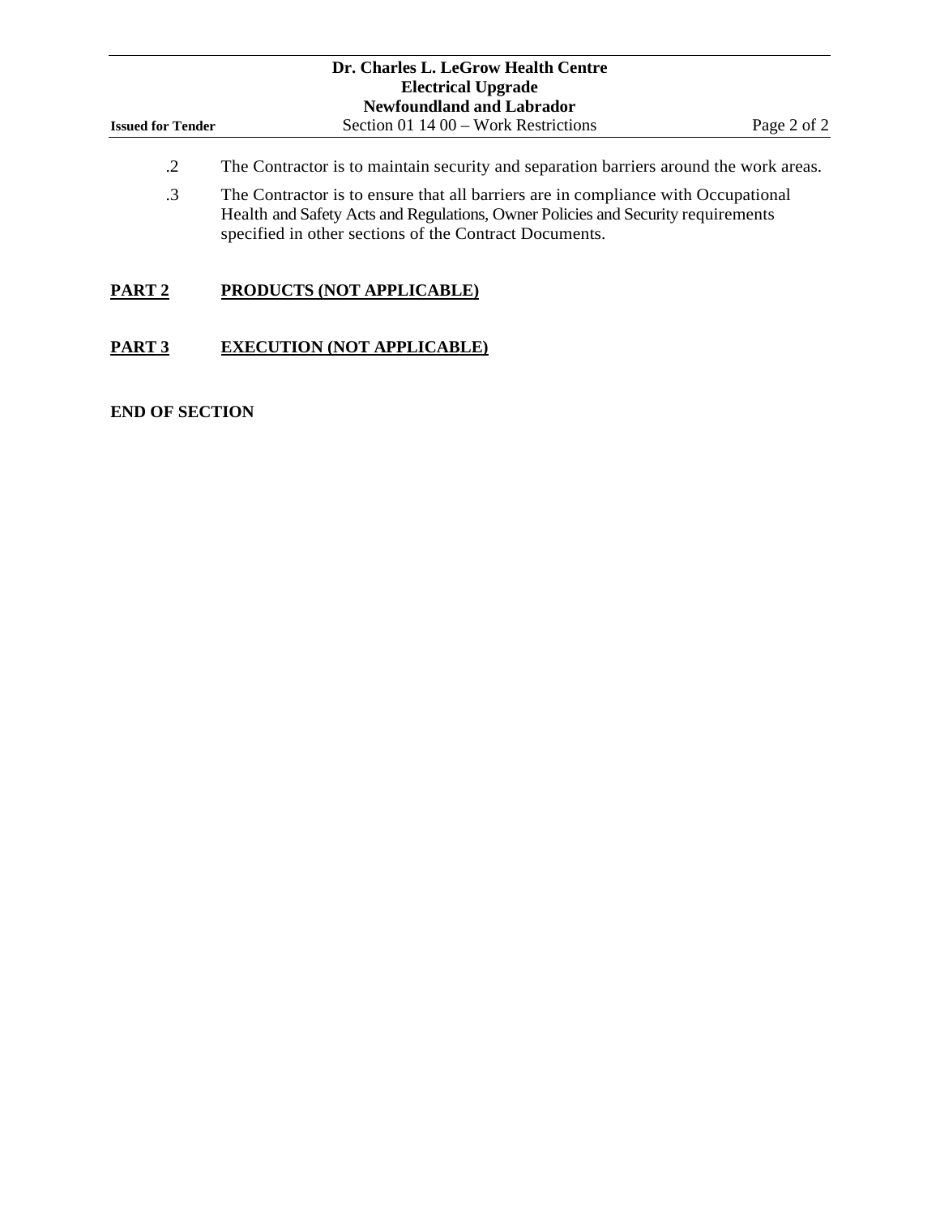.2 The Contractor is to maintain security and separation barriers around the work areas.

.3 The Contractor is to ensure that all barriers are in compliance with Occupational Health and Safety Acts and Regulations, Owner Policies and Security requirements specified in other sections of the Contract Documents.

## **PART 2 PRODUCTS (NOT APPLICABLE)**

## **PART 3 EXECUTION (NOT APPLICABLE)**

**END OF SECTION**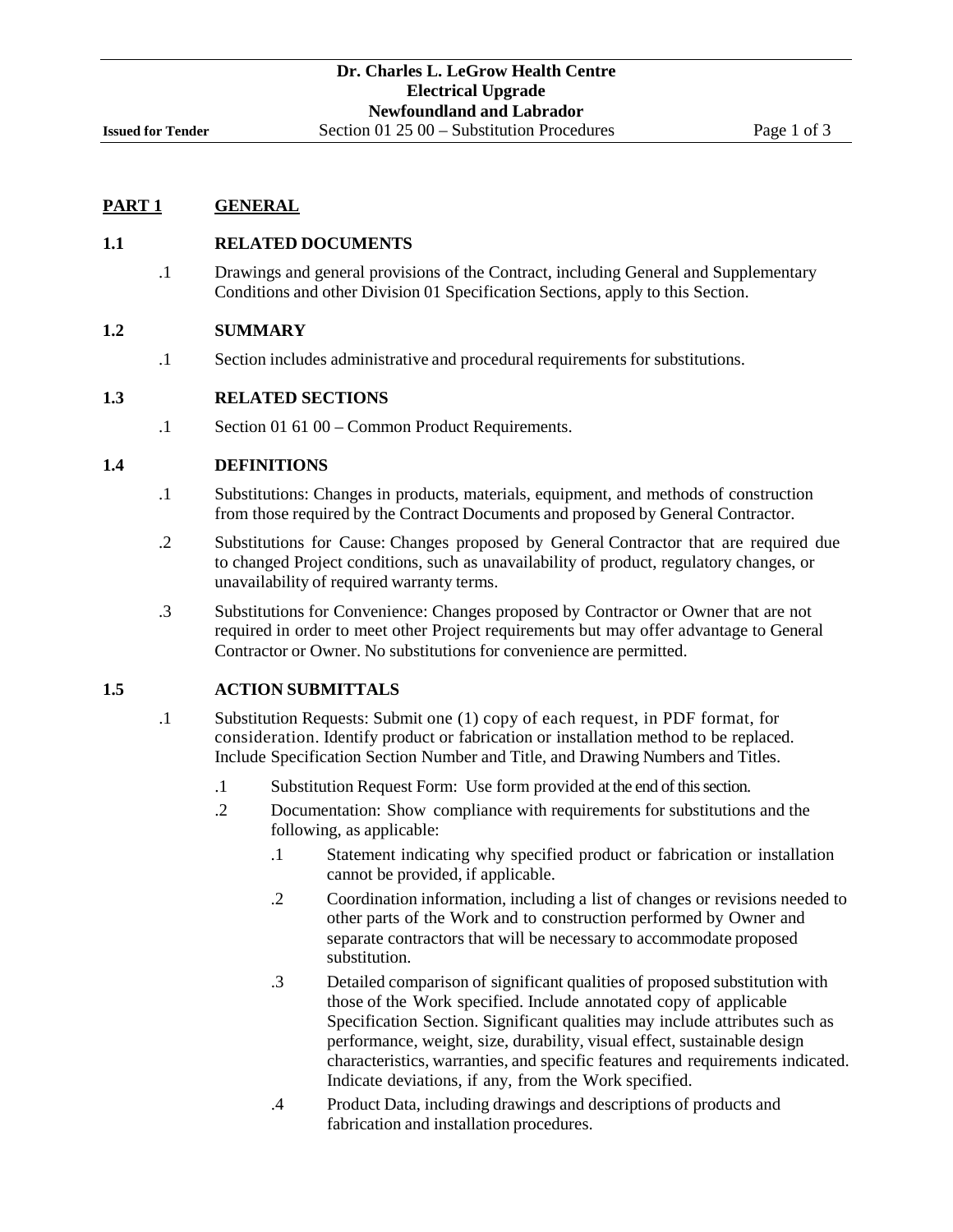## PART 1 GENERAL

### 1.1 RELATED DOCUMENTS

.1 Drawings and general provisions of the Contract, including General and Supplementary Conditions and other Division 01 Specification Sections, apply to this Section.

### 1.2 SUMMARY

.1 Section includes administrative and procedural requirements for substitutions.

### 1.3 RELATED SECTIONS

.1 Section 01 61 00 – Common Product Requirements.

### 1.4 DEFINITIONS

.1 Substitutions: Changes in products, materials, equipment, and methods of construction from those required by the Contract Documents and proposed by General Contractor.

.2 Substitutions for Cause: Changes proposed by General Contractor that are required due to changed Project conditions, such as unavailability of product, regulatory changes, or unavailability of required warranty terms.

.3 Substitutions for Convenience: Changes proposed by Contractor or Owner that are not required in order to meet other Project requirements but may offer advantage to General Contractor or Owner. No substitutions for convenience are permitted.

### 1.5 ACTION SUBMITTALS

.1 Substitution Requests: Submit one (1) copy of each request, in PDF format, for consideration. Identify product or fabrication or installation method to be replaced. Include Specification Section Number and Title, and Drawing Numbers and Titles.

- .1 Substitution Request Form: Use form provided at the end of this section.
- .2 Documentation: Show compliance with requirements for substitutions and the following, as applicable:
  - .1 Statement indicating why specified product or fabrication or installation cannot be provided, if applicable.
  - .2 Coordination information, including a list of changes or revisions needed to other parts of the Work and to construction performed by Owner and separate contractors that will be necessary to accommodate proposed substitution.
  - .3 Detailed comparison of significant qualities of proposed substitution with those of the Work specified. Include annotated copy of applicable Specification Section. Significant qualities may include attributes such as performance, weight, size, durability, visual effect, sustainable design characteristics, warranties, and specific features and requirements indicated. Indicate deviations, if any, from the Work specified.
  - .4 Product Data, including drawings and descriptions of products and fabrication and installation procedures.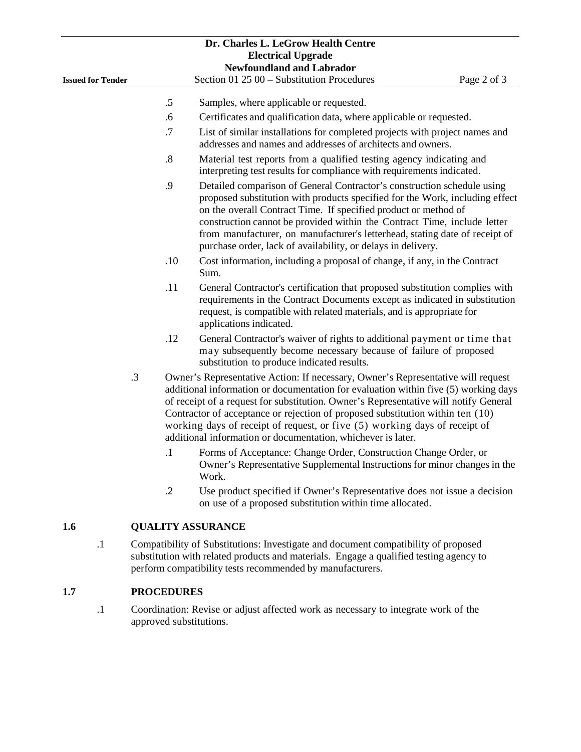.5 Samples, where applicable or requested.

.6 Certificates and qualification data, where applicable or requested.

.7 List of similar installations for completed projects with project names and addresses and names and addresses of architects and owners.

.8 Material test reports from a qualified testing agency indicating and interpreting test results for compliance with requirements indicated.

.9 Detailed comparison of General Contractor's construction schedule using proposed substitution with products specified for the Work, including effect on the overall Contract Time. If specified product or method of construction cannot be provided within the Contract Time, include letter from manufacturer, on manufacturer's letterhead, stating date of receipt of purchase order, lack of availability, or delays in delivery.

.10 Cost information, including a proposal of change, if any, in the Contract Sum.

.11 General Contractor's certification that proposed substitution complies with requirements in the Contract Documents except as indicated in substitution request, is compatible with related materials, and is appropriate for applications indicated.

.12 General Contractor's waiver of rights to additional payment or time that may subsequently become necessary because of failure of proposed substitution to produce indicated results.

.3 Owner's Representative Action: If necessary, Owner's Representative will request additional information or documentation for evaluation within five (5) working days of receipt of a request for substitution. Owner's Representative will notify General Contractor of acceptance or rejection of proposed substitution within ten (10) working days of receipt of request, or five (5) working days of receipt of additional information or documentation, whichever is later.

.1 Forms of Acceptance: Change Order, Construction Change Order, or Owner's Representative Supplemental Instructions for minor changes in the Work.

.2 Use product specified if Owner's Representative does not issue a decision on use of a proposed substitution within time allocated.

## 1.6 QUALITY ASSURANCE

.1 Compatibility of Substitutions: Investigate and document compatibility of proposed substitution with related products and materials. Engage a qualified testing agency to perform compatibility tests recommended by manufacturers.

## 1.7 PROCEDURES

.1 Coordination: Revise or adjust affected work as necessary to integrate work of the approved substitutions.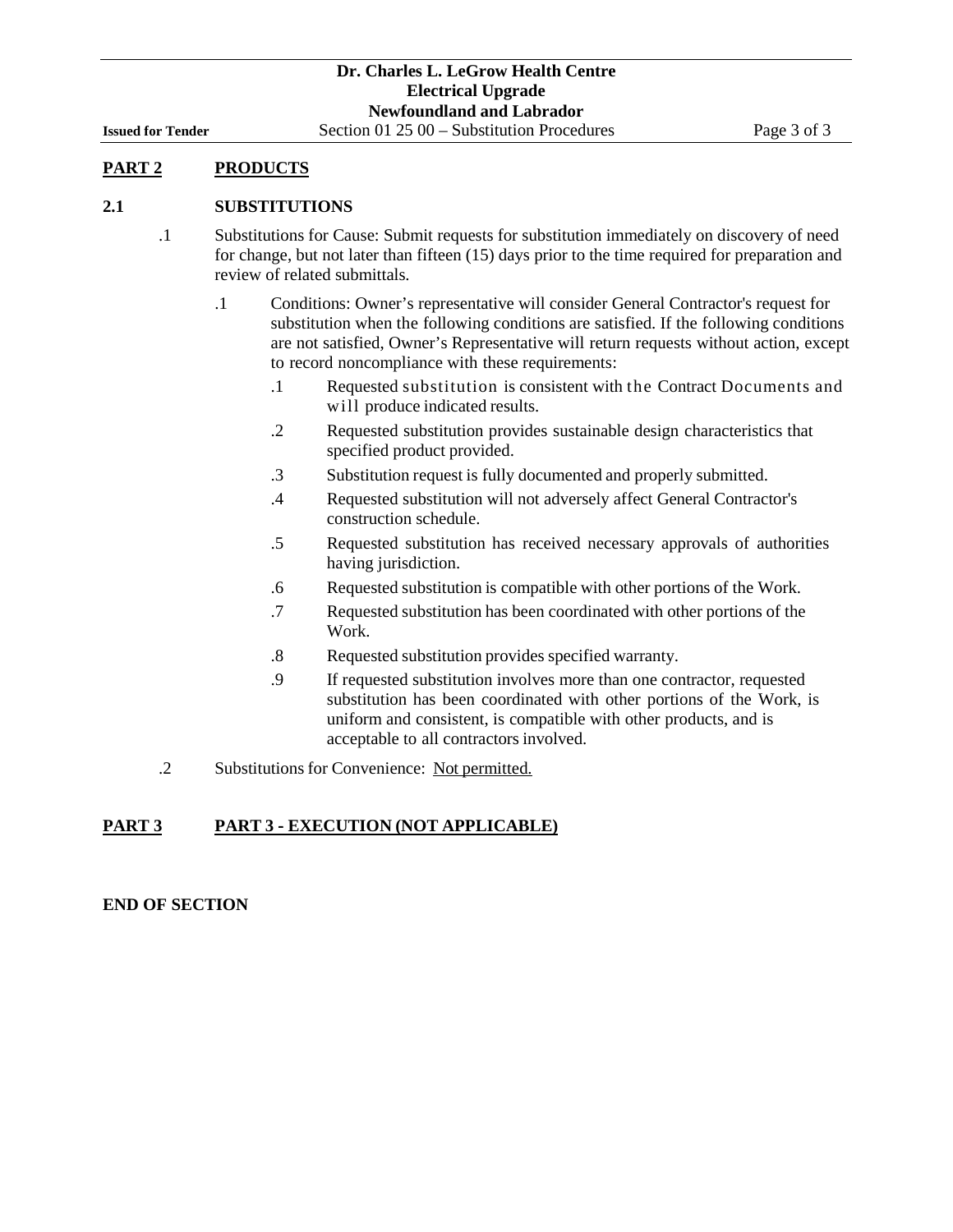## PART 2 PRODUCTS

### 2.1 SUBSTITUTIONS

.1 Substitutions for Cause: Submit requests for substitution immediately on discovery of need for change, but not later than fifteen (15) days prior to the time required for preparation and review of related submittals.

  .1 Conditions: Owner's representative will consider General Contractor's request for substitution when the following conditions are satisfied. If the following conditions are not satisfied, Owner's Representative will return requests without action, except to record noncompliance with these requirements:

    .1 Requested substitution is consistent with the Contract Documents and will produce indicated results.

    .2 Requested substitution provides sustainable design characteristics that specified product provided.

    .3 Substitution request is fully documented and properly submitted.

    .4 Requested substitution will not adversely affect General Contractor's construction schedule.

    .5 Requested substitution has received necessary approvals of authorities having jurisdiction.

    .6 Requested substitution is compatible with other portions of the Work.

    .7 Requested substitution has been coordinated with other portions of the Work.

    .8 Requested substitution provides specified warranty.

    .9 If requested substitution involves more than one contractor, requested substitution has been coordinated with other portions of the Work, is uniform and consistent, is compatible with other products, and is acceptable to all contractors involved.

.2 Substitutions for Convenience: Not permitted.

## PART 3 PART 3 - EXECUTION (NOT APPLICABLE)

**END OF SECTION**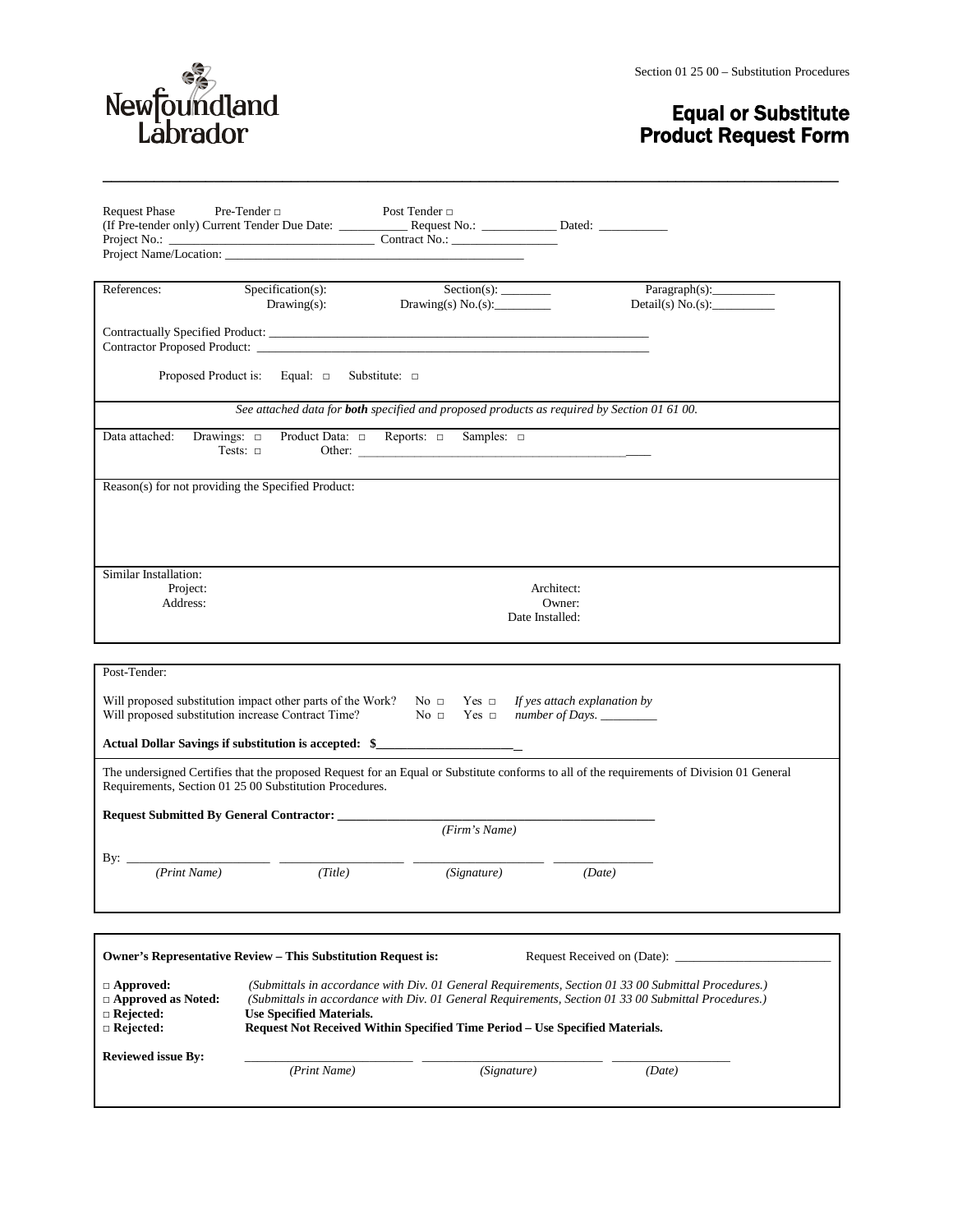Section 01 25 00 – Substitution Procedures

# Equal or Substitute Product Request Form

Request Phase Pre-Tender □ Post Tender □
(If Pre-tender only) Current Tender Due Date: ___________ Request No.: ____________ Dated: ___________
Project No.: ________________________________ Contract No.: _________________
Project Name/Location: ________________________________________________

References: Specification(s): Section(s): ________ Paragraph(s):__________
Drawing(s): Drawing(s) No.(s):_________ Detail(s) No.(s):__________

Contractually Specified Product: ________________________________________________________________
Contractor Proposed Product: ________________________________________________________________

Proposed Product is: Equal: □ Substitute: □

*See attached data for **both** specified and proposed products as required by Section 01 61 00.*

Data attached: Drawings: □ Product Data: □ Reports: □ Samples: □
Tests: □ Other: ____________________________________________

Reason(s) for not providing the Specified Product:

Similar Installation:
Project: Architect:
Address: Owner:
Date Installed:

Post-Tender:

Will proposed substitution impact other parts of the Work? No □ Yes □ *If yes attach explanation by*
Will proposed substitution increase Contract Time? No □ Yes □ *number of Days.* _________

**Actual Dollar Savings if substitution is accepted: $______________________**

The undersigned Certifies that the proposed Request for an Equal or Substitute conforms to all of the requirements of Division 01 General Requirements, Section 01 25 00 Substitution Procedures.

**Request Submitted By General Contractor: ____________________________________________________**
*(Firm's Name)*

By: ______________________ ____________________ ____________________ ________________
*(Print Name)* *(Title)* *(Signature)* *(Date)*

**Owner's Representative Review – This Substitution Request is:** Request Received on (Date): ________________________

**□ Approved:** *(Submittals in accordance with Div. 01 General Requirements, Section 01 33 00 Submittal Procedures.)*
**□ Approved as Noted:** *(Submittals in accordance with Div. 01 General Requirements, Section 01 33 00 Submittal Procedures.)*
**□ Rejected:** **Use Specified Materials.**
**□ Rejected:** **Request Not Received Within Specified Time Period – Use Specified Materials.**

**Reviewed issue By:** __________________________ ____________________________ ___________________
*(Print Name)* *(Signature)* *(Date)*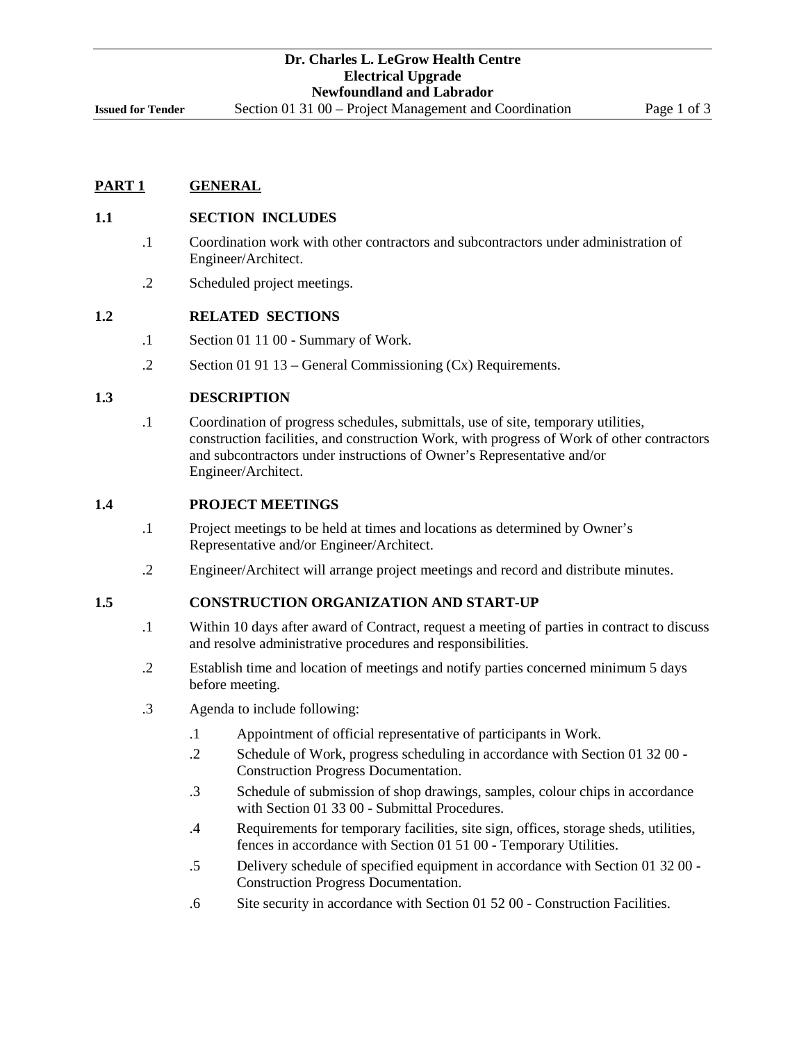## PART 1 GENERAL

### 1.1 SECTION INCLUDES

.1 Coordination work with other contractors and subcontractors under administration of Engineer/Architect.

.2 Scheduled project meetings.

### 1.2 RELATED SECTIONS

.1 Section 01 11 00 - Summary of Work.

.2 Section 01 91 13 – General Commissioning (Cx) Requirements.

### 1.3 DESCRIPTION

.1 Coordination of progress schedules, submittals, use of site, temporary utilities, construction facilities, and construction Work, with progress of Work of other contractors and subcontractors under instructions of Owner's Representative and/or Engineer/Architect.

### 1.4 PROJECT MEETINGS

.1 Project meetings to be held at times and locations as determined by Owner's Representative and/or Engineer/Architect.

.2 Engineer/Architect will arrange project meetings and record and distribute minutes.

### 1.5 CONSTRUCTION ORGANIZATION AND START-UP

.1 Within 10 days after award of Contract, request a meeting of parties in contract to discuss and resolve administrative procedures and responsibilities.

.2 Establish time and location of meetings and notify parties concerned minimum 5 days before meeting.

.3 Agenda to include following:

- .1 Appointment of official representative of participants in Work.
- .2 Schedule of Work, progress scheduling in accordance with Section 01 32 00 - Construction Progress Documentation.
- .3 Schedule of submission of shop drawings, samples, colour chips in accordance with Section 01 33 00 - Submittal Procedures.
- .4 Requirements for temporary facilities, site sign, offices, storage sheds, utilities, fences in accordance with Section 01 51 00 - Temporary Utilities.
- .5 Delivery schedule of specified equipment in accordance with Section 01 32 00 - Construction Progress Documentation.
- .6 Site security in accordance with Section 01 52 00 - Construction Facilities.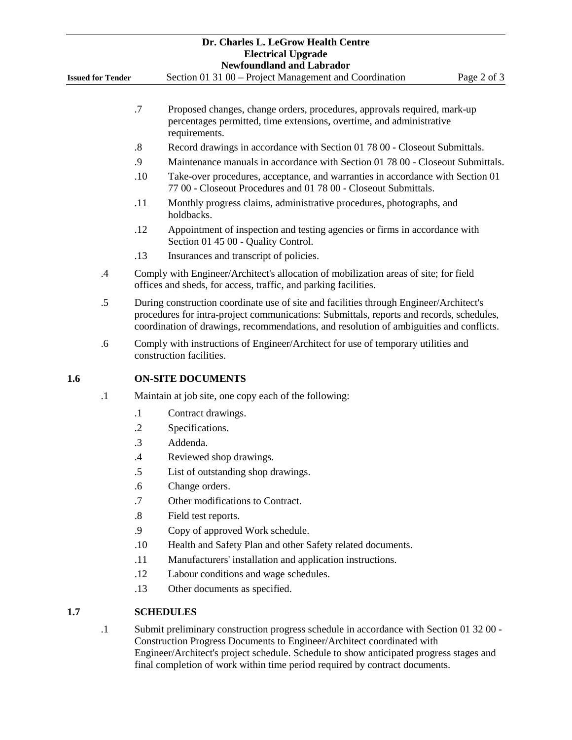.7 Proposed changes, change orders, procedures, approvals required, mark-up percentages permitted, time extensions, overtime, and administrative requirements.

.8 Record drawings in accordance with Section 01 78 00 - Closeout Submittals.

.9 Maintenance manuals in accordance with Section 01 78 00 - Closeout Submittals.

.10 Take-over procedures, acceptance, and warranties in accordance with Section 01 77 00 - Closeout Procedures and 01 78 00 - Closeout Submittals.

.11 Monthly progress claims, administrative procedures, photographs, and holdbacks.

.12 Appointment of inspection and testing agencies or firms in accordance with Section 01 45 00 - Quality Control.

.13 Insurances and transcript of policies.

.4 Comply with Engineer/Architect's allocation of mobilization areas of site; for field offices and sheds, for access, traffic, and parking facilities.

.5 During construction coordinate use of site and facilities through Engineer/Architect's procedures for intra-project communications: Submittals, reports and records, schedules, coordination of drawings, recommendations, and resolution of ambiguities and conflicts.

.6 Comply with instructions of Engineer/Architect for use of temporary utilities and construction facilities.

## 1.6 ON-SITE DOCUMENTS

.1 Maintain at job site, one copy each of the following:

.1 Contract drawings.

.2 Specifications.

.3 Addenda.

.4 Reviewed shop drawings.

.5 List of outstanding shop drawings.

.6 Change orders.

.7 Other modifications to Contract.

.8 Field test reports.

.9 Copy of approved Work schedule.

.10 Health and Safety Plan and other Safety related documents.

.11 Manufacturers' installation and application instructions.

.12 Labour conditions and wage schedules.

.13 Other documents as specified.

## 1.7 SCHEDULES

.1 Submit preliminary construction progress schedule in accordance with Section 01 32 00 - Construction Progress Documents to Engineer/Architect coordinated with Engineer/Architect's project schedule. Schedule to show anticipated progress stages and final completion of work within time period required by contract documents.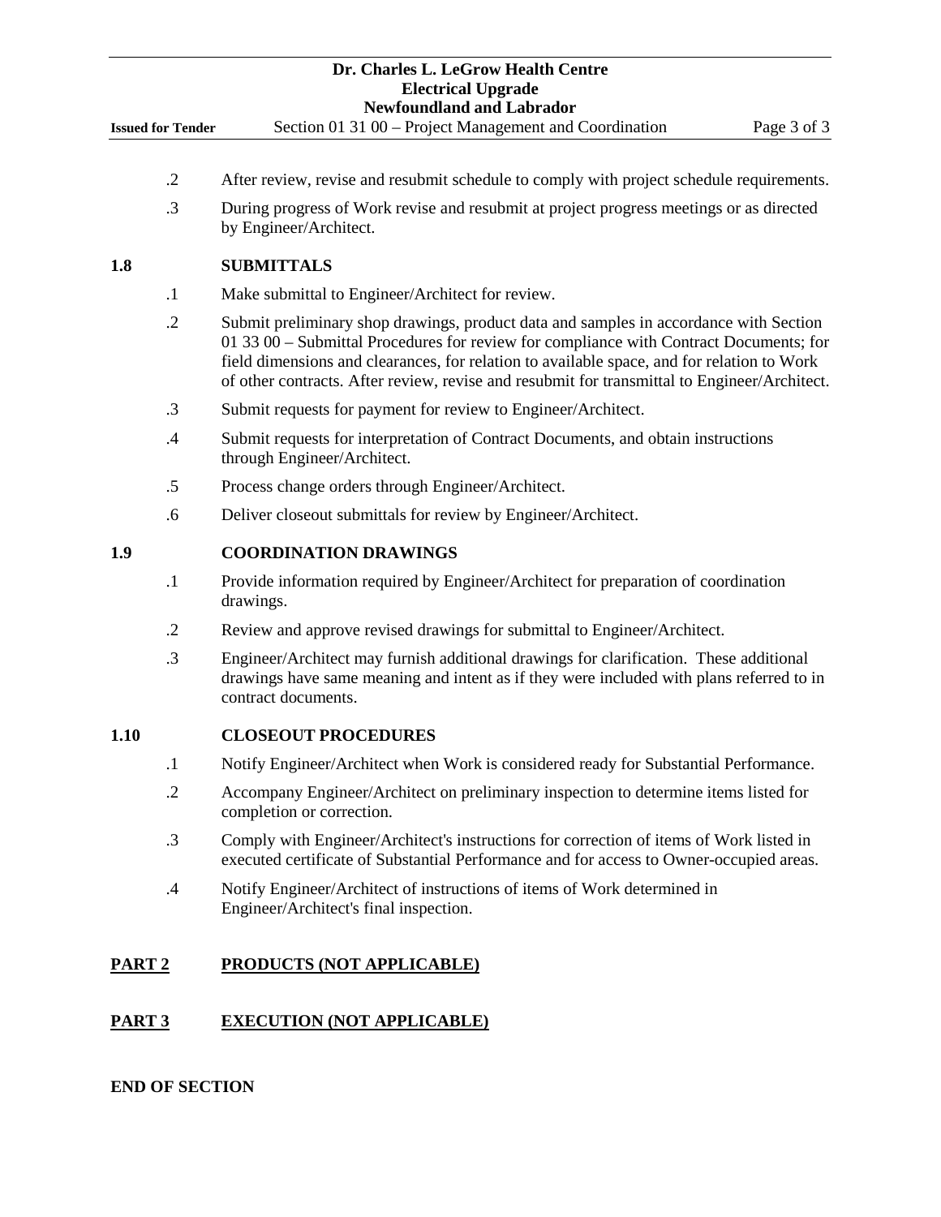.2 After review, revise and resubmit schedule to comply with project schedule requirements.

.3 During progress of Work revise and resubmit at project progress meetings or as directed by Engineer/Architect.

**1.8 SUBMITTALS**

.1 Make submittal to Engineer/Architect for review.

.2 Submit preliminary shop drawings, product data and samples in accordance with Section 01 33 00 – Submittal Procedures for review for compliance with Contract Documents; for field dimensions and clearances, for relation to available space, and for relation to Work of other contracts. After review, revise and resubmit for transmittal to Engineer/Architect.

.3 Submit requests for payment for review to Engineer/Architect.

.4 Submit requests for interpretation of Contract Documents, and obtain instructions through Engineer/Architect.

.5 Process change orders through Engineer/Architect.

.6 Deliver closeout submittals for review by Engineer/Architect.

**1.9 COORDINATION DRAWINGS**

.1 Provide information required by Engineer/Architect for preparation of coordination drawings.

.2 Review and approve revised drawings for submittal to Engineer/Architect.

.3 Engineer/Architect may furnish additional drawings for clarification. These additional drawings have same meaning and intent as if they were included with plans referred to in contract documents.

**1.10 CLOSEOUT PROCEDURES**

.1 Notify Engineer/Architect when Work is considered ready for Substantial Performance.

.2 Accompany Engineer/Architect on preliminary inspection to determine items listed for completion or correction.

.3 Comply with Engineer/Architect's instructions for correction of items of Work listed in executed certificate of Substantial Performance and for access to Owner-occupied areas.

.4 Notify Engineer/Architect of instructions of items of Work determined in Engineer/Architect's final inspection.

## PART 2 PRODUCTS (NOT APPLICABLE)

## PART 3 EXECUTION (NOT APPLICABLE)

**END OF SECTION**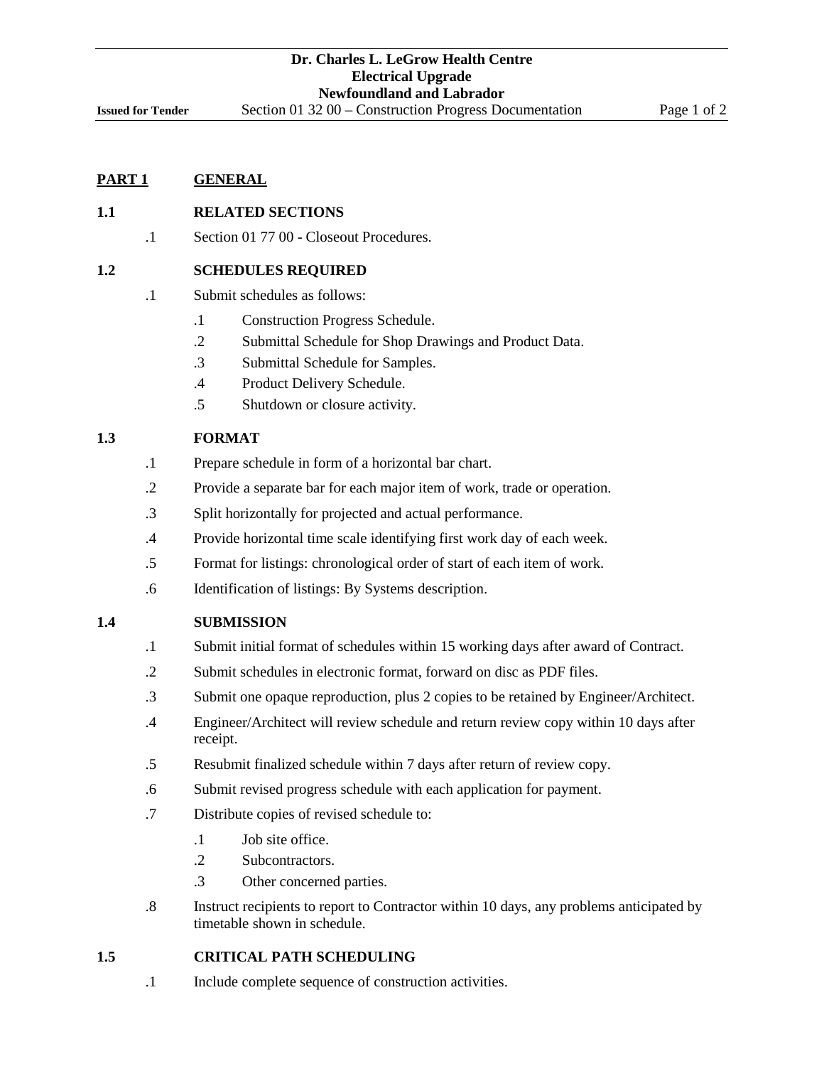## PART 1 GENERAL

### 1.1 RELATED SECTIONS

.1 Section 01 77 00 - Closeout Procedures.

### 1.2 SCHEDULES REQUIRED

.1 Submit schedules as follows:

.1 Construction Progress Schedule.

.2 Submittal Schedule for Shop Drawings and Product Data.

.3 Submittal Schedule for Samples.

.4 Product Delivery Schedule.

.5 Shutdown or closure activity.

### 1.3 FORMAT

.1 Prepare schedule in form of a horizontal bar chart.

.2 Provide a separate bar for each major item of work, trade or operation.

.3 Split horizontally for projected and actual performance.

.4 Provide horizontal time scale identifying first work day of each week.

.5 Format for listings: chronological order of start of each item of work.

.6 Identification of listings: By Systems description.

### 1.4 SUBMISSION

.1 Submit initial format of schedules within 15 working days after award of Contract.

.2 Submit schedules in electronic format, forward on disc as PDF files.

.3 Submit one opaque reproduction, plus 2 copies to be retained by Engineer/Architect.

.4 Engineer/Architect will review schedule and return review copy within 10 days after receipt.

.5 Resubmit finalized schedule within 7 days after return of review copy.

.6 Submit revised progress schedule with each application for payment.

.7 Distribute copies of revised schedule to:

.1 Job site office.

.2 Subcontractors.

.3 Other concerned parties.

.8 Instruct recipients to report to Contractor within 10 days, any problems anticipated by timetable shown in schedule.

### 1.5 CRITICAL PATH SCHEDULING

.1 Include complete sequence of construction activities.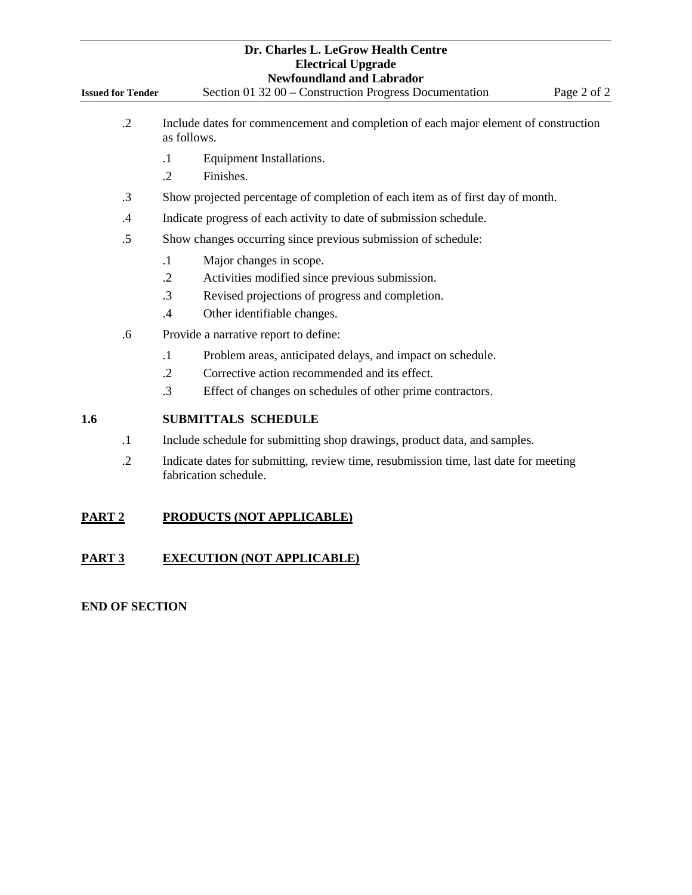.2 Include dates for commencement and completion of each major element of construction as follows.

  .1 Equipment Installations.

  .2 Finishes.

.3 Show projected percentage of completion of each item as of first day of month.

.4 Indicate progress of each activity to date of submission schedule.

.5 Show changes occurring since previous submission of schedule:

  .1 Major changes in scope.

  .2 Activities modified since previous submission.

  .3 Revised projections of progress and completion.

  .4 Other identifiable changes.

.6 Provide a narrative report to define:

  .1 Problem areas, anticipated delays, and impact on schedule.

  .2 Corrective action recommended and its effect.

  .3 Effect of changes on schedules of other prime contractors.

**1.6 SUBMITTALS SCHEDULE**

.1 Include schedule for submitting shop drawings, product data, and samples.

.2 Indicate dates for submitting, review time, resubmission time, last date for meeting fabrication schedule.

## PART 2 PRODUCTS (NOT APPLICABLE)

## PART 3 EXECUTION (NOT APPLICABLE)

**END OF SECTION**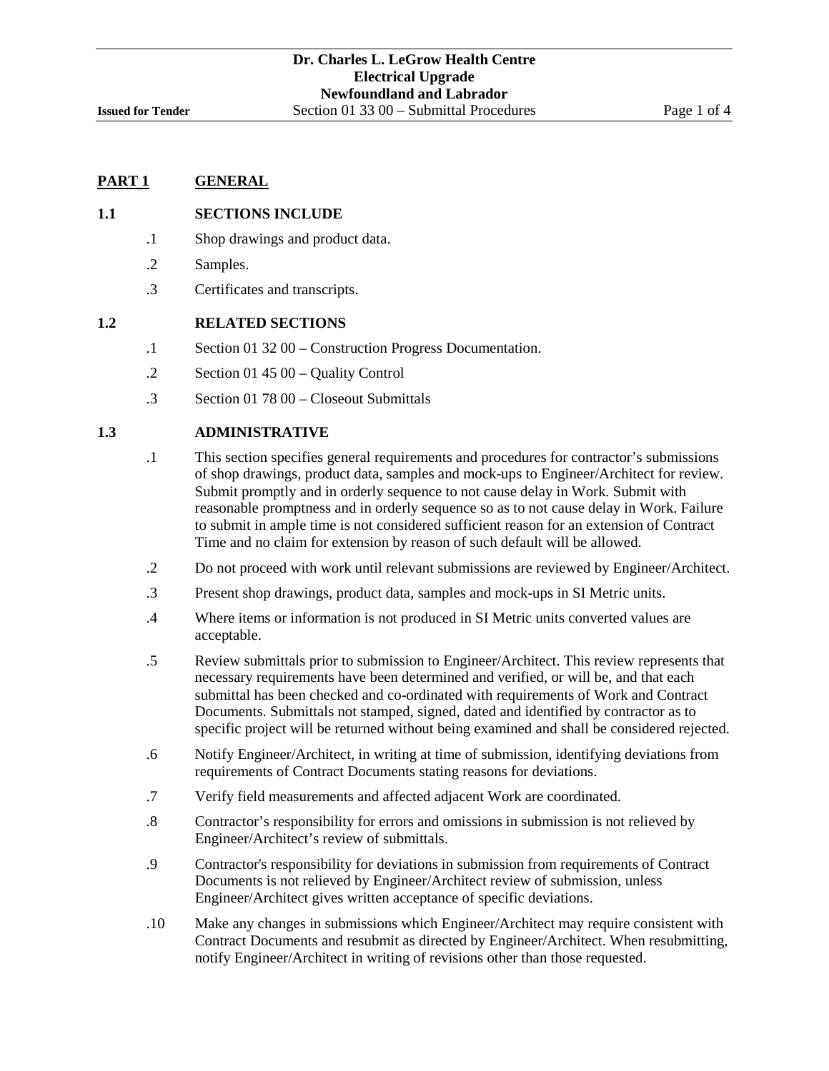## PART 1 GENERAL

### 1.1 SECTIONS INCLUDE

.1 Shop drawings and product data.

.2 Samples.

.3 Certificates and transcripts.

### 1.2 RELATED SECTIONS

.1 Section 01 32 00 – Construction Progress Documentation.

.2 Section 01 45 00 – Quality Control

.3 Section 01 78 00 – Closeout Submittals

### 1.3 ADMINISTRATIVE

.1 This section specifies general requirements and procedures for contractor's submissions of shop drawings, product data, samples and mock-ups to Engineer/Architect for review. Submit promptly and in orderly sequence to not cause delay in Work. Submit with reasonable promptness and in orderly sequence so as to not cause delay in Work. Failure to submit in ample time is not considered sufficient reason for an extension of Contract Time and no claim for extension by reason of such default will be allowed.

.2 Do not proceed with work until relevant submissions are reviewed by Engineer/Architect.

.3 Present shop drawings, product data, samples and mock-ups in SI Metric units.

.4 Where items or information is not produced in SI Metric units converted values are acceptable.

.5 Review submittals prior to submission to Engineer/Architect. This review represents that necessary requirements have been determined and verified, or will be, and that each submittal has been checked and co-ordinated with requirements of Work and Contract Documents. Submittals not stamped, signed, dated and identified by contractor as to specific project will be returned without being examined and shall be considered rejected.

.6 Notify Engineer/Architect, in writing at time of submission, identifying deviations from requirements of Contract Documents stating reasons for deviations.

.7 Verify field measurements and affected adjacent Work are coordinated.

.8 Contractor's responsibility for errors and omissions in submission is not relieved by Engineer/Architect's review of submittals.

.9 Contractor's responsibility for deviations in submission from requirements of Contract Documents is not relieved by Engineer/Architect review of submission, unless Engineer/Architect gives written acceptance of specific deviations.

.10 Make any changes in submissions which Engineer/Architect may require consistent with Contract Documents and resubmit as directed by Engineer/Architect. When resubmitting, notify Engineer/Architect in writing of revisions other than those requested.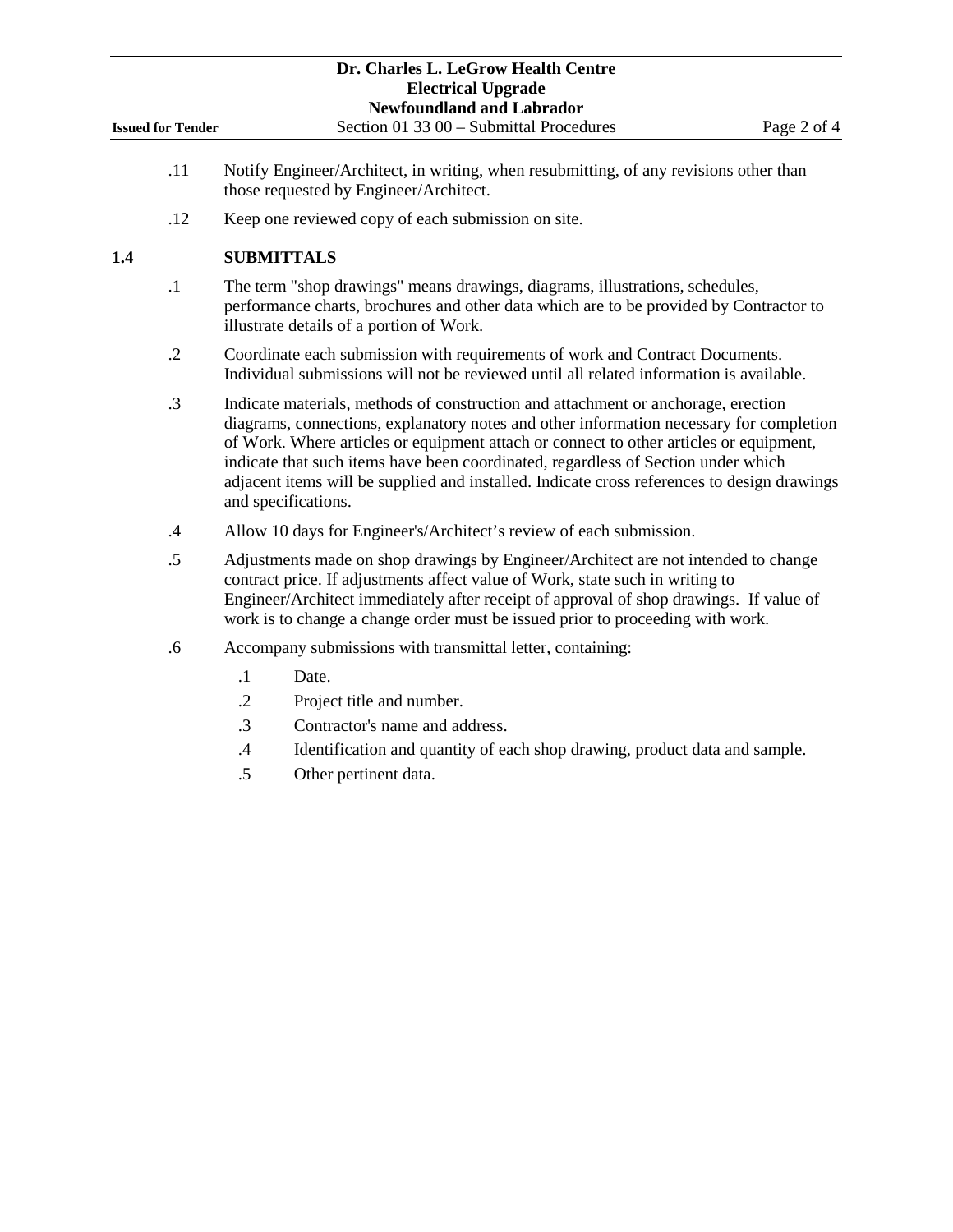.11 Notify Engineer/Architect, in writing, when resubmitting, of any revisions other than those requested by Engineer/Architect.

.12 Keep one reviewed copy of each submission on site.

## 1.4 SUBMITTALS

.1 The term "shop drawings" means drawings, diagrams, illustrations, schedules, performance charts, brochures and other data which are to be provided by Contractor to illustrate details of a portion of Work.

.2 Coordinate each submission with requirements of work and Contract Documents. Individual submissions will not be reviewed until all related information is available.

.3 Indicate materials, methods of construction and attachment or anchorage, erection diagrams, connections, explanatory notes and other information necessary for completion of Work. Where articles or equipment attach or connect to other articles or equipment, indicate that such items have been coordinated, regardless of Section under which adjacent items will be supplied and installed. Indicate cross references to design drawings and specifications.

.4 Allow 10 days for Engineer's/Architect's review of each submission.

.5 Adjustments made on shop drawings by Engineer/Architect are not intended to change contract price. If adjustments affect value of Work, state such in writing to Engineer/Architect immediately after receipt of approval of shop drawings. If value of work is to change a change order must be issued prior to proceeding with work.

.6 Accompany submissions with transmittal letter, containing:

- .1 Date.
- .2 Project title and number.
- .3 Contractor's name and address.
- .4 Identification and quantity of each shop drawing, product data and sample.
- .5 Other pertinent data.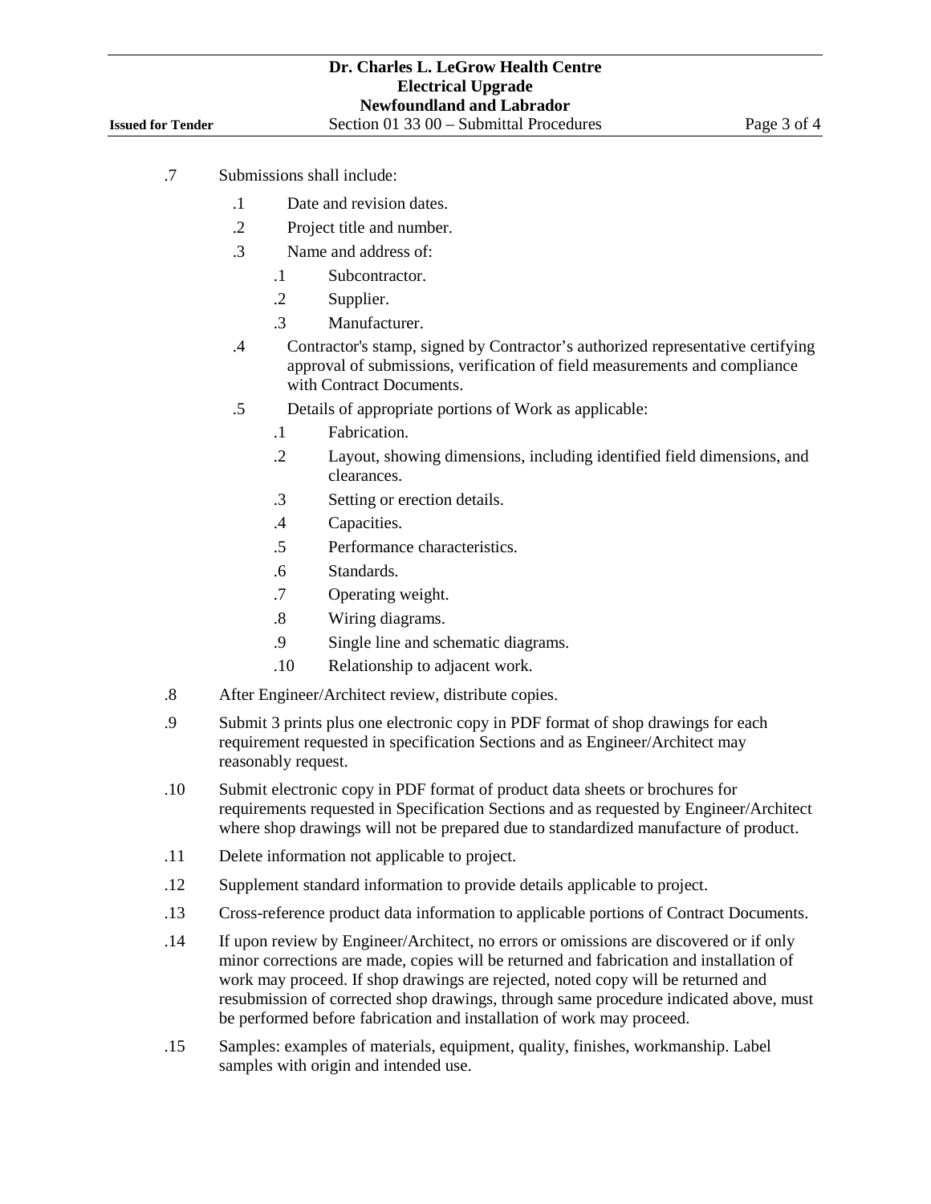.7 Submissions shall include:

- .1 Date and revision dates.
- .2 Project title and number.
- .3 Name and address of:
  - .1 Subcontractor.
  - .2 Supplier.
  - .3 Manufacturer.
- .4 Contractor's stamp, signed by Contractor's authorized representative certifying approval of submissions, verification of field measurements and compliance with Contract Documents.
- .5 Details of appropriate portions of Work as applicable:
  - .1 Fabrication.
  - .2 Layout, showing dimensions, including identified field dimensions, and clearances.
  - .3 Setting or erection details.
  - .4 Capacities.
  - .5 Performance characteristics.
  - .6 Standards.
  - .7 Operating weight.
  - .8 Wiring diagrams.
  - .9 Single line and schematic diagrams.
  - .10 Relationship to adjacent work.

.8 After Engineer/Architect review, distribute copies.

.9 Submit 3 prints plus one electronic copy in PDF format of shop drawings for each requirement requested in specification Sections and as Engineer/Architect may reasonably request.

.10 Submit electronic copy in PDF format of product data sheets or brochures for requirements requested in Specification Sections and as requested by Engineer/Architect where shop drawings will not be prepared due to standardized manufacture of product.

.11 Delete information not applicable to project.

.12 Supplement standard information to provide details applicable to project.

.13 Cross-reference product data information to applicable portions of Contract Documents.

.14 If upon review by Engineer/Architect, no errors or omissions are discovered or if only minor corrections are made, copies will be returned and fabrication and installation of work may proceed. If shop drawings are rejected, noted copy will be returned and resubmission of corrected shop drawings, through same procedure indicated above, must be performed before fabrication and installation of work may proceed.

.15 Samples: examples of materials, equipment, quality, finishes, workmanship. Label samples with origin and intended use.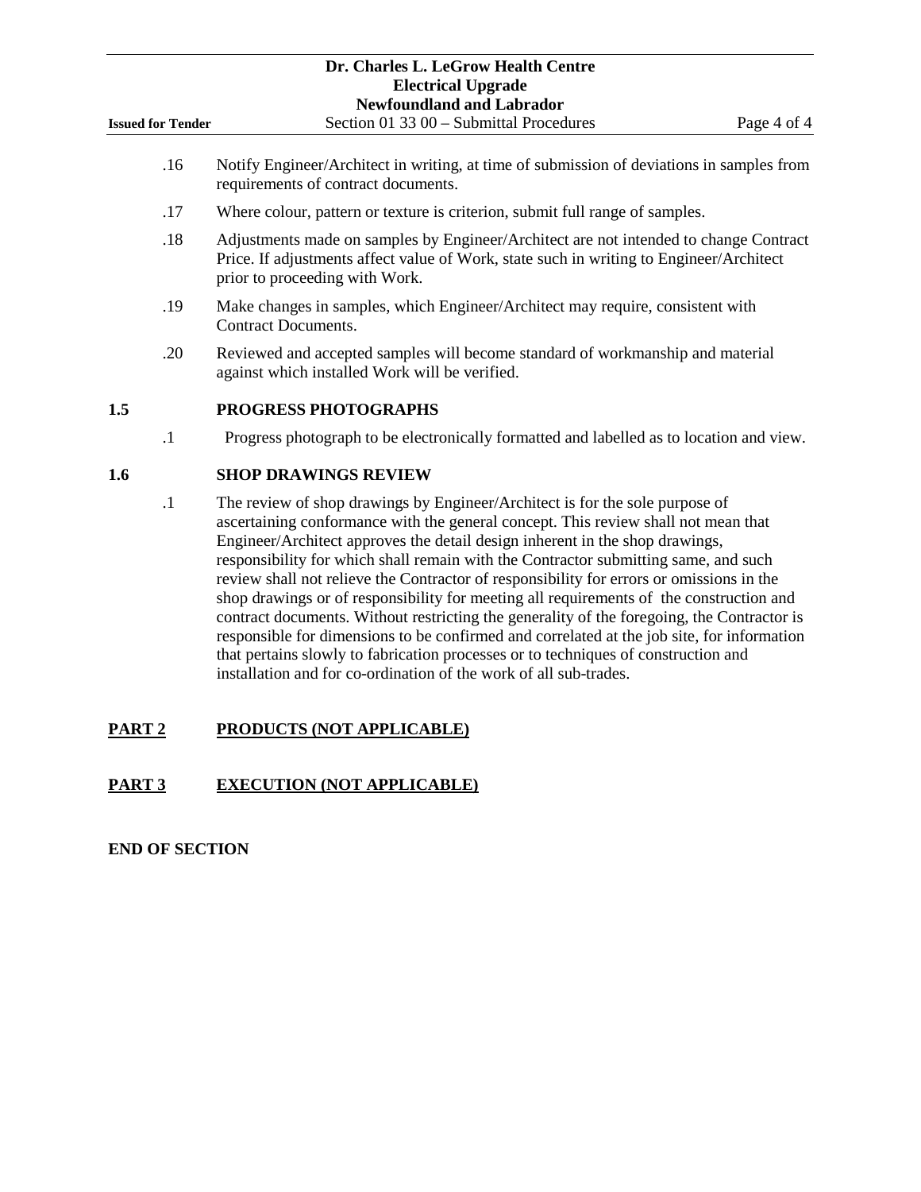.16 Notify Engineer/Architect in writing, at time of submission of deviations in samples from requirements of contract documents.

.17 Where colour, pattern or texture is criterion, submit full range of samples.

.18 Adjustments made on samples by Engineer/Architect are not intended to change Contract Price. If adjustments affect value of Work, state such in writing to Engineer/Architect prior to proceeding with Work.

.19 Make changes in samples, which Engineer/Architect may require, consistent with Contract Documents.

.20 Reviewed and accepted samples will become standard of workmanship and material against which installed Work will be verified.

### 1.5 PROGRESS PHOTOGRAPHS

.1 Progress photograph to be electronically formatted and labelled as to location and view.

### 1.6 SHOP DRAWINGS REVIEW

.1 The review of shop drawings by Engineer/Architect is for the sole purpose of ascertaining conformance with the general concept. This review shall not mean that Engineer/Architect approves the detail design inherent in the shop drawings, responsibility for which shall remain with the Contractor submitting same, and such review shall not relieve the Contractor of responsibility for errors or omissions in the shop drawings or of responsibility for meeting all requirements of the construction and contract documents. Without restricting the generality of the foregoing, the Contractor is responsible for dimensions to be confirmed and correlated at the job site, for information that pertains slowly to fabrication processes or to techniques of construction and installation and for co-ordination of the work of all sub-trades.

## PART 2 PRODUCTS (NOT APPLICABLE)

## PART 3 EXECUTION (NOT APPLICABLE)

**END OF SECTION**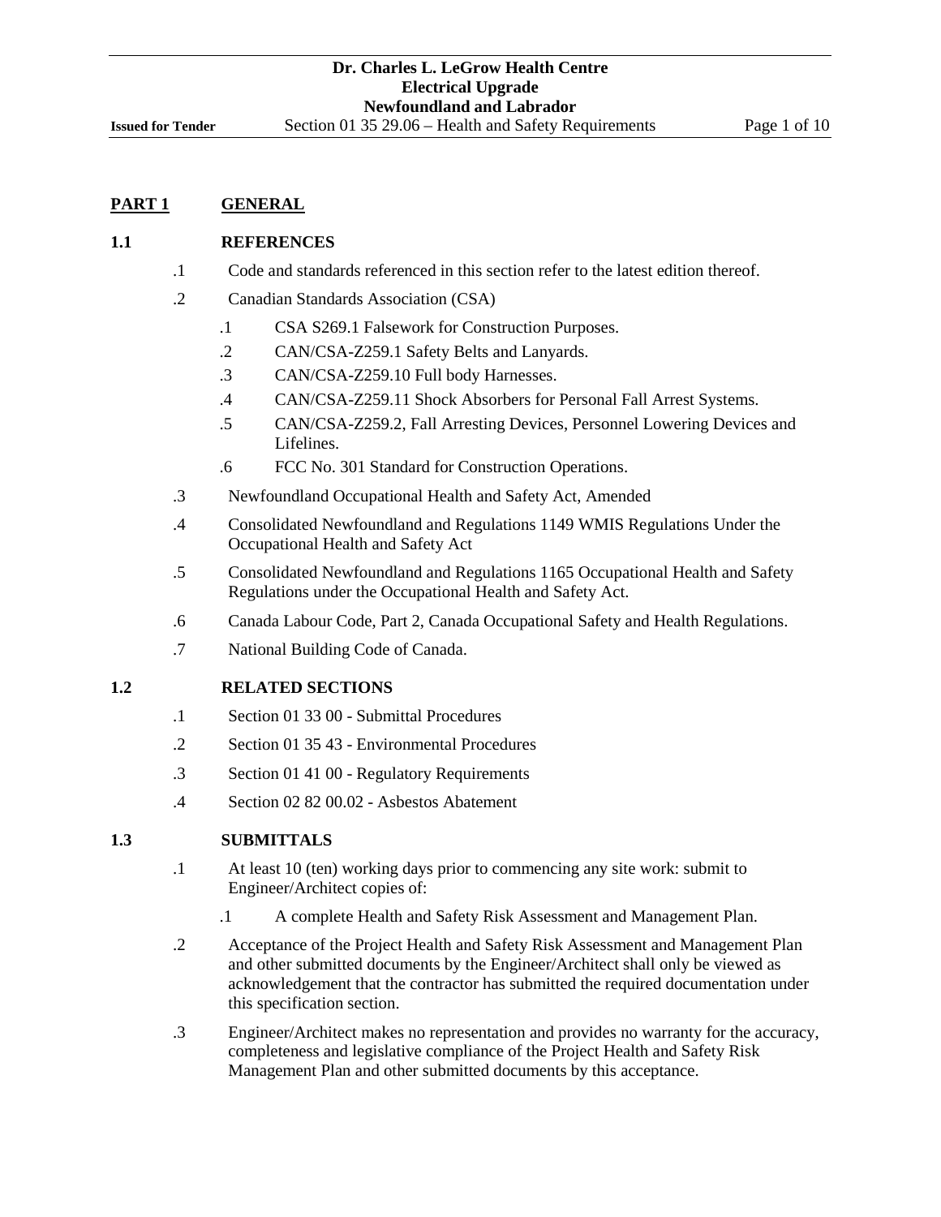## PART 1 GENERAL

### 1.1 REFERENCES

.1 Code and standards referenced in this section refer to the latest edition thereof.

.2 Canadian Standards Association (CSA)

- .1 CSA S269.1 Falsework for Construction Purposes.
- .2 CAN/CSA-Z259.1 Safety Belts and Lanyards.
- .3 CAN/CSA-Z259.10 Full body Harnesses.
- .4 CAN/CSA-Z259.11 Shock Absorbers for Personal Fall Arrest Systems.
- .5 CAN/CSA-Z259.2, Fall Arresting Devices, Personnel Lowering Devices and Lifelines.
- .6 FCC No. 301 Standard for Construction Operations.

.3 Newfoundland Occupational Health and Safety Act, Amended

.4 Consolidated Newfoundland and Regulations 1149 WMIS Regulations Under the Occupational Health and Safety Act

.5 Consolidated Newfoundland and Regulations 1165 Occupational Health and Safety Regulations under the Occupational Health and Safety Act.

.6 Canada Labour Code, Part 2, Canada Occupational Safety and Health Regulations.

.7 National Building Code of Canada.

### 1.2 RELATED SECTIONS

.1 Section 01 33 00 - Submittal Procedures

.2 Section 01 35 43 - Environmental Procedures

.3 Section 01 41 00 - Regulatory Requirements

.4 Section 02 82 00.02 - Asbestos Abatement

### 1.3 SUBMITTALS

.1 At least 10 (ten) working days prior to commencing any site work: submit to Engineer/Architect copies of:

- .1 A complete Health and Safety Risk Assessment and Management Plan.

.2 Acceptance of the Project Health and Safety Risk Assessment and Management Plan and other submitted documents by the Engineer/Architect shall only be viewed as acknowledgement that the contractor has submitted the required documentation under this specification section.

.3 Engineer/Architect makes no representation and provides no warranty for the accuracy, completeness and legislative compliance of the Project Health and Safety Risk Management Plan and other submitted documents by this acceptance.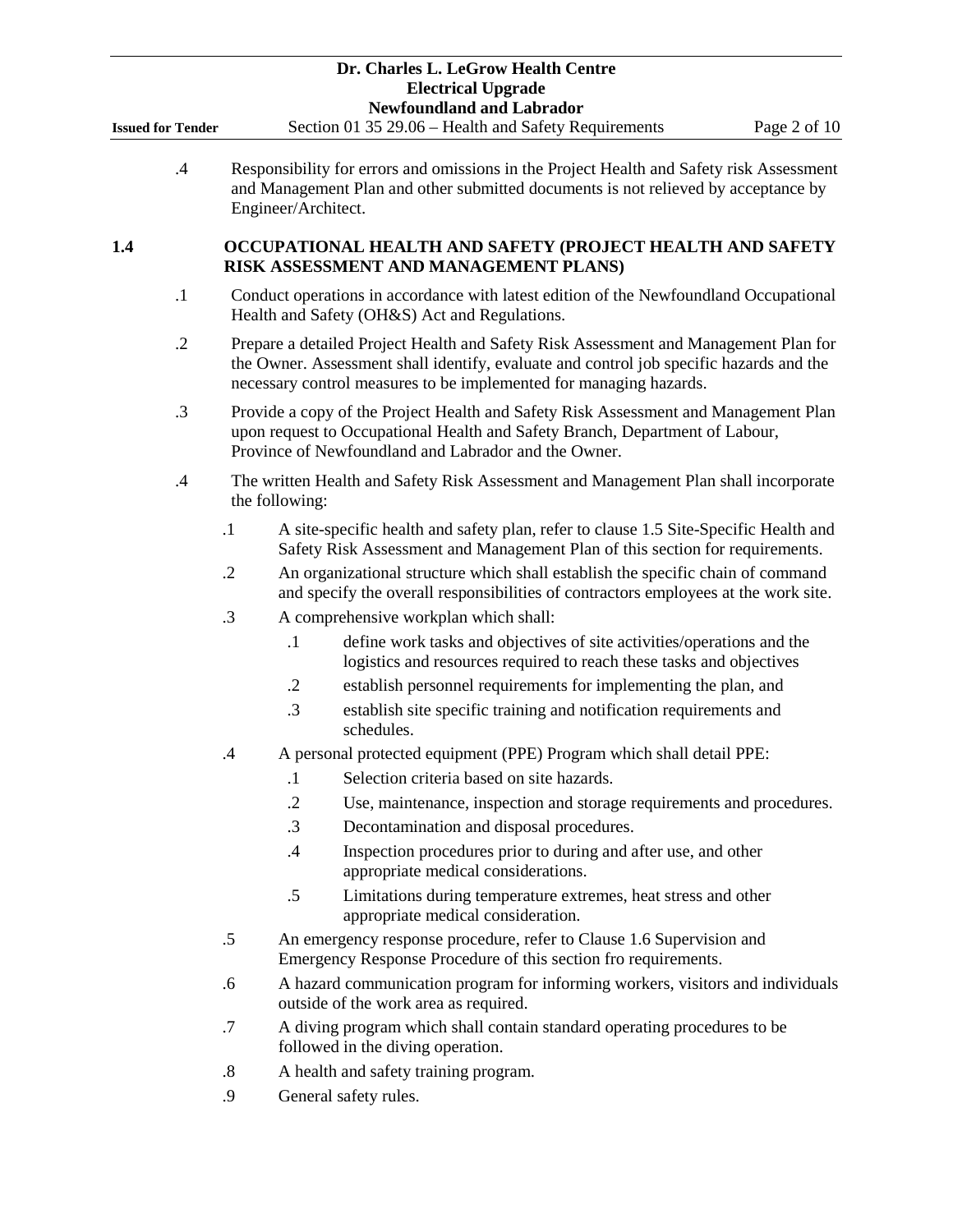.4 Responsibility for errors and omissions in the Project Health and Safety risk Assessment and Management Plan and other submitted documents is not relieved by acceptance by Engineer/Architect.

## 1.4 OCCUPATIONAL HEALTH AND SAFETY (PROJECT HEALTH AND SAFETY RISK ASSESSMENT AND MANAGEMENT PLANS)

.1 Conduct operations in accordance with latest edition of the Newfoundland Occupational Health and Safety (OH&S) Act and Regulations.

.2 Prepare a detailed Project Health and Safety Risk Assessment and Management Plan for the Owner. Assessment shall identify, evaluate and control job specific hazards and the necessary control measures to be implemented for managing hazards.

.3 Provide a copy of the Project Health and Safety Risk Assessment and Management Plan upon request to Occupational Health and Safety Branch, Department of Labour, Province of Newfoundland and Labrador and the Owner.

.4 The written Health and Safety Risk Assessment and Management Plan shall incorporate the following:

- .1 A site-specific health and safety plan, refer to clause 1.5 Site-Specific Health and Safety Risk Assessment and Management Plan of this section for requirements.
- .2 An organizational structure which shall establish the specific chain of command and specify the overall responsibilities of contractors employees at the work site.
- .3 A comprehensive workplan which shall:
  - .1 define work tasks and objectives of site activities/operations and the logistics and resources required to reach these tasks and objectives
  - .2 establish personnel requirements for implementing the plan, and
  - .3 establish site specific training and notification requirements and schedules.
- .4 A personal protected equipment (PPE) Program which shall detail PPE:
  - .1 Selection criteria based on site hazards.
  - .2 Use, maintenance, inspection and storage requirements and procedures.
  - .3 Decontamination and disposal procedures.
  - .4 Inspection procedures prior to during and after use, and other appropriate medical considerations.
  - .5 Limitations during temperature extremes, heat stress and other appropriate medical consideration.
- .5 An emergency response procedure, refer to Clause 1.6 Supervision and Emergency Response Procedure of this section fro requirements.
- .6 A hazard communication program for informing workers, visitors and individuals outside of the work area as required.
- .7 A diving program which shall contain standard operating procedures to be followed in the diving operation.
- .8 A health and safety training program.
- .9 General safety rules.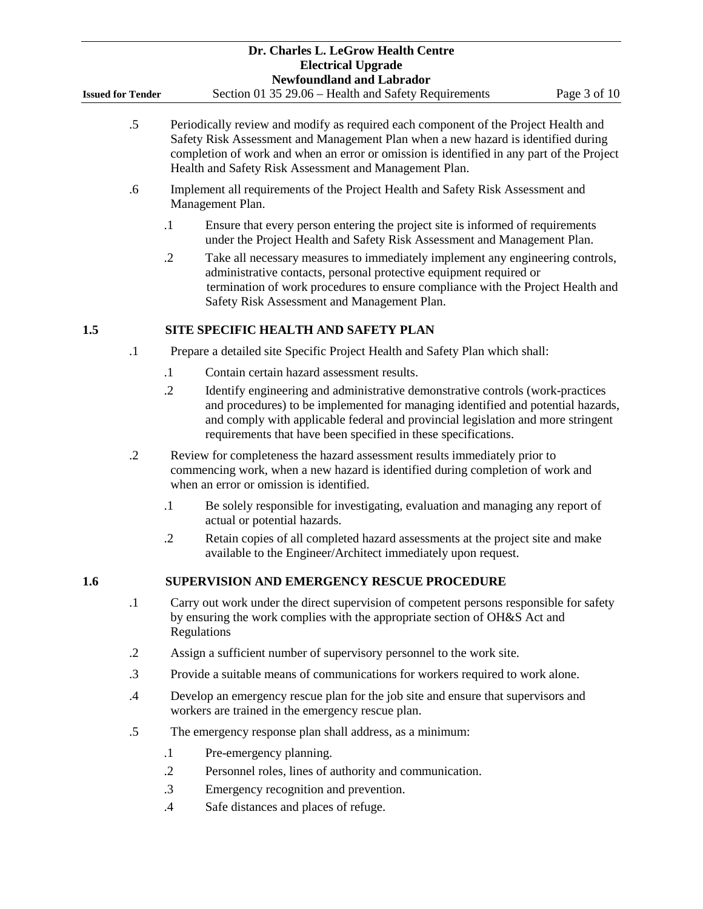.5 Periodically review and modify as required each component of the Project Health and Safety Risk Assessment and Management Plan when a new hazard is identified during completion of work and when an error or omission is identified in any part of the Project Health and Safety Risk Assessment and Management Plan.

.6 Implement all requirements of the Project Health and Safety Risk Assessment and Management Plan.

  .1 Ensure that every person entering the project site is informed of requirements under the Project Health and Safety Risk Assessment and Management Plan.

  .2 Take all necessary measures to immediately implement any engineering controls, administrative contacts, personal protective equipment required or termination of work procedures to ensure compliance with the Project Health and Safety Risk Assessment and Management Plan.

## 1.5 SITE SPECIFIC HEALTH AND SAFETY PLAN

.1 Prepare a detailed site Specific Project Health and Safety Plan which shall:

  .1 Contain certain hazard assessment results.

  .2 Identify engineering and administrative demonstrative controls (work-practices and procedures) to be implemented for managing identified and potential hazards, and comply with applicable federal and provincial legislation and more stringent requirements that have been specified in these specifications.

.2 Review for completeness the hazard assessment results immediately prior to commencing work, when a new hazard is identified during completion of work and when an error or omission is identified.

  .1 Be solely responsible for investigating, evaluation and managing any report of actual or potential hazards.

  .2 Retain copies of all completed hazard assessments at the project site and make available to the Engineer/Architect immediately upon request.

## 1.6 SUPERVISION AND EMERGENCY RESCUE PROCEDURE

.1 Carry out work under the direct supervision of competent persons responsible for safety by ensuring the work complies with the appropriate section of OH&S Act and Regulations

.2 Assign a sufficient number of supervisory personnel to the work site.

.3 Provide a suitable means of communications for workers required to work alone.

.4 Develop an emergency rescue plan for the job site and ensure that supervisors and workers are trained in the emergency rescue plan.

.5 The emergency response plan shall address, as a minimum:

  .1 Pre-emergency planning.

  .2 Personnel roles, lines of authority and communication.

  .3 Emergency recognition and prevention.

  .4 Safe distances and places of refuge.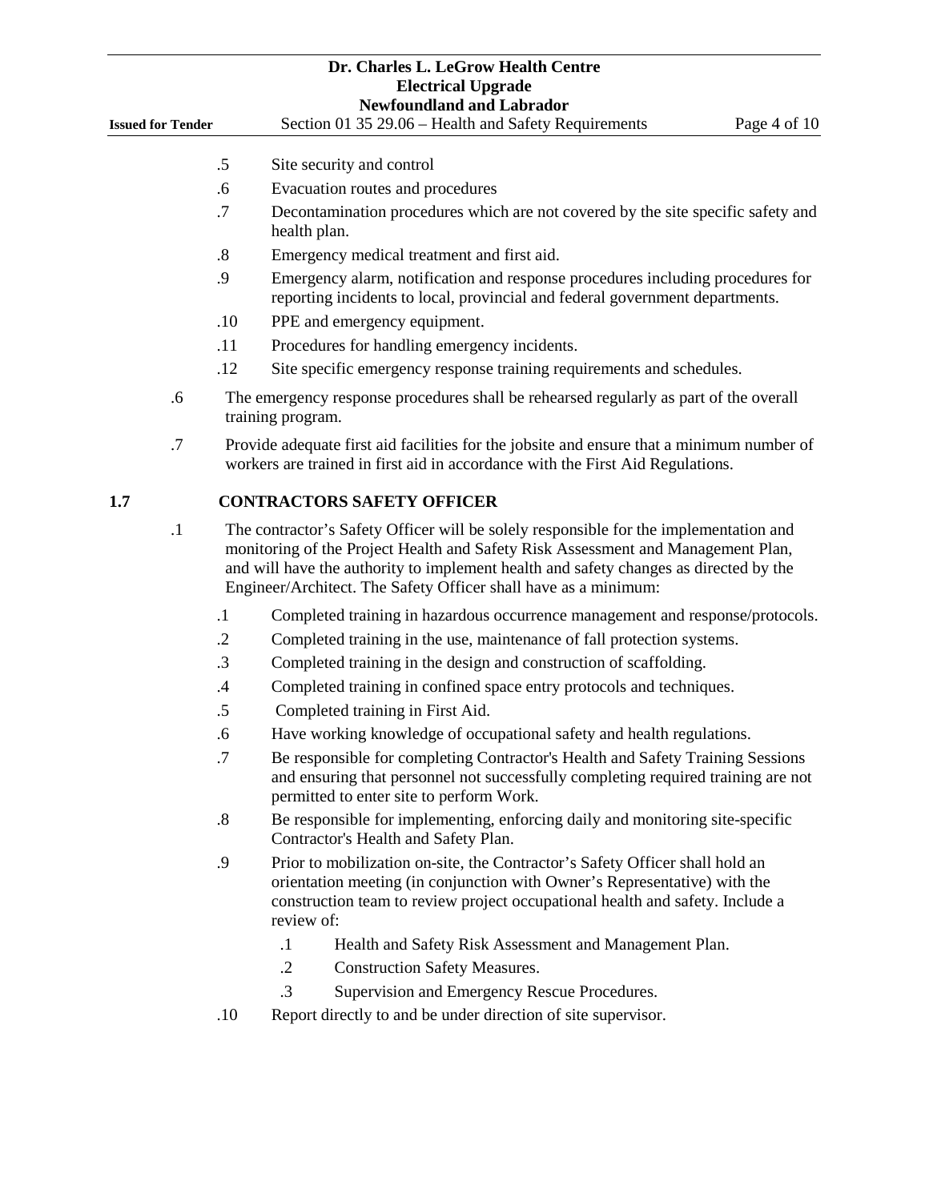.5 Site security and control

.6 Evacuation routes and procedures

.7 Decontamination procedures which are not covered by the site specific safety and health plan.

.8 Emergency medical treatment and first aid.

.9 Emergency alarm, notification and response procedures including procedures for reporting incidents to local, provincial and federal government departments.

.10 PPE and emergency equipment.

.11 Procedures for handling emergency incidents.

.12 Site specific emergency response training requirements and schedules.

.6 The emergency response procedures shall be rehearsed regularly as part of the overall training program.

.7 Provide adequate first aid facilities for the jobsite and ensure that a minimum number of workers are trained in first aid in accordance with the First Aid Regulations.

## 1.7 CONTRACTORS SAFETY OFFICER

.1 The contractor's Safety Officer will be solely responsible for the implementation and monitoring of the Project Health and Safety Risk Assessment and Management Plan, and will have the authority to implement health and safety changes as directed by the Engineer/Architect. The Safety Officer shall have as a minimum:

.1 Completed training in hazardous occurrence management and response/protocols.

.2 Completed training in the use, maintenance of fall protection systems.

.3 Completed training in the design and construction of scaffolding.

.4 Completed training in confined space entry protocols and techniques.

.5 Completed training in First Aid.

.6 Have working knowledge of occupational safety and health regulations.

.7 Be responsible for completing Contractor's Health and Safety Training Sessions and ensuring that personnel not successfully completing required training are not permitted to enter site to perform Work.

.8 Be responsible for implementing, enforcing daily and monitoring site-specific Contractor's Health and Safety Plan.

.9 Prior to mobilization on-site, the Contractor's Safety Officer shall hold an orientation meeting (in conjunction with Owner's Representative) with the construction team to review project occupational health and safety. Include a review of:

.1 Health and Safety Risk Assessment and Management Plan.

.2 Construction Safety Measures.

.3 Supervision and Emergency Rescue Procedures.

.10 Report directly to and be under direction of site supervisor.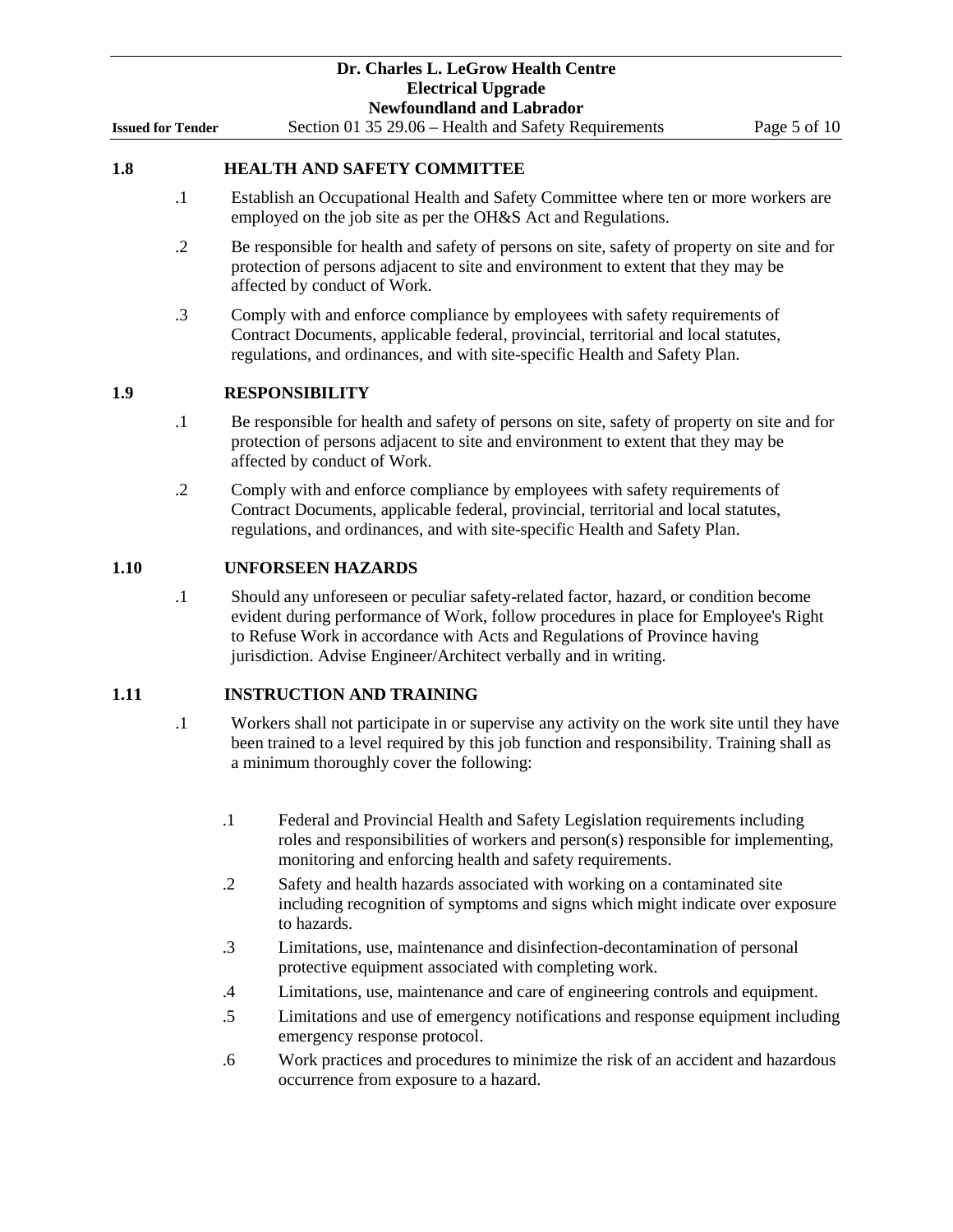## 1.8 HEALTH AND SAFETY COMMITTEE

.1 Establish an Occupational Health and Safety Committee where ten or more workers are employed on the job site as per the OH&S Act and Regulations.

.2 Be responsible for health and safety of persons on site, safety of property on site and for protection of persons adjacent to site and environment to extent that they may be affected by conduct of Work.

.3 Comply with and enforce compliance by employees with safety requirements of Contract Documents, applicable federal, provincial, territorial and local statutes, regulations, and ordinances, and with site-specific Health and Safety Plan.

## 1.9 RESPONSIBILITY

.1 Be responsible for health and safety of persons on site, safety of property on site and for protection of persons adjacent to site and environment to extent that they may be affected by conduct of Work.

.2 Comply with and enforce compliance by employees with safety requirements of Contract Documents, applicable federal, provincial, territorial and local statutes, regulations, and ordinances, and with site-specific Health and Safety Plan.

## 1.10 UNFORSEEN HAZARDS

.1 Should any unforeseen or peculiar safety-related factor, hazard, or condition become evident during performance of Work, follow procedures in place for Employee's Right to Refuse Work in accordance with Acts and Regulations of Province having jurisdiction. Advise Engineer/Architect verbally and in writing.

## 1.11 INSTRUCTION AND TRAINING

.1 Workers shall not participate in or supervise any activity on the work site until they have been trained to a level required by this job function and responsibility. Training shall as a minimum thoroughly cover the following:

  .1 Federal and Provincial Health and Safety Legislation requirements including roles and responsibilities of workers and person(s) responsible for implementing, monitoring and enforcing health and safety requirements.

  .2 Safety and health hazards associated with working on a contaminated site including recognition of symptoms and signs which might indicate over exposure to hazards.

  .3 Limitations, use, maintenance and disinfection-decontamination of personal protective equipment associated with completing work.

  .4 Limitations, use, maintenance and care of engineering controls and equipment.

  .5 Limitations and use of emergency notifications and response equipment including emergency response protocol.

  .6 Work practices and procedures to minimize the risk of an accident and hazardous occurrence from exposure to a hazard.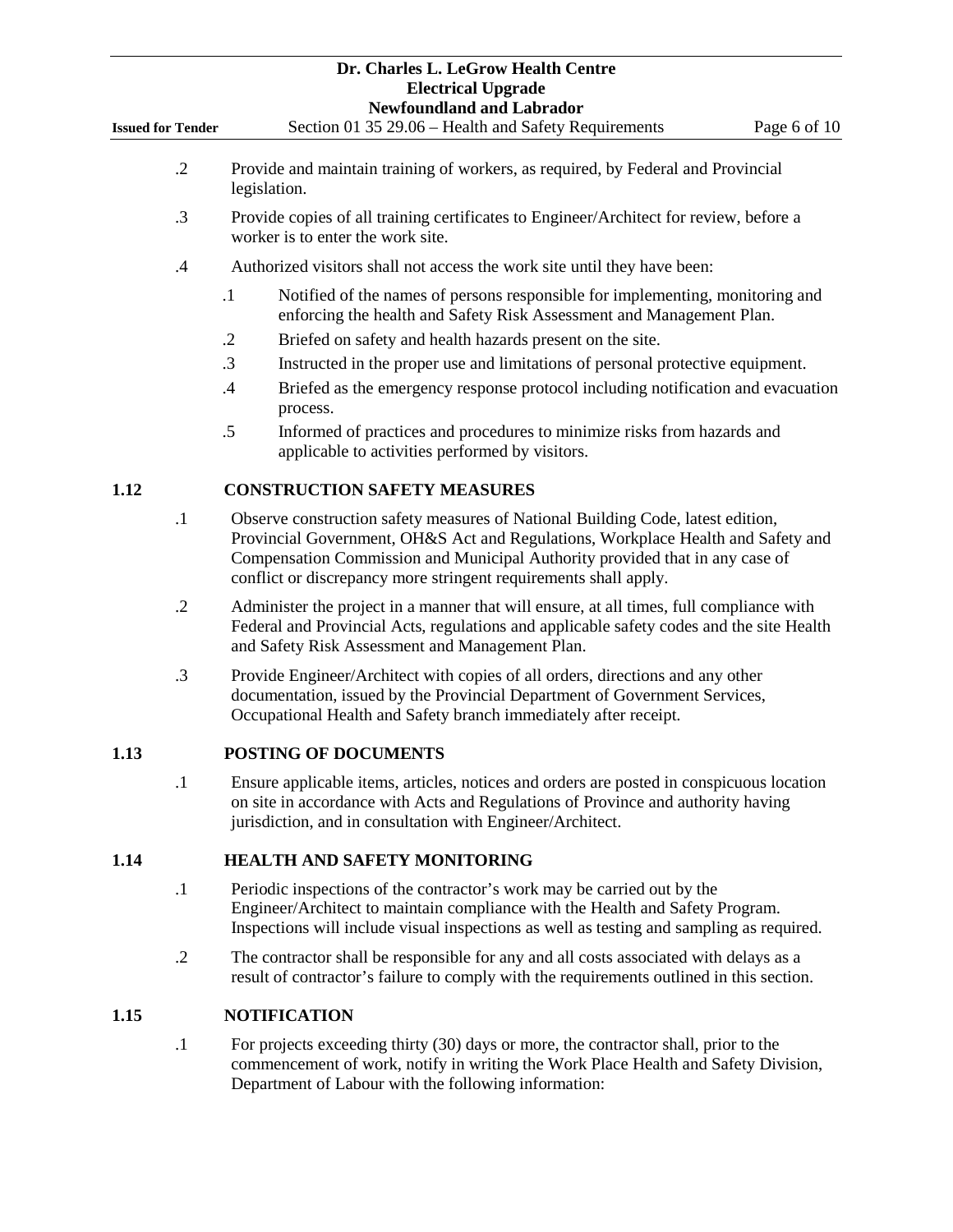.2 Provide and maintain training of workers, as required, by Federal and Provincial legislation.

.3 Provide copies of all training certificates to Engineer/Architect for review, before a worker is to enter the work site.

.4 Authorized visitors shall not access the work site until they have been:

- .1 Notified of the names of persons responsible for implementing, monitoring and enforcing the health and Safety Risk Assessment and Management Plan.
- .2 Briefed on safety and health hazards present on the site.
- .3 Instructed in the proper use and limitations of personal protective equipment.
- .4 Briefed as the emergency response protocol including notification and evacuation process.
- .5 Informed of practices and procedures to minimize risks from hazards and applicable to activities performed by visitors.

## 1.12 CONSTRUCTION SAFETY MEASURES

.1 Observe construction safety measures of National Building Code, latest edition, Provincial Government, OH&S Act and Regulations, Workplace Health and Safety and Compensation Commission and Municipal Authority provided that in any case of conflict or discrepancy more stringent requirements shall apply.

.2 Administer the project in a manner that will ensure, at all times, full compliance with Federal and Provincial Acts, regulations and applicable safety codes and the site Health and Safety Risk Assessment and Management Plan.

.3 Provide Engineer/Architect with copies of all orders, directions and any other documentation, issued by the Provincial Department of Government Services, Occupational Health and Safety branch immediately after receipt.

## 1.13 POSTING OF DOCUMENTS

.1 Ensure applicable items, articles, notices and orders are posted in conspicuous location on site in accordance with Acts and Regulations of Province and authority having jurisdiction, and in consultation with Engineer/Architect.

## 1.14 HEALTH AND SAFETY MONITORING

.1 Periodic inspections of the contractor's work may be carried out by the Engineer/Architect to maintain compliance with the Health and Safety Program. Inspections will include visual inspections as well as testing and sampling as required.

.2 The contractor shall be responsible for any and all costs associated with delays as a result of contractor's failure to comply with the requirements outlined in this section.

## 1.15 NOTIFICATION

.1 For projects exceeding thirty (30) days or more, the contractor shall, prior to the commencement of work, notify in writing the Work Place Health and Safety Division, Department of Labour with the following information: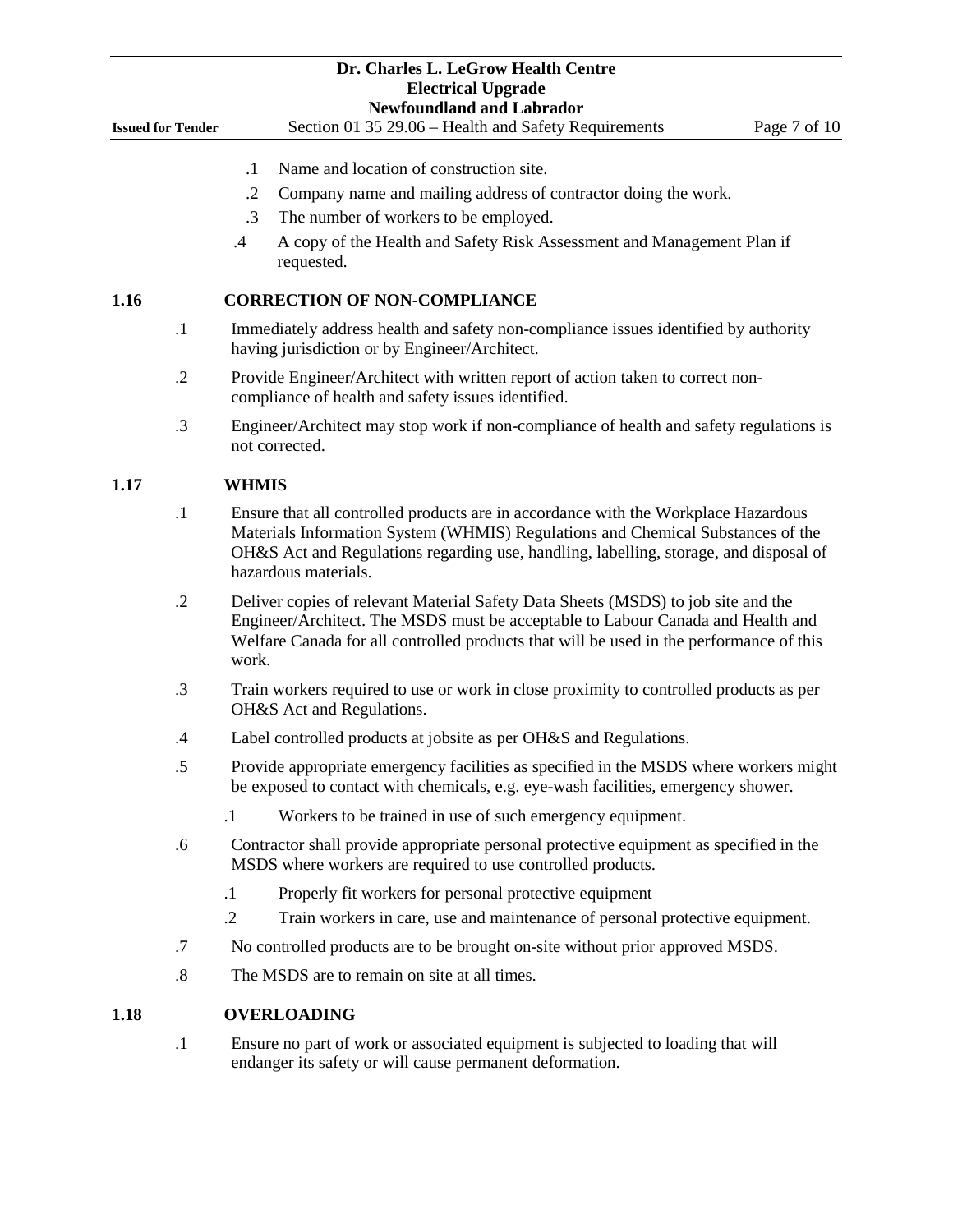.1 Name and location of construction site.

.2 Company name and mailing address of contractor doing the work.

.3 The number of workers to be employed.

.4 A copy of the Health and Safety Risk Assessment and Management Plan if requested.

## 1.16 CORRECTION OF NON-COMPLIANCE

.1 Immediately address health and safety non-compliance issues identified by authority having jurisdiction or by Engineer/Architect.

.2 Provide Engineer/Architect with written report of action taken to correct non-compliance of health and safety issues identified.

.3 Engineer/Architect may stop work if non-compliance of health and safety regulations is not corrected.

## 1.17 WHMIS

.1 Ensure that all controlled products are in accordance with the Workplace Hazardous Materials Information System (WHMIS) Regulations and Chemical Substances of the OH&S Act and Regulations regarding use, handling, labelling, storage, and disposal of hazardous materials.

.2 Deliver copies of relevant Material Safety Data Sheets (MSDS) to job site and the Engineer/Architect. The MSDS must be acceptable to Labour Canada and Health and Welfare Canada for all controlled products that will be used in the performance of this work.

.3 Train workers required to use or work in close proximity to controlled products as per OH&S Act and Regulations.

.4 Label controlled products at jobsite as per OH&S and Regulations.

.5 Provide appropriate emergency facilities as specified in the MSDS where workers might be exposed to contact with chemicals, e.g. eye-wash facilities, emergency shower.

  .1 Workers to be trained in use of such emergency equipment.

.6 Contractor shall provide appropriate personal protective equipment as specified in the MSDS where workers are required to use controlled products.

  .1 Properly fit workers for personal protective equipment

  .2 Train workers in care, use and maintenance of personal protective equipment.

.7 No controlled products are to be brought on-site without prior approved MSDS.

.8 The MSDS are to remain on site at all times.

## 1.18 OVERLOADING

.1 Ensure no part of work or associated equipment is subjected to loading that will endanger its safety or will cause permanent deformation.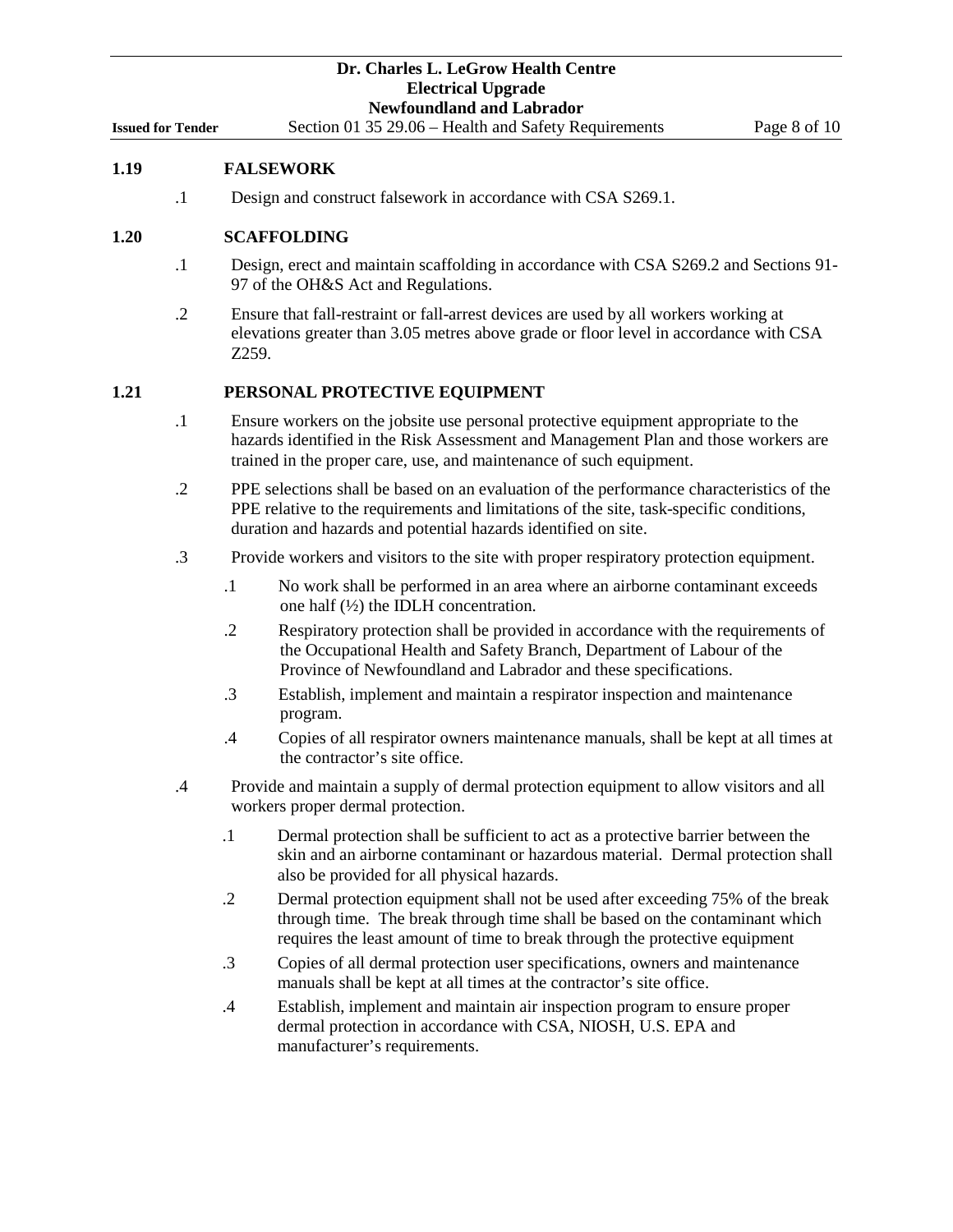## 1.19 FALSEWORK

.1 Design and construct falsework in accordance with CSA S269.1.

## 1.20 SCAFFOLDING

.1 Design, erect and maintain scaffolding in accordance with CSA S269.2 and Sections 91-97 of the OH&S Act and Regulations.

.2 Ensure that fall-restraint or fall-arrest devices are used by all workers working at elevations greater than 3.05 metres above grade or floor level in accordance with CSA Z259.

## 1.21 PERSONAL PROTECTIVE EQUIPMENT

.1 Ensure workers on the jobsite use personal protective equipment appropriate to the hazards identified in the Risk Assessment and Management Plan and those workers are trained in the proper care, use, and maintenance of such equipment.

.2 PPE selections shall be based on an evaluation of the performance characteristics of the PPE relative to the requirements and limitations of the site, task-specific conditions, duration and hazards and potential hazards identified on site.

.3 Provide workers and visitors to the site with proper respiratory protection equipment.

- .1 No work shall be performed in an area where an airborne contaminant exceeds one half (½) the IDLH concentration.
- .2 Respiratory protection shall be provided in accordance with the requirements of the Occupational Health and Safety Branch, Department of Labour of the Province of Newfoundland and Labrador and these specifications.
- .3 Establish, implement and maintain a respirator inspection and maintenance program.
- .4 Copies of all respirator owners maintenance manuals, shall be kept at all times at the contractor's site office.

.4 Provide and maintain a supply of dermal protection equipment to allow visitors and all workers proper dermal protection.

- .1 Dermal protection shall be sufficient to act as a protective barrier between the skin and an airborne contaminant or hazardous material. Dermal protection shall also be provided for all physical hazards.
- .2 Dermal protection equipment shall not be used after exceeding 75% of the break through time. The break through time shall be based on the contaminant which requires the least amount of time to break through the protective equipment
- .3 Copies of all dermal protection user specifications, owners and maintenance manuals shall be kept at all times at the contractor's site office.
- .4 Establish, implement and maintain air inspection program to ensure proper dermal protection in accordance with CSA, NIOSH, U.S. EPA and manufacturer's requirements.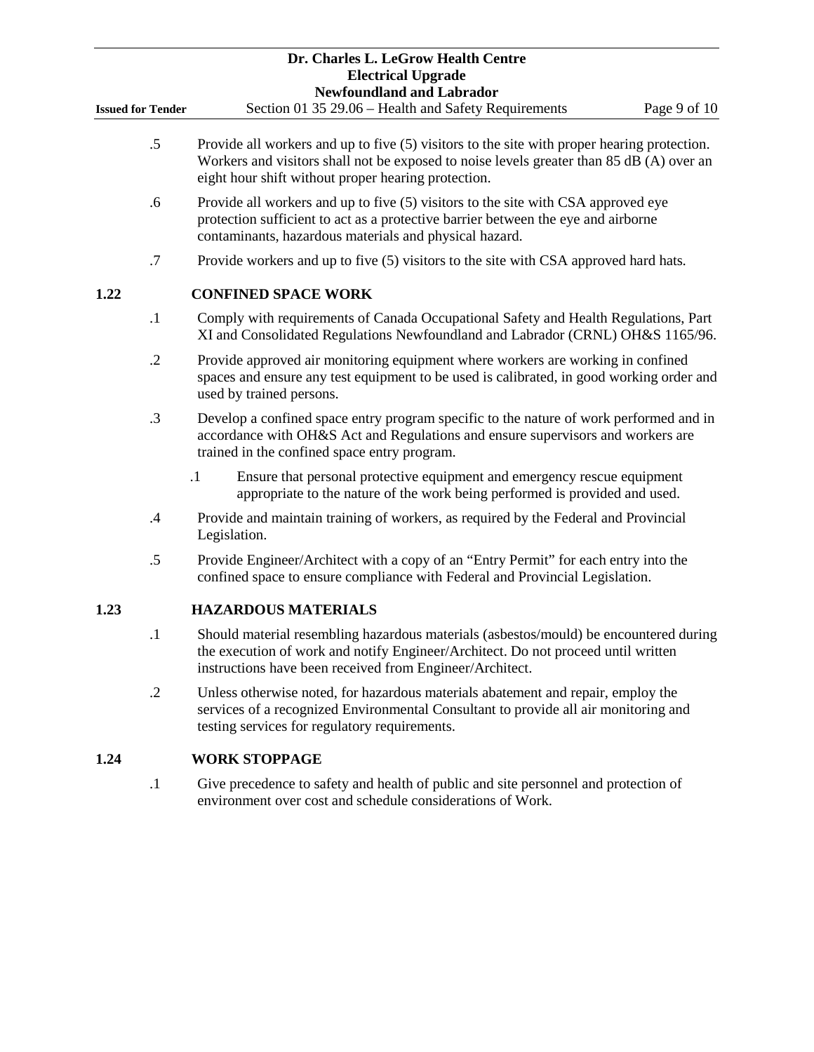.5 Provide all workers and up to five (5) visitors to the site with proper hearing protection. Workers and visitors shall not be exposed to noise levels greater than 85 dB (A) over an eight hour shift without proper hearing protection.

.6 Provide all workers and up to five (5) visitors to the site with CSA approved eye protection sufficient to act as a protective barrier between the eye and airborne contaminants, hazardous materials and physical hazard.

.7 Provide workers and up to five (5) visitors to the site with CSA approved hard hats.

## 1.22 CONFINED SPACE WORK

.1 Comply with requirements of Canada Occupational Safety and Health Regulations, Part XI and Consolidated Regulations Newfoundland and Labrador (CRNL) OH&S 1165/96.

.2 Provide approved air monitoring equipment where workers are working in confined spaces and ensure any test equipment to be used is calibrated, in good working order and used by trained persons.

.3 Develop a confined space entry program specific to the nature of work performed and in accordance with OH&S Act and Regulations and ensure supervisors and workers are trained in the confined space entry program.

  .1 Ensure that personal protective equipment and emergency rescue equipment appropriate to the nature of the work being performed is provided and used.

.4 Provide and maintain training of workers, as required by the Federal and Provincial Legislation.

.5 Provide Engineer/Architect with a copy of an "Entry Permit" for each entry into the confined space to ensure compliance with Federal and Provincial Legislation.

## 1.23 HAZARDOUS MATERIALS

.1 Should material resembling hazardous materials (asbestos/mould) be encountered during the execution of work and notify Engineer/Architect. Do not proceed until written instructions have been received from Engineer/Architect.

.2 Unless otherwise noted, for hazardous materials abatement and repair, employ the services of a recognized Environmental Consultant to provide all air monitoring and testing services for regulatory requirements.

## 1.24 WORK STOPPAGE

.1 Give precedence to safety and health of public and site personnel and protection of environment over cost and schedule considerations of Work.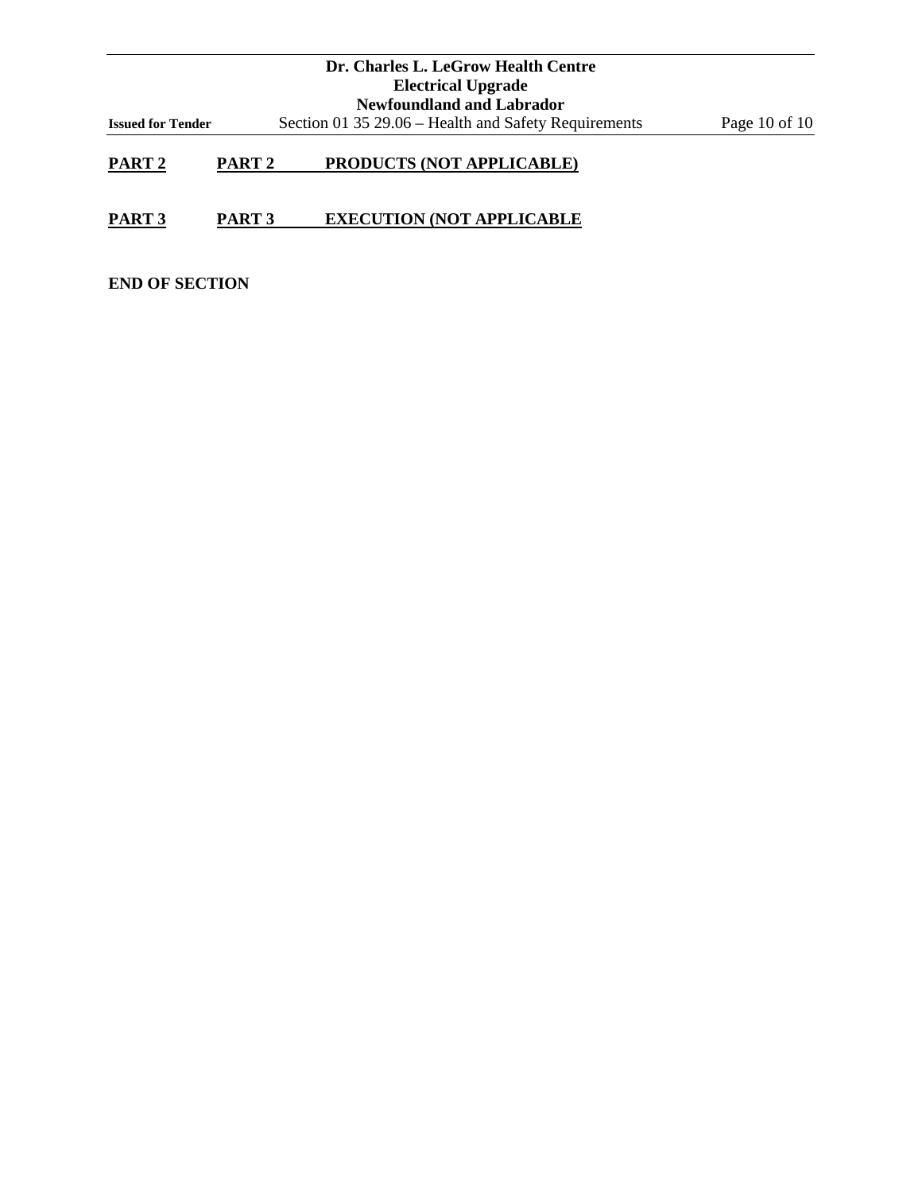## PART 2 PART 2 PRODUCTS (NOT APPLICABLE)

## PART 3 PART 3 EXECUTION (NOT APPLICABLE

**END OF SECTION**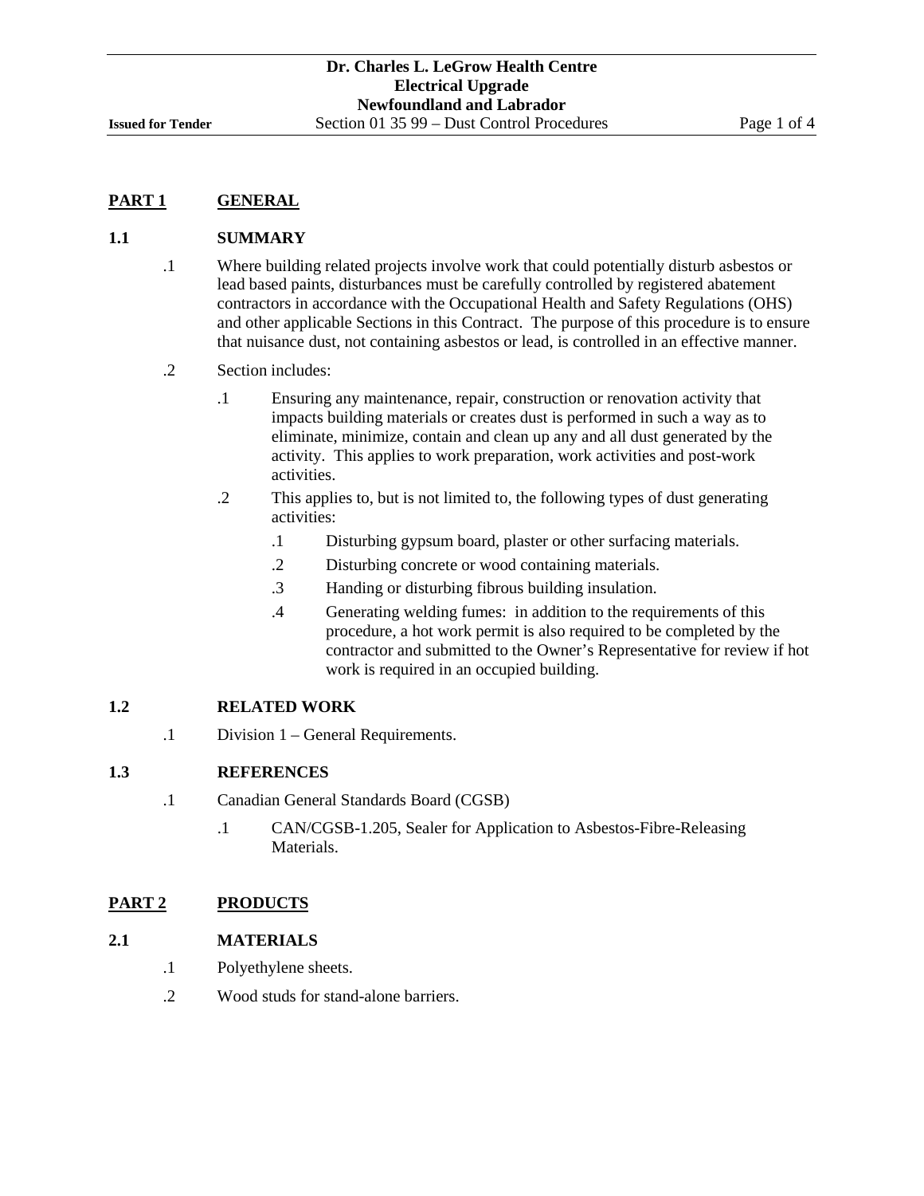## PART 1 GENERAL

### 1.1 SUMMARY

.1 Where building related projects involve work that could potentially disturb asbestos or lead based paints, disturbances must be carefully controlled by registered abatement contractors in accordance with the Occupational Health and Safety Regulations (OHS) and other applicable Sections in this Contract. The purpose of this procedure is to ensure that nuisance dust, not containing asbestos or lead, is controlled in an effective manner.

.2 Section includes:

- .1 Ensuring any maintenance, repair, construction or renovation activity that impacts building materials or creates dust is performed in such a way as to eliminate, minimize, contain and clean up any and all dust generated by the activity. This applies to work preparation, work activities and post-work activities.
- .2 This applies to, but is not limited to, the following types of dust generating activities:
  - .1 Disturbing gypsum board, plaster or other surfacing materials.
  - .2 Disturbing concrete or wood containing materials.
  - .3 Handing or disturbing fibrous building insulation.
  - .4 Generating welding fumes: in addition to the requirements of this procedure, a hot work permit is also required to be completed by the contractor and submitted to the Owner's Representative for review if hot work is required in an occupied building.

### 1.2 RELATED WORK

.1 Division 1 – General Requirements.

### 1.3 REFERENCES

.1 Canadian General Standards Board (CGSB)

- .1 CAN/CGSB-1.205, Sealer for Application to Asbestos-Fibre-Releasing Materials.

## PART 2 PRODUCTS

### 2.1 MATERIALS

.1 Polyethylene sheets.

.2 Wood studs for stand-alone barriers.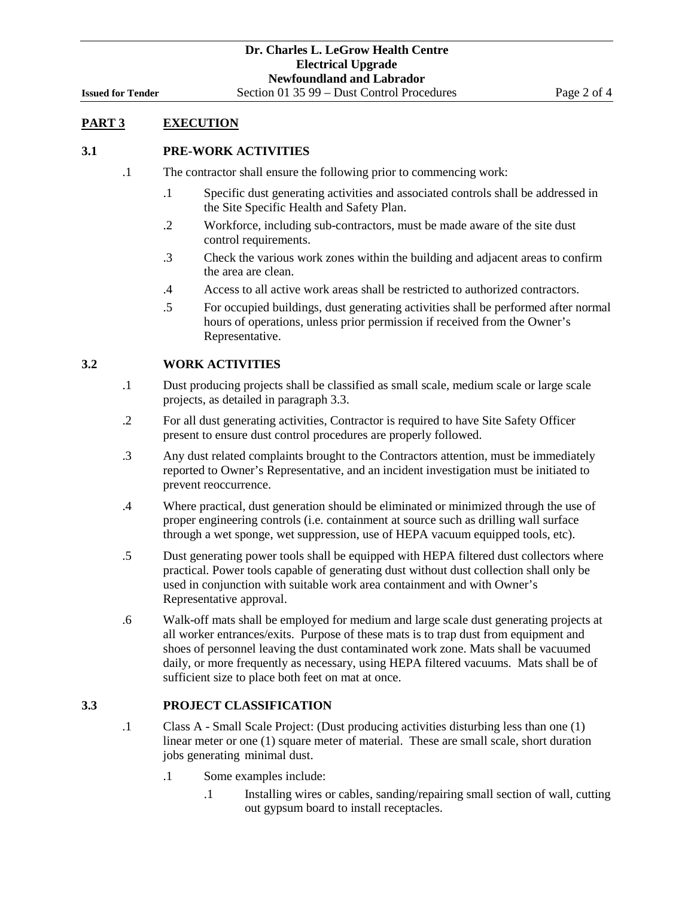## PART 3 EXECUTION

### 3.1 PRE-WORK ACTIVITIES

.1 The contractor shall ensure the following prior to commencing work:

- .1 Specific dust generating activities and associated controls shall be addressed in the Site Specific Health and Safety Plan.
- .2 Workforce, including sub-contractors, must be made aware of the site dust control requirements.
- .3 Check the various work zones within the building and adjacent areas to confirm the area are clean.
- .4 Access to all active work areas shall be restricted to authorized contractors.
- .5 For occupied buildings, dust generating activities shall be performed after normal hours of operations, unless prior permission if received from the Owner's Representative.

### 3.2 WORK ACTIVITIES

.1 Dust producing projects shall be classified as small scale, medium scale or large scale projects, as detailed in paragraph 3.3.

.2 For all dust generating activities, Contractor is required to have Site Safety Officer present to ensure dust control procedures are properly followed.

.3 Any dust related complaints brought to the Contractors attention, must be immediately reported to Owner's Representative, and an incident investigation must be initiated to prevent reoccurrence.

.4 Where practical, dust generation should be eliminated or minimized through the use of proper engineering controls (i.e. containment at source such as drilling wall surface through a wet sponge, wet suppression, use of HEPA vacuum equipped tools, etc).

.5 Dust generating power tools shall be equipped with HEPA filtered dust collectors where practical. Power tools capable of generating dust without dust collection shall only be used in conjunction with suitable work area containment and with Owner's Representative approval.

.6 Walk-off mats shall be employed for medium and large scale dust generating projects at all worker entrances/exits. Purpose of these mats is to trap dust from equipment and shoes of personnel leaving the dust contaminated work zone. Mats shall be vacuumed daily, or more frequently as necessary, using HEPA filtered vacuums. Mats shall be of sufficient size to place both feet on mat at once.

### 3.3 PROJECT CLASSIFICATION

.1 Class A - Small Scale Project: (Dust producing activities disturbing less than one (1) linear meter or one (1) square meter of material. These are small scale, short duration jobs generating minimal dust.

- .1 Some examples include:
  - .1 Installing wires or cables, sanding/repairing small section of wall, cutting out gypsum board to install receptacles.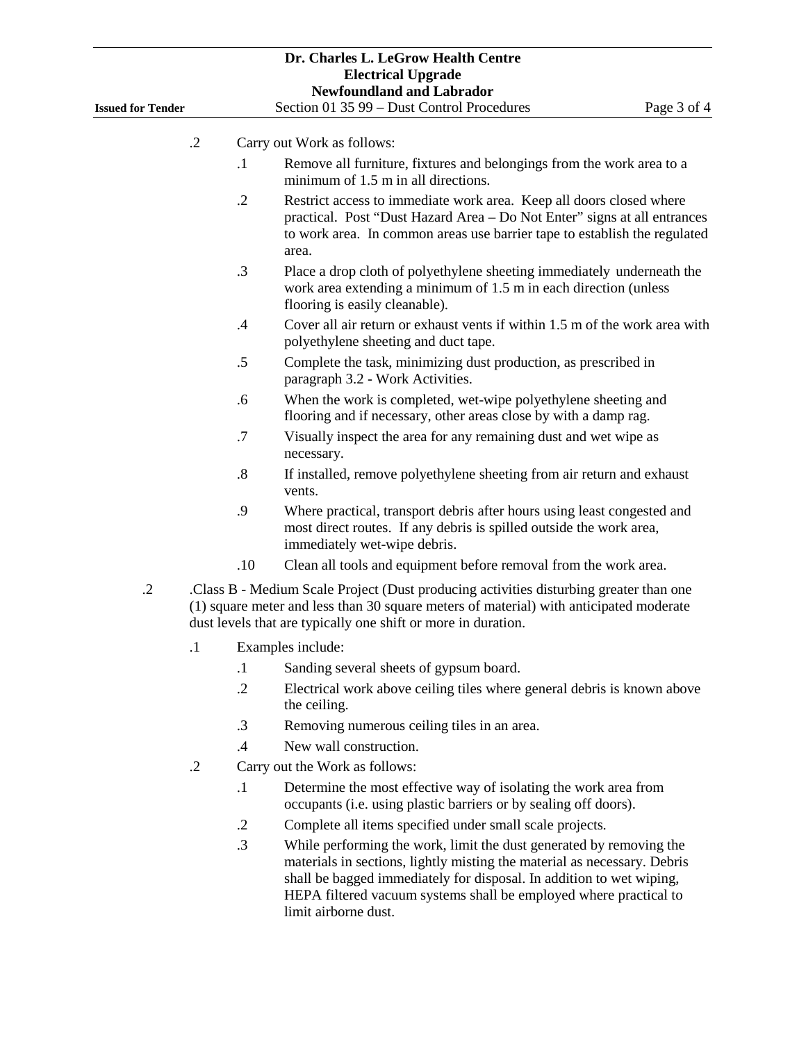.2 Carry out Work as follows:

.1 Remove all furniture, fixtures and belongings from the work area to a minimum of 1.5 m in all directions.

.2 Restrict access to immediate work area. Keep all doors closed where practical. Post "Dust Hazard Area – Do Not Enter" signs at all entrances to work area. In common areas use barrier tape to establish the regulated area.

.3 Place a drop cloth of polyethylene sheeting immediately underneath the work area extending a minimum of 1.5 m in each direction (unless flooring is easily cleanable).

.4 Cover all air return or exhaust vents if within 1.5 m of the work area with polyethylene sheeting and duct tape.

.5 Complete the task, minimizing dust production, as prescribed in paragraph 3.2 - Work Activities.

.6 When the work is completed, wet-wipe polyethylene sheeting and flooring and if necessary, other areas close by with a damp rag.

.7 Visually inspect the area for any remaining dust and wet wipe as necessary.

.8 If installed, remove polyethylene sheeting from air return and exhaust vents.

.9 Where practical, transport debris after hours using least congested and most direct routes. If any debris is spilled outside the work area, immediately wet-wipe debris.

.10 Clean all tools and equipment before removal from the work area.

.2 .Class B - Medium Scale Project (Dust producing activities disturbing greater than one (1) square meter and less than 30 square meters of material) with anticipated moderate dust levels that are typically one shift or more in duration.

.1 Examples include:

.1 Sanding several sheets of gypsum board.

.2 Electrical work above ceiling tiles where general debris is known above the ceiling.

.3 Removing numerous ceiling tiles in an area.

.4 New wall construction.

.2 Carry out the Work as follows:

.1 Determine the most effective way of isolating the work area from occupants (i.e. using plastic barriers or by sealing off doors).

.2 Complete all items specified under small scale projects.

.3 While performing the work, limit the dust generated by removing the materials in sections, lightly misting the material as necessary. Debris shall be bagged immediately for disposal. In addition to wet wiping, HEPA filtered vacuum systems shall be employed where practical to limit airborne dust.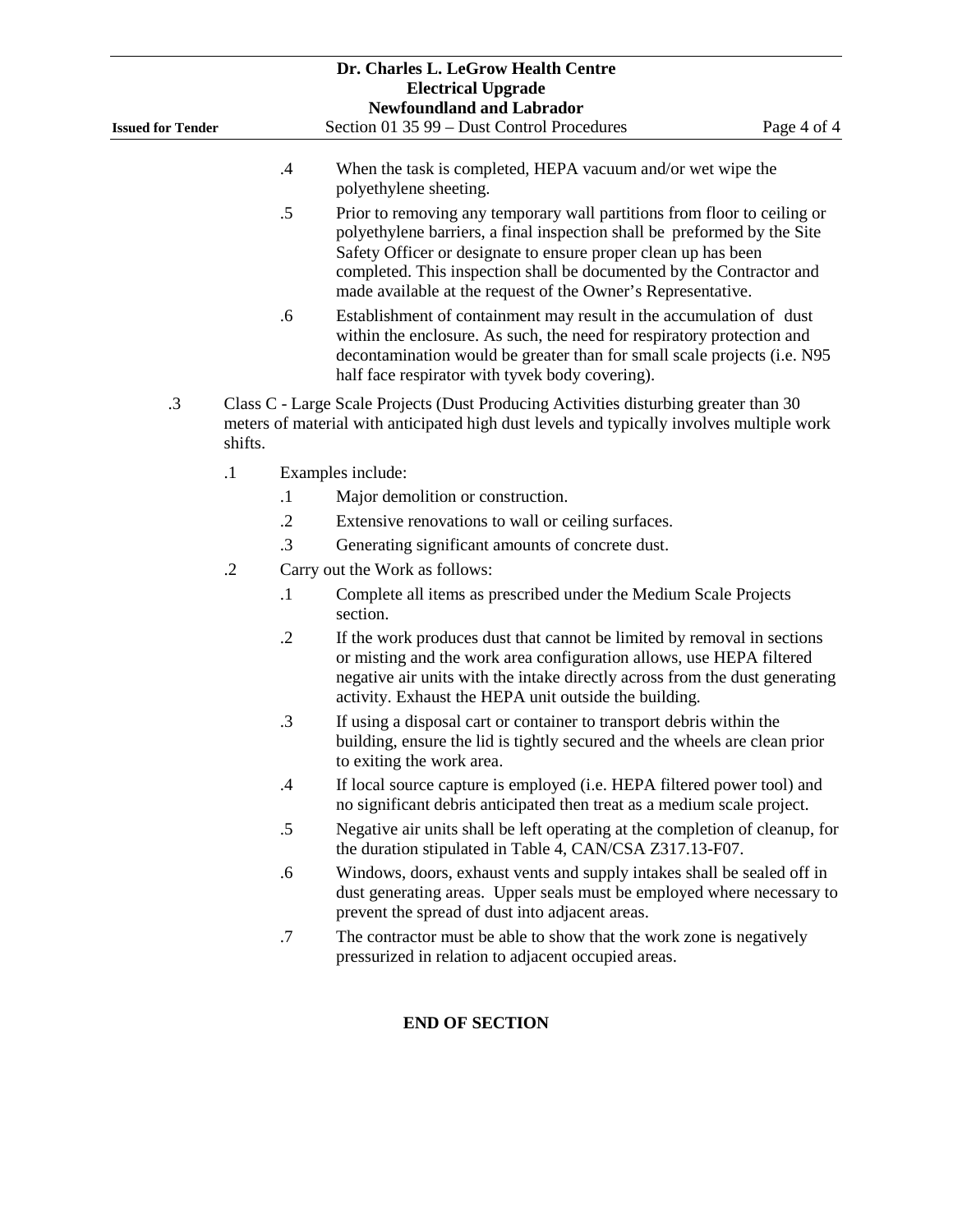.4 When the task is completed, HEPA vacuum and/or wet wipe the polyethylene sheeting.

.5 Prior to removing any temporary wall partitions from floor to ceiling or polyethylene barriers, a final inspection shall be preformed by the Site Safety Officer or designate to ensure proper clean up has been completed. This inspection shall be documented by the Contractor and made available at the request of the Owner's Representative.

.6 Establishment of containment may result in the accumulation of dust within the enclosure. As such, the need for respiratory protection and decontamination would be greater than for small scale projects (i.e. N95 half face respirator with tyvek body covering).

.3 Class C - Large Scale Projects (Dust Producing Activities disturbing greater than 30 meters of material with anticipated high dust levels and typically involves multiple work shifts.

- .1 Examples include:
  - .1 Major demolition or construction.
  - .2 Extensive renovations to wall or ceiling surfaces.
  - .3 Generating significant amounts of concrete dust.
- .2 Carry out the Work as follows:
  - .1 Complete all items as prescribed under the Medium Scale Projects section.
  - .2 If the work produces dust that cannot be limited by removal in sections or misting and the work area configuration allows, use HEPA filtered negative air units with the intake directly across from the dust generating activity. Exhaust the HEPA unit outside the building.
  - .3 If using a disposal cart or container to transport debris within the building, ensure the lid is tightly secured and the wheels are clean prior to exiting the work area.
  - .4 If local source capture is employed (i.e. HEPA filtered power tool) and no significant debris anticipated then treat as a medium scale project.
  - .5 Negative air units shall be left operating at the completion of cleanup, for the duration stipulated in Table 4, CAN/CSA Z317.13-F07.
  - .6 Windows, doors, exhaust vents and supply intakes shall be sealed off in dust generating areas. Upper seals must be employed where necessary to prevent the spread of dust into adjacent areas.
  - .7 The contractor must be able to show that the work zone is negatively pressurized in relation to adjacent occupied areas.

**END OF SECTION**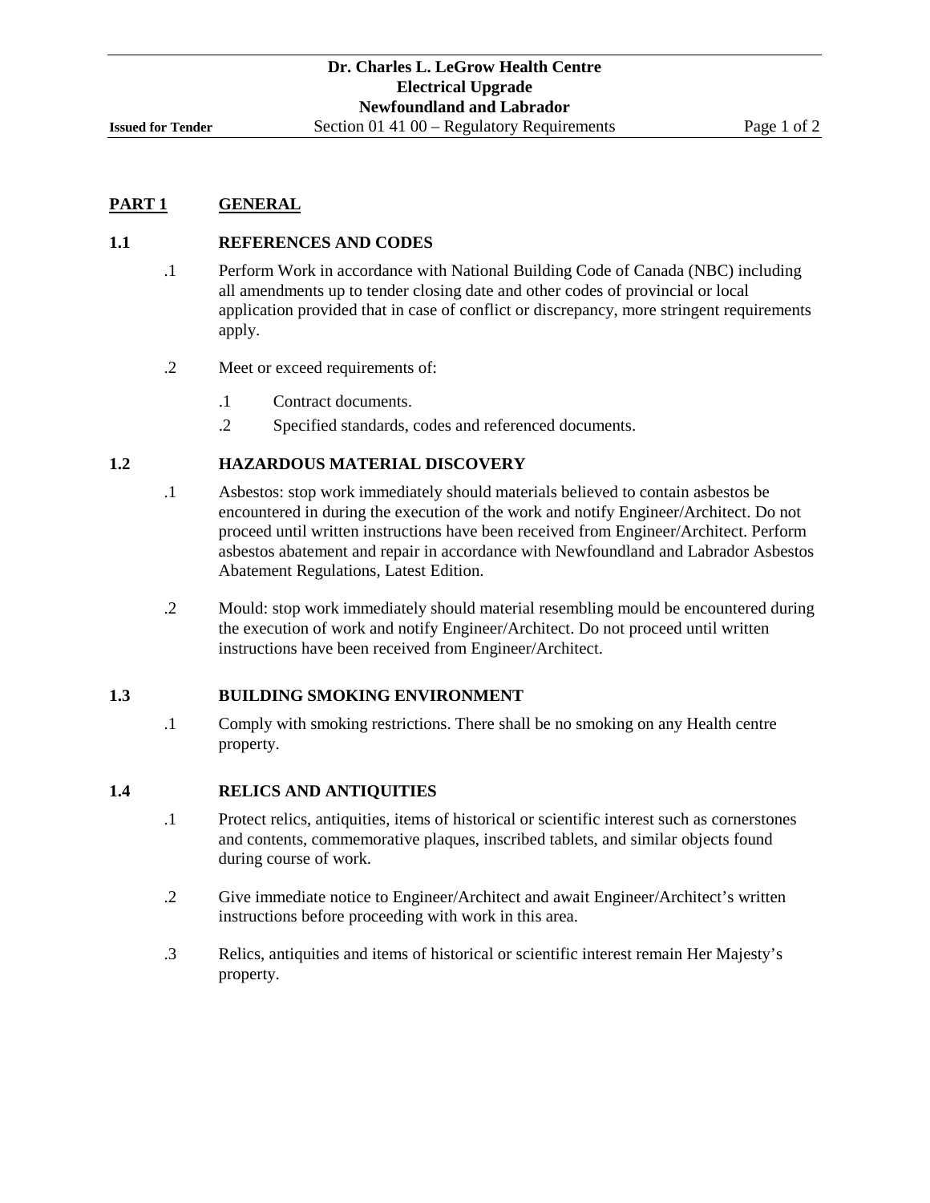## PART 1 GENERAL

### 1.1 REFERENCES AND CODES

.1 Perform Work in accordance with National Building Code of Canada (NBC) including all amendments up to tender closing date and other codes of provincial or local application provided that in case of conflict or discrepancy, more stringent requirements apply.

.2 Meet or exceed requirements of:

- .1 Contract documents.
- .2 Specified standards, codes and referenced documents.

### 1.2 HAZARDOUS MATERIAL DISCOVERY

.1 Asbestos: stop work immediately should materials believed to contain asbestos be encountered in during the execution of the work and notify Engineer/Architect. Do not proceed until written instructions have been received from Engineer/Architect. Perform asbestos abatement and repair in accordance with Newfoundland and Labrador Asbestos Abatement Regulations, Latest Edition.

.2 Mould: stop work immediately should material resembling mould be encountered during the execution of work and notify Engineer/Architect. Do not proceed until written instructions have been received from Engineer/Architect.

### 1.3 BUILDING SMOKING ENVIRONMENT

.1 Comply with smoking restrictions. There shall be no smoking on any Health centre property.

### 1.4 RELICS AND ANTIQUITIES

.1 Protect relics, antiquities, items of historical or scientific interest such as cornerstones and contents, commemorative plaques, inscribed tablets, and similar objects found during course of work.

.2 Give immediate notice to Engineer/Architect and await Engineer/Architect's written instructions before proceeding with work in this area.

.3 Relics, antiquities and items of historical or scientific interest remain Her Majesty's property.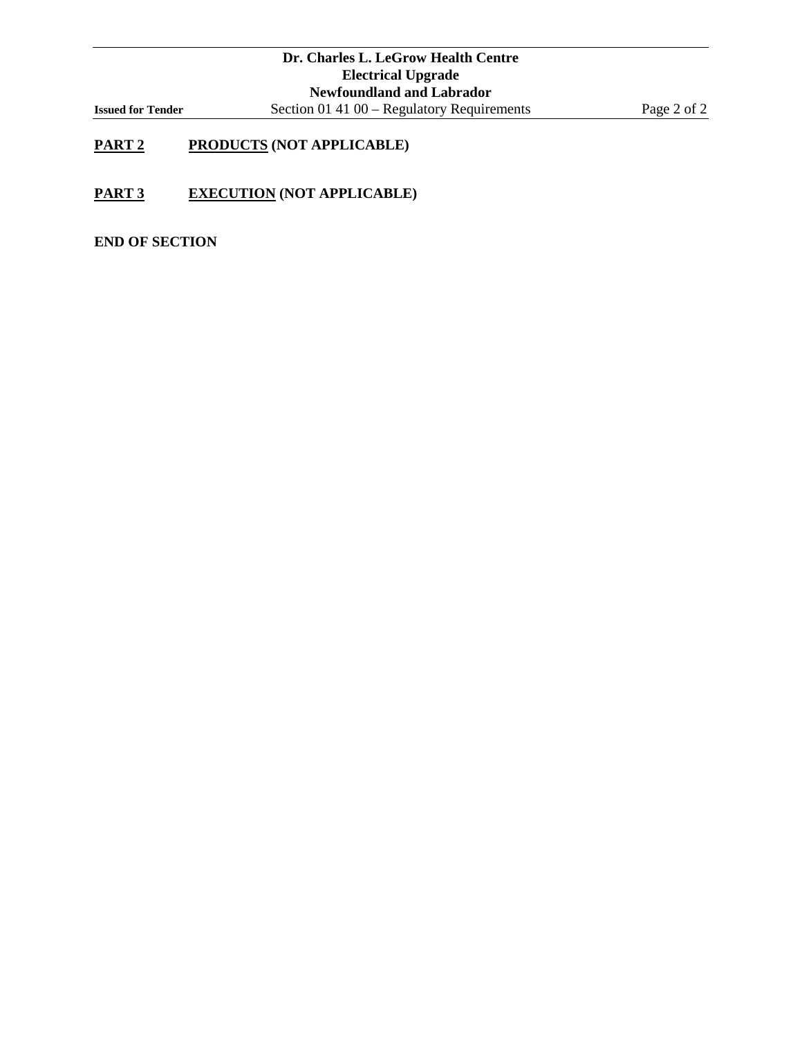## PART 2 PRODUCTS (NOT APPLICABLE)

## PART 3 EXECUTION (NOT APPLICABLE)

**END OF SECTION**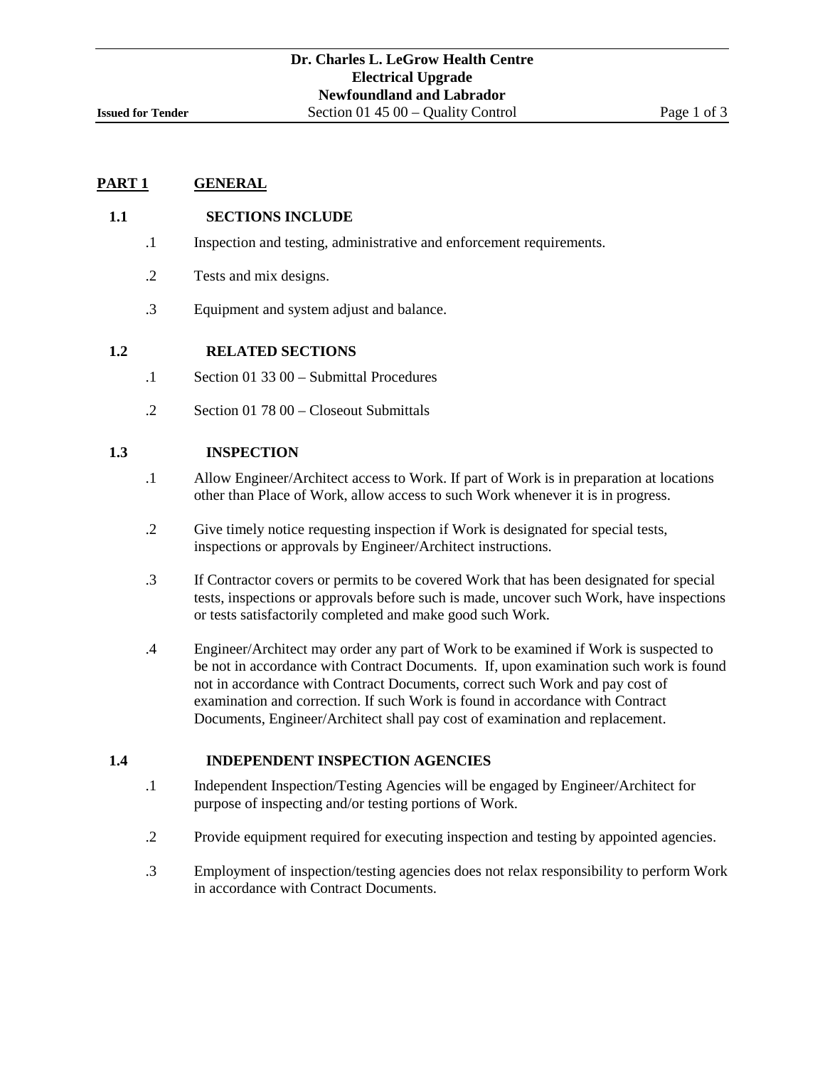## PART 1 GENERAL

### 1.1 SECTIONS INCLUDE

.1 Inspection and testing, administrative and enforcement requirements.

.2 Tests and mix designs.

.3 Equipment and system adjust and balance.

### 1.2 RELATED SECTIONS

.1 Section 01 33 00 – Submittal Procedures

.2 Section 01 78 00 – Closeout Submittals

### 1.3 INSPECTION

.1 Allow Engineer/Architect access to Work. If part of Work is in preparation at locations other than Place of Work, allow access to such Work whenever it is in progress.

.2 Give timely notice requesting inspection if Work is designated for special tests, inspections or approvals by Engineer/Architect instructions.

.3 If Contractor covers or permits to be covered Work that has been designated for special tests, inspections or approvals before such is made, uncover such Work, have inspections or tests satisfactorily completed and make good such Work.

.4 Engineer/Architect may order any part of Work to be examined if Work is suspected to be not in accordance with Contract Documents. If, upon examination such work is found not in accordance with Contract Documents, correct such Work and pay cost of examination and correction. If such Work is found in accordance with Contract Documents, Engineer/Architect shall pay cost of examination and replacement.

### 1.4 INDEPENDENT INSPECTION AGENCIES

.1 Independent Inspection/Testing Agencies will be engaged by Engineer/Architect for purpose of inspecting and/or testing portions of Work.

.2 Provide equipment required for executing inspection and testing by appointed agencies.

.3 Employment of inspection/testing agencies does not relax responsibility to perform Work in accordance with Contract Documents.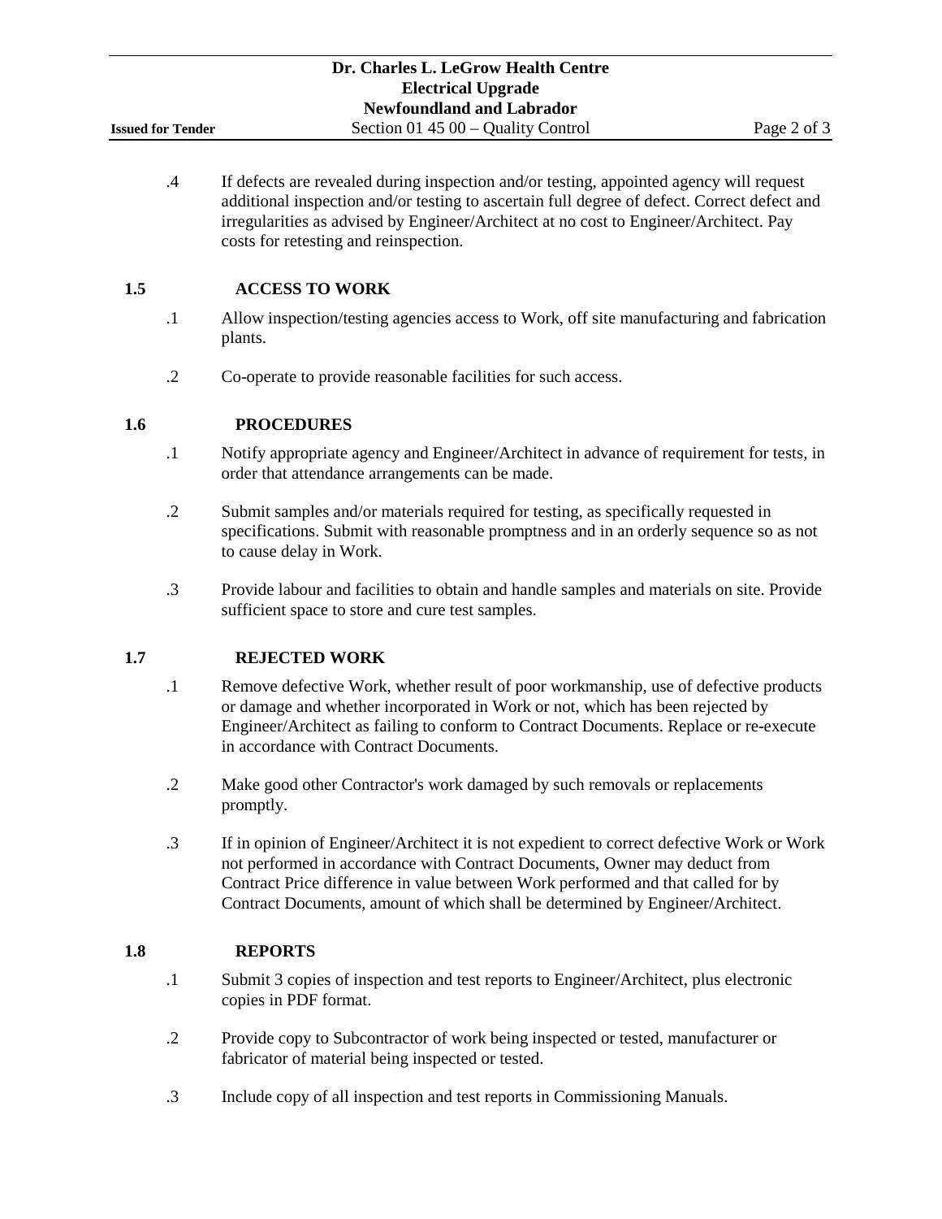.4 If defects are revealed during inspection and/or testing, appointed agency will request additional inspection and/or testing to ascertain full degree of defect. Correct defect and irregularities as advised by Engineer/Architect at no cost to Engineer/Architect. Pay costs for retesting and reinspection.

## 1.5 ACCESS TO WORK

.1 Allow inspection/testing agencies access to Work, off site manufacturing and fabrication plants.

.2 Co-operate to provide reasonable facilities for such access.

## 1.6 PROCEDURES

.1 Notify appropriate agency and Engineer/Architect in advance of requirement for tests, in order that attendance arrangements can be made.

.2 Submit samples and/or materials required for testing, as specifically requested in specifications. Submit with reasonable promptness and in an orderly sequence so as not to cause delay in Work.

.3 Provide labour and facilities to obtain and handle samples and materials on site. Provide sufficient space to store and cure test samples.

## 1.7 REJECTED WORK

.1 Remove defective Work, whether result of poor workmanship, use of defective products or damage and whether incorporated in Work or not, which has been rejected by Engineer/Architect as failing to conform to Contract Documents. Replace or re-execute in accordance with Contract Documents.

.2 Make good other Contractor's work damaged by such removals or replacements promptly.

.3 If in opinion of Engineer/Architect it is not expedient to correct defective Work or Work not performed in accordance with Contract Documents, Owner may deduct from Contract Price difference in value between Work performed and that called for by Contract Documents, amount of which shall be determined by Engineer/Architect.

## 1.8 REPORTS

.1 Submit 3 copies of inspection and test reports to Engineer/Architect, plus electronic copies in PDF format.

.2 Provide copy to Subcontractor of work being inspected or tested, manufacturer or fabricator of material being inspected or tested.

.3 Include copy of all inspection and test reports in Commissioning Manuals.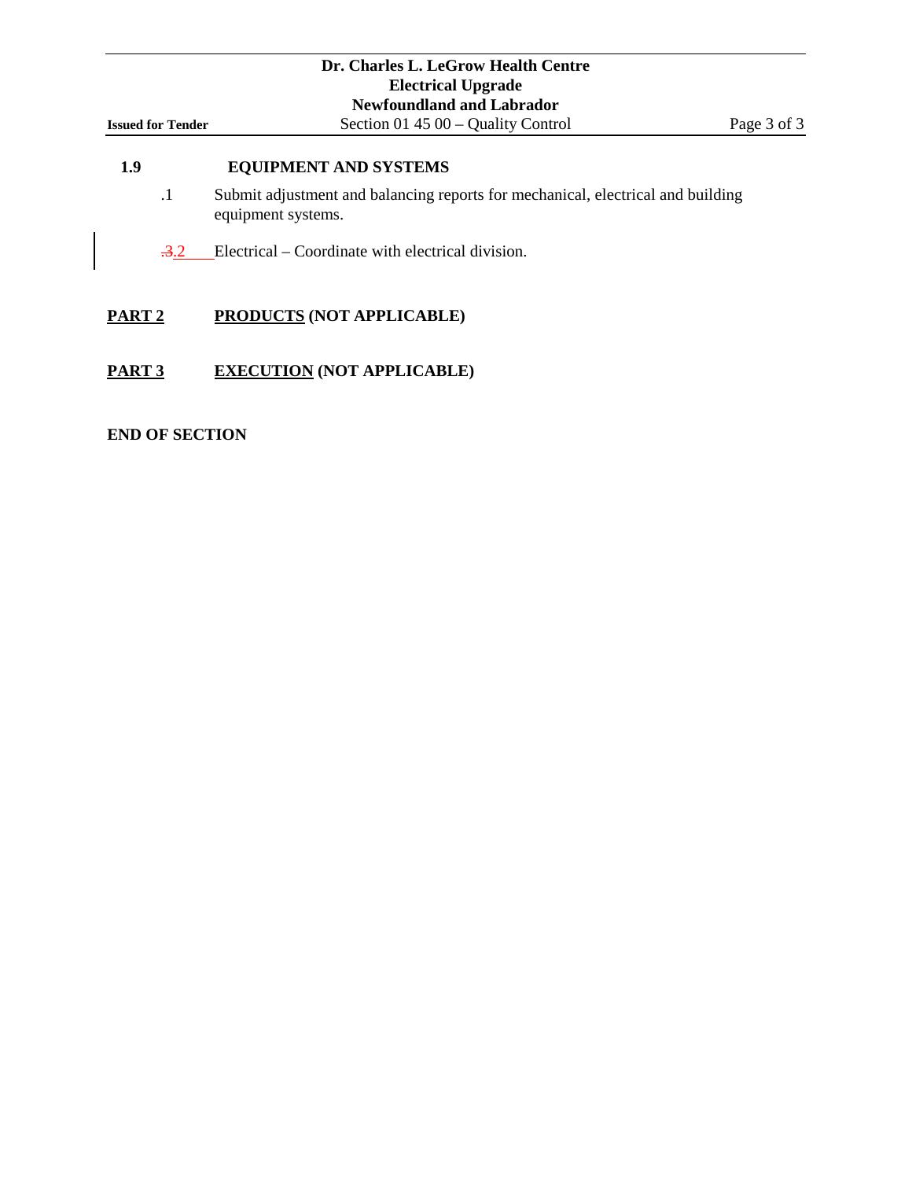**1.9 EQUIPMENT AND SYSTEMS**

.1 Submit adjustment and balancing reports for mechanical, electrical and building equipment systems.

~~.3~~.2 Electrical – Coordinate with electrical division.

## PART 2 PRODUCTS (NOT APPLICABLE)

## PART 3 EXECUTION (NOT APPLICABLE)

**END OF SECTION**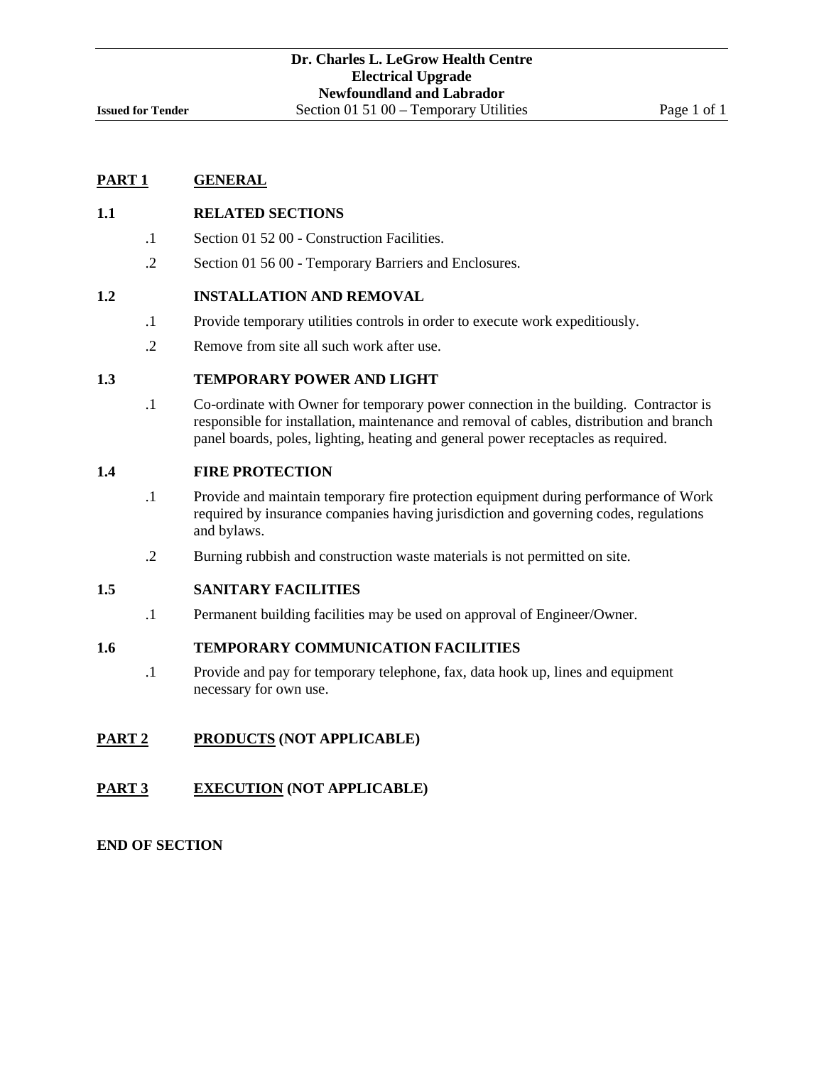## PART 1 GENERAL

### 1.1 RELATED SECTIONS

.1 Section 01 52 00 - Construction Facilities.

.2 Section 01 56 00 - Temporary Barriers and Enclosures.

### 1.2 INSTALLATION AND REMOVAL

.1 Provide temporary utilities controls in order to execute work expeditiously.

.2 Remove from site all such work after use.

### 1.3 TEMPORARY POWER AND LIGHT

.1 Co-ordinate with Owner for temporary power connection in the building. Contractor is responsible for installation, maintenance and removal of cables, distribution and branch panel boards, poles, lighting, heating and general power receptacles as required.

### 1.4 FIRE PROTECTION

.1 Provide and maintain temporary fire protection equipment during performance of Work required by insurance companies having jurisdiction and governing codes, regulations and bylaws.

.2 Burning rubbish and construction waste materials is not permitted on site.

### 1.5 SANITARY FACILITIES

.1 Permanent building facilities may be used on approval of Engineer/Owner.

### 1.6 TEMPORARY COMMUNICATION FACILITIES

.1 Provide and pay for temporary telephone, fax, data hook up, lines and equipment necessary for own use.

## PART 2 PRODUCTS (NOT APPLICABLE)

## PART 3 EXECUTION (NOT APPLICABLE)

**END OF SECTION**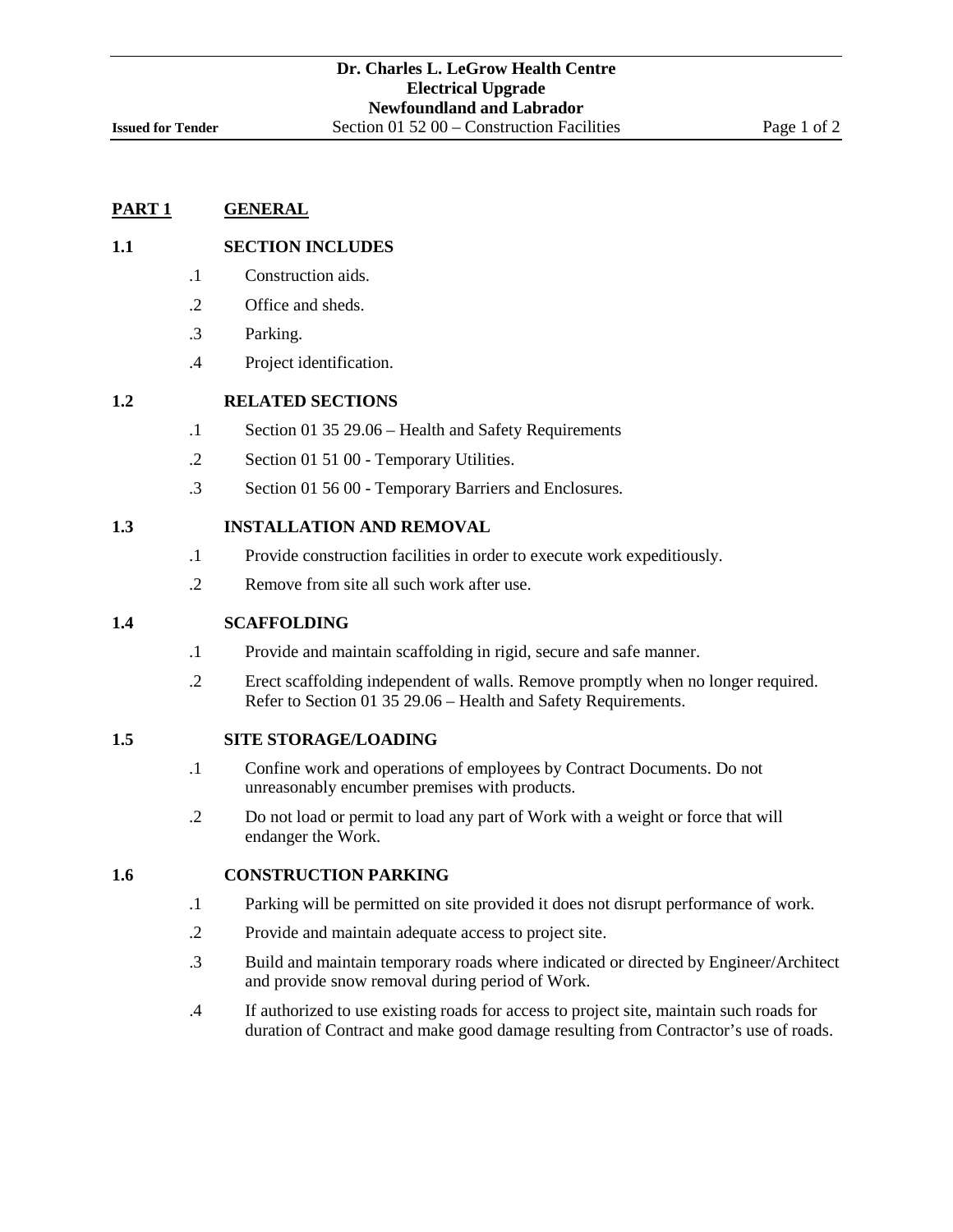## PART 1 GENERAL

### 1.1 SECTION INCLUDES

.1 Construction aids.

.2 Office and sheds.

.3 Parking.

.4 Project identification.

### 1.2 RELATED SECTIONS

.1 Section 01 35 29.06 – Health and Safety Requirements

.2 Section 01 51 00 - Temporary Utilities.

.3 Section 01 56 00 - Temporary Barriers and Enclosures.

### 1.3 INSTALLATION AND REMOVAL

.1 Provide construction facilities in order to execute work expeditiously.

.2 Remove from site all such work after use.

### 1.4 SCAFFOLDING

.1 Provide and maintain scaffolding in rigid, secure and safe manner.

.2 Erect scaffolding independent of walls. Remove promptly when no longer required. Refer to Section 01 35 29.06 – Health and Safety Requirements.

### 1.5 SITE STORAGE/LOADING

.1 Confine work and operations of employees by Contract Documents. Do not unreasonably encumber premises with products.

.2 Do not load or permit to load any part of Work with a weight or force that will endanger the Work.

### 1.6 CONSTRUCTION PARKING

.1 Parking will be permitted on site provided it does not disrupt performance of work.

.2 Provide and maintain adequate access to project site.

.3 Build and maintain temporary roads where indicated or directed by Engineer/Architect and provide snow removal during period of Work.

.4 If authorized to use existing roads for access to project site, maintain such roads for duration of Contract and make good damage resulting from Contractor's use of roads.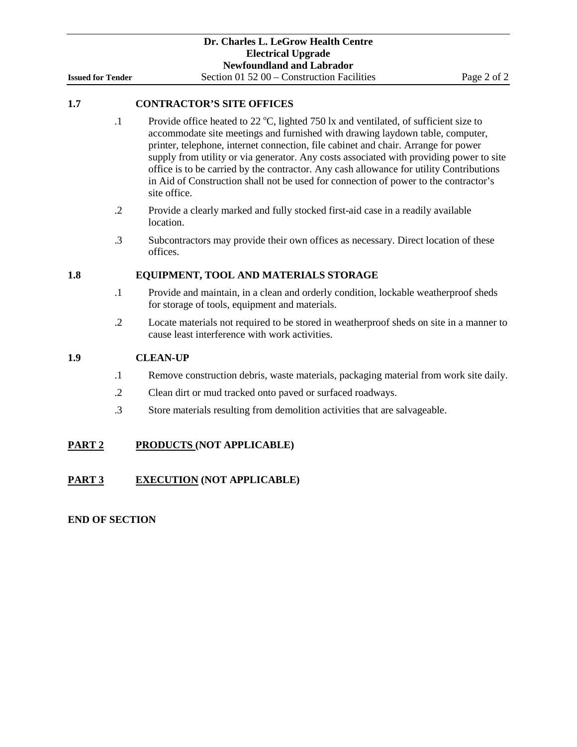## 1.7 CONTRACTOR'S SITE OFFICES

.1 Provide office heated to 22 °C, lighted 750 lx and ventilated, of sufficient size to accommodate site meetings and furnished with drawing laydown table, computer, printer, telephone, internet connection, file cabinet and chair. Arrange for power supply from utility or via generator. Any costs associated with providing power to site office is to be carried by the contractor. Any cash allowance for utility Contributions in Aid of Construction shall not be used for connection of power to the contractor's site office.

.2 Provide a clearly marked and fully stocked first-aid case in a readily available location.

.3 Subcontractors may provide their own offices as necessary. Direct location of these offices.

## 1.8 EQUIPMENT, TOOL AND MATERIALS STORAGE

.1 Provide and maintain, in a clean and orderly condition, lockable weatherproof sheds for storage of tools, equipment and materials.

.2 Locate materials not required to be stored in weatherproof sheds on site in a manner to cause least interference with work activities.

## 1.9 CLEAN-UP

.1 Remove construction debris, waste materials, packaging material from work site daily.

.2 Clean dirt or mud tracked onto paved or surfaced roadways.

.3 Store materials resulting from demolition activities that are salvageable.

# PART 2 PRODUCTS (NOT APPLICABLE)

# PART 3 EXECUTION (NOT APPLICABLE)

**END OF SECTION**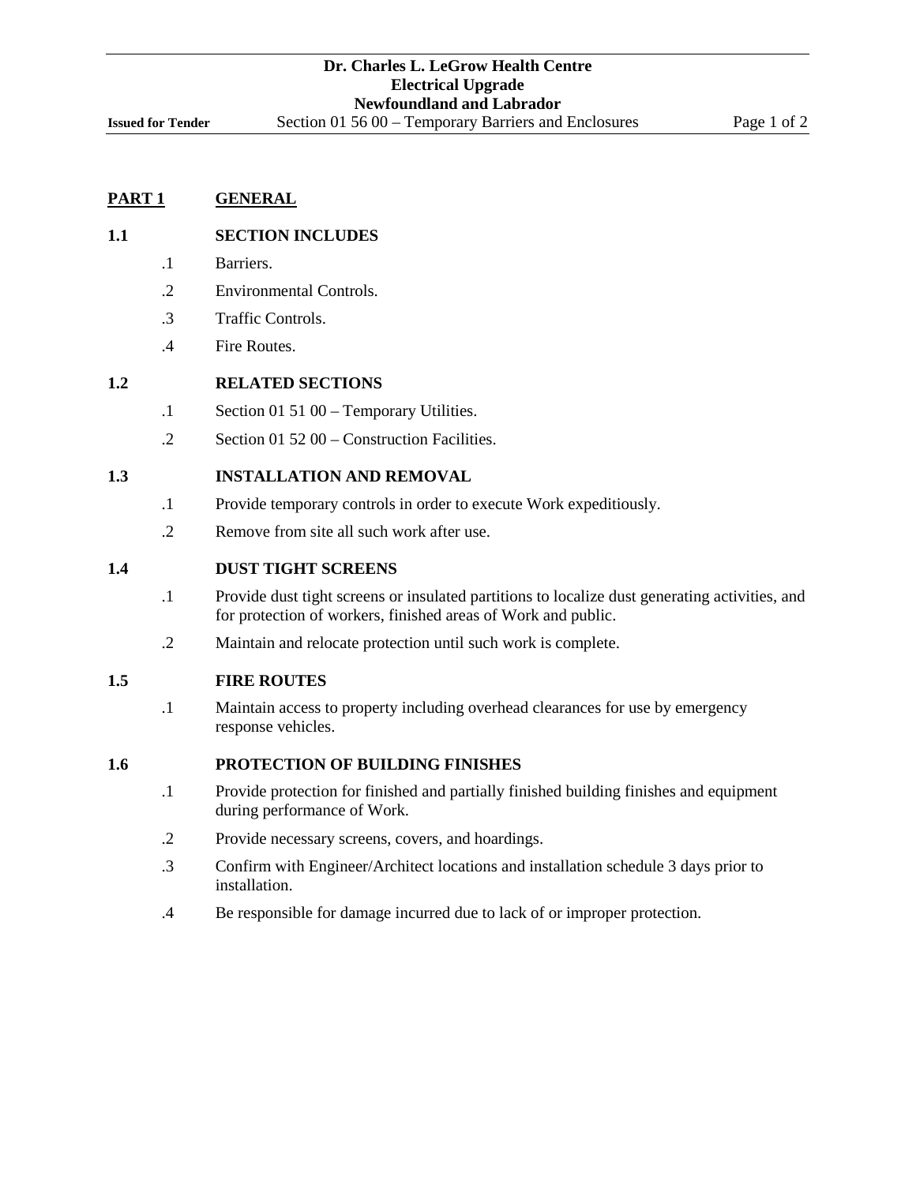## PART 1 GENERAL

### 1.1 SECTION INCLUDES

.1 Barriers.

.2 Environmental Controls.

.3 Traffic Controls.

.4 Fire Routes.

### 1.2 RELATED SECTIONS

.1 Section 01 51 00 – Temporary Utilities.

.2 Section 01 52 00 – Construction Facilities.

### 1.3 INSTALLATION AND REMOVAL

.1 Provide temporary controls in order to execute Work expeditiously.

.2 Remove from site all such work after use.

### 1.4 DUST TIGHT SCREENS

.1 Provide dust tight screens or insulated partitions to localize dust generating activities, and for protection of workers, finished areas of Work and public.

.2 Maintain and relocate protection until such work is complete.

### 1.5 FIRE ROUTES

.1 Maintain access to property including overhead clearances for use by emergency response vehicles.

### 1.6 PROTECTION OF BUILDING FINISHES

.1 Provide protection for finished and partially finished building finishes and equipment during performance of Work.

.2 Provide necessary screens, covers, and hoardings.

.3 Confirm with Engineer/Architect locations and installation schedule 3 days prior to installation.

.4 Be responsible for damage incurred due to lack of or improper protection.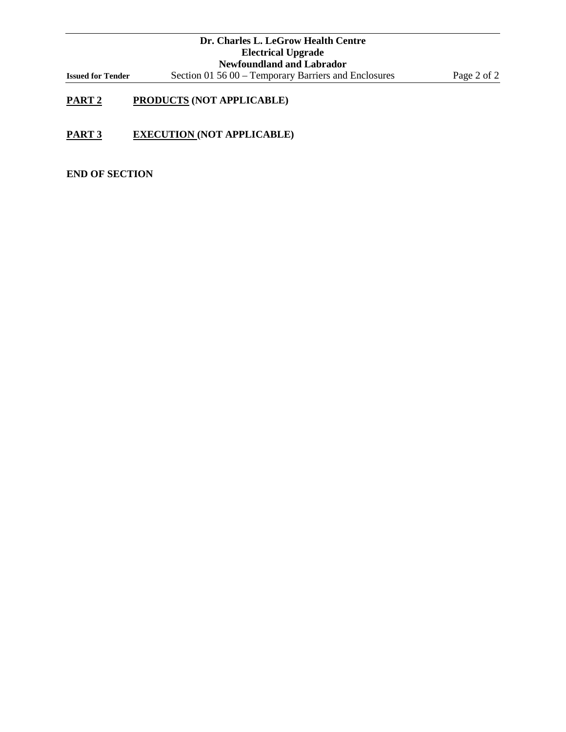## PART 2 PRODUCTS (NOT APPLICABLE)

## PART 3 EXECUTION (NOT APPLICABLE)

**END OF SECTION**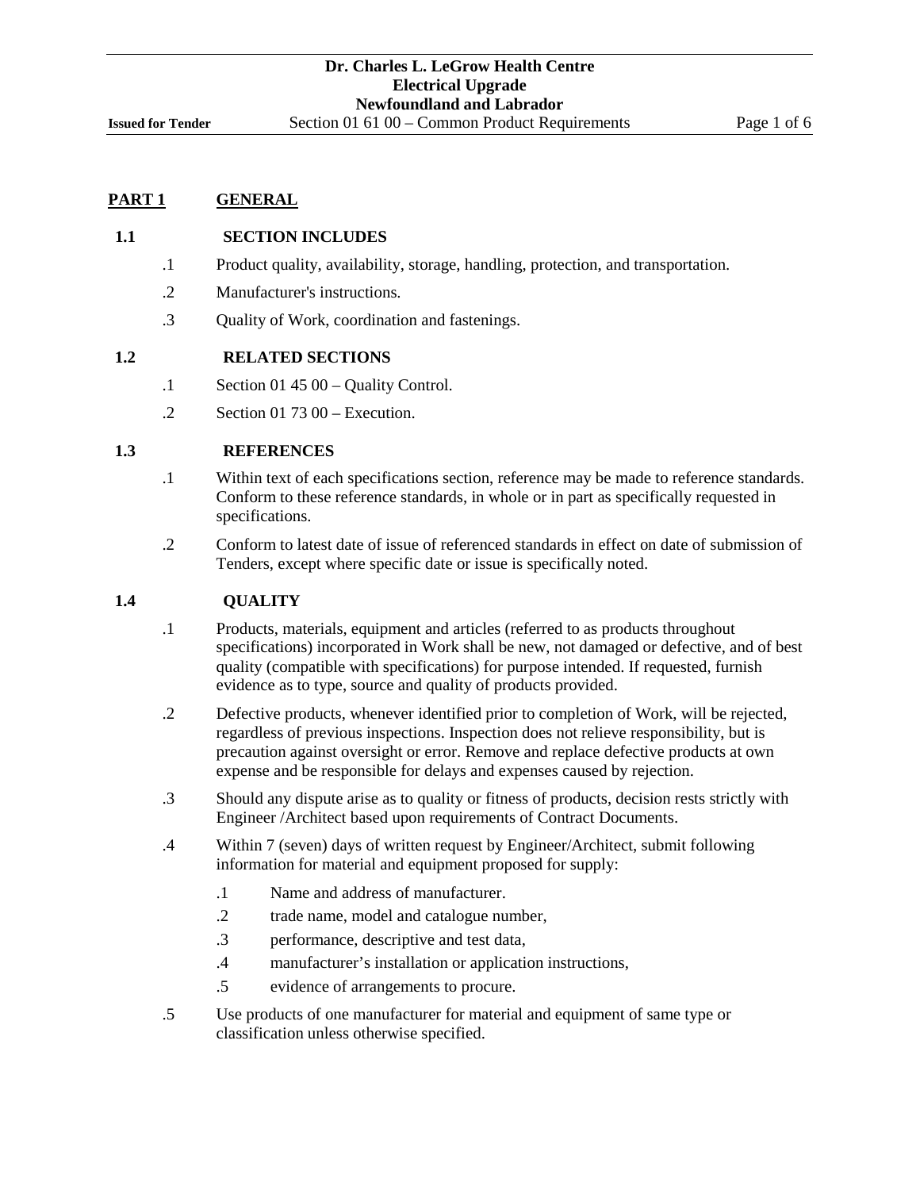## PART 1 GENERAL

### 1.1 SECTION INCLUDES

.1 Product quality, availability, storage, handling, protection, and transportation.

.2 Manufacturer's instructions.

.3 Quality of Work, coordination and fastenings.

### 1.2 RELATED SECTIONS

.1 Section 01 45 00 – Quality Control.

.2 Section 01 73 00 – Execution.

### 1.3 REFERENCES

.1 Within text of each specifications section, reference may be made to reference standards. Conform to these reference standards, in whole or in part as specifically requested in specifications.

.2 Conform to latest date of issue of referenced standards in effect on date of submission of Tenders, except where specific date or issue is specifically noted.

### 1.4 QUALITY

.1 Products, materials, equipment and articles (referred to as products throughout specifications) incorporated in Work shall be new, not damaged or defective, and of best quality (compatible with specifications) for purpose intended. If requested, furnish evidence as to type, source and quality of products provided.

.2 Defective products, whenever identified prior to completion of Work, will be rejected, regardless of previous inspections. Inspection does not relieve responsibility, but is precaution against oversight or error. Remove and replace defective products at own expense and be responsible for delays and expenses caused by rejection.

.3 Should any dispute arise as to quality or fitness of products, decision rests strictly with Engineer /Architect based upon requirements of Contract Documents.

.4 Within 7 (seven) days of written request by Engineer/Architect, submit following information for material and equipment proposed for supply:

- .1 Name and address of manufacturer.
- .2 trade name, model and catalogue number,
- .3 performance, descriptive and test data,
- .4 manufacturer's installation or application instructions,
- .5 evidence of arrangements to procure.

.5 Use products of one manufacturer for material and equipment of same type or classification unless otherwise specified.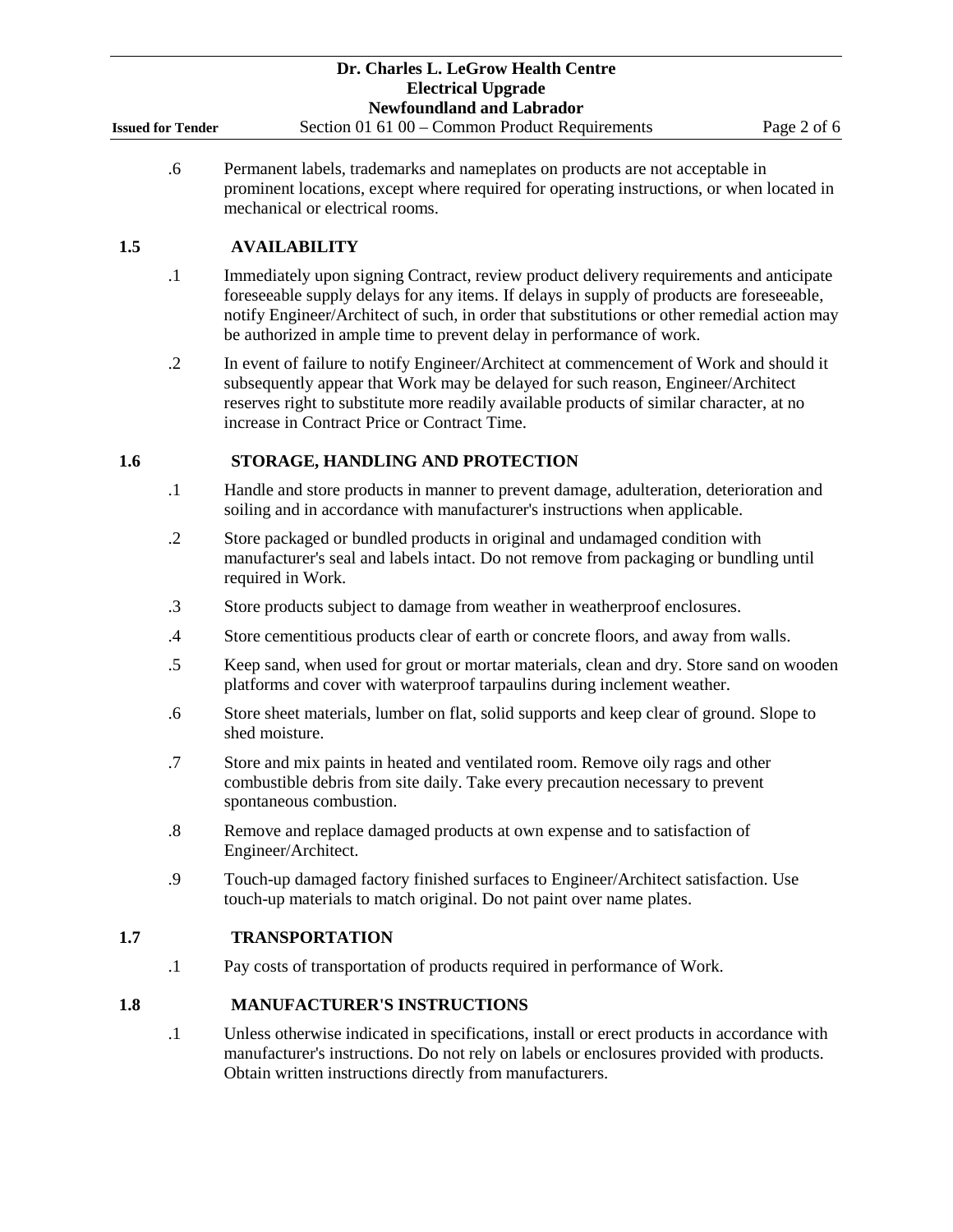.6 Permanent labels, trademarks and nameplates on products are not acceptable in prominent locations, except where required for operating instructions, or when located in mechanical or electrical rooms.

## 1.5 AVAILABILITY

.1 Immediately upon signing Contract, review product delivery requirements and anticipate foreseeable supply delays for any items. If delays in supply of products are foreseeable, notify Engineer/Architect of such, in order that substitutions or other remedial action may be authorized in ample time to prevent delay in performance of work.

.2 In event of failure to notify Engineer/Architect at commencement of Work and should it subsequently appear that Work may be delayed for such reason, Engineer/Architect reserves right to substitute more readily available products of similar character, at no increase in Contract Price or Contract Time.

## 1.6 STORAGE, HANDLING AND PROTECTION

.1 Handle and store products in manner to prevent damage, adulteration, deterioration and soiling and in accordance with manufacturer's instructions when applicable.

.2 Store packaged or bundled products in original and undamaged condition with manufacturer's seal and labels intact. Do not remove from packaging or bundling until required in Work.

.3 Store products subject to damage from weather in weatherproof enclosures.

.4 Store cementitious products clear of earth or concrete floors, and away from walls.

.5 Keep sand, when used for grout or mortar materials, clean and dry. Store sand on wooden platforms and cover with waterproof tarpaulins during inclement weather.

.6 Store sheet materials, lumber on flat, solid supports and keep clear of ground. Slope to shed moisture.

.7 Store and mix paints in heated and ventilated room. Remove oily rags and other combustible debris from site daily. Take every precaution necessary to prevent spontaneous combustion.

.8 Remove and replace damaged products at own expense and to satisfaction of Engineer/Architect.

.9 Touch-up damaged factory finished surfaces to Engineer/Architect satisfaction. Use touch-up materials to match original. Do not paint over name plates.

## 1.7 TRANSPORTATION

.1 Pay costs of transportation of products required in performance of Work.

## 1.8 MANUFACTURER'S INSTRUCTIONS

.1 Unless otherwise indicated in specifications, install or erect products in accordance with manufacturer's instructions. Do not rely on labels or enclosures provided with products. Obtain written instructions directly from manufacturers.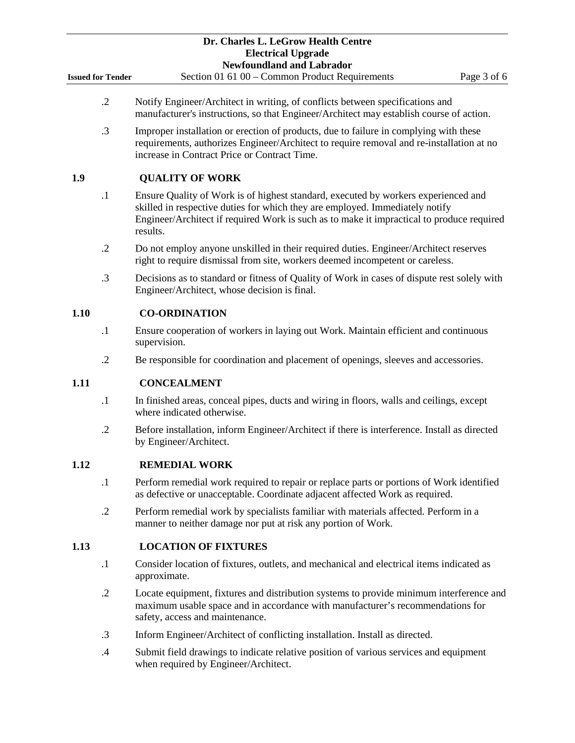.2 Notify Engineer/Architect in writing, of conflicts between specifications and manufacturer's instructions, so that Engineer/Architect may establish course of action.

.3 Improper installation or erection of products, due to failure in complying with these requirements, authorizes Engineer/Architect to require removal and re-installation at no increase in Contract Price or Contract Time.

## 1.9 QUALITY OF WORK

.1 Ensure Quality of Work is of highest standard, executed by workers experienced and skilled in respective duties for which they are employed. Immediately notify Engineer/Architect if required Work is such as to make it impractical to produce required results.

.2 Do not employ anyone unskilled in their required duties. Engineer/Architect reserves right to require dismissal from site, workers deemed incompetent or careless.

.3 Decisions as to standard or fitness of Quality of Work in cases of dispute rest solely with Engineer/Architect, whose decision is final.

## 1.10 CO-ORDINATION

.1 Ensure cooperation of workers in laying out Work. Maintain efficient and continuous supervision.

.2 Be responsible for coordination and placement of openings, sleeves and accessories.

## 1.11 CONCEALMENT

.1 In finished areas, conceal pipes, ducts and wiring in floors, walls and ceilings, except where indicated otherwise.

.2 Before installation, inform Engineer/Architect if there is interference. Install as directed by Engineer/Architect.

## 1.12 REMEDIAL WORK

.1 Perform remedial work required to repair or replace parts or portions of Work identified as defective or unacceptable. Coordinate adjacent affected Work as required.

.2 Perform remedial work by specialists familiar with materials affected. Perform in a manner to neither damage nor put at risk any portion of Work.

## 1.13 LOCATION OF FIXTURES

.1 Consider location of fixtures, outlets, and mechanical and electrical items indicated as approximate.

.2 Locate equipment, fixtures and distribution systems to provide minimum interference and maximum usable space and in accordance with manufacturer's recommendations for safety, access and maintenance.

.3 Inform Engineer/Architect of conflicting installation. Install as directed.

.4 Submit field drawings to indicate relative position of various services and equipment when required by Engineer/Architect.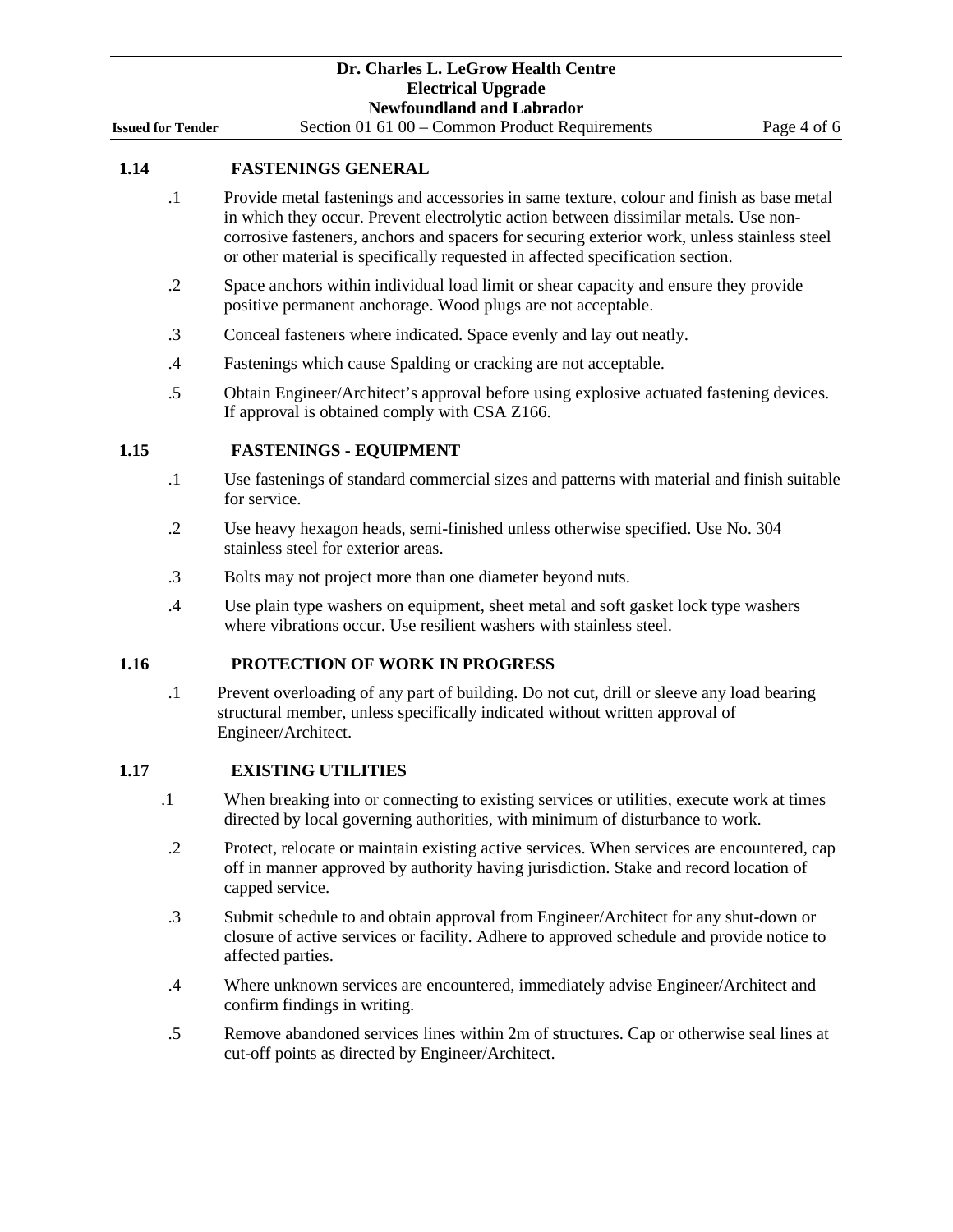## 1.14 FASTENINGS GENERAL

.1 Provide metal fastenings and accessories in same texture, colour and finish as base metal in which they occur. Prevent electrolytic action between dissimilar metals. Use non-corrosive fasteners, anchors and spacers for securing exterior work, unless stainless steel or other material is specifically requested in affected specification section.

.2 Space anchors within individual load limit or shear capacity and ensure they provide positive permanent anchorage. Wood plugs are not acceptable.

.3 Conceal fasteners where indicated. Space evenly and lay out neatly.

.4 Fastenings which cause Spalding or cracking are not acceptable.

.5 Obtain Engineer/Architect's approval before using explosive actuated fastening devices. If approval is obtained comply with CSA Z166.

## 1.15 FASTENINGS - EQUIPMENT

.1 Use fastenings of standard commercial sizes and patterns with material and finish suitable for service.

.2 Use heavy hexagon heads, semi-finished unless otherwise specified. Use No. 304 stainless steel for exterior areas.

.3 Bolts may not project more than one diameter beyond nuts.

.4 Use plain type washers on equipment, sheet metal and soft gasket lock type washers where vibrations occur. Use resilient washers with stainless steel.

## 1.16 PROTECTION OF WORK IN PROGRESS

.1 Prevent overloading of any part of building. Do not cut, drill or sleeve any load bearing structural member, unless specifically indicated without written approval of Engineer/Architect.

## 1.17 EXISTING UTILITIES

.1 When breaking into or connecting to existing services or utilities, execute work at times directed by local governing authorities, with minimum of disturbance to work.

.2 Protect, relocate or maintain existing active services. When services are encountered, cap off in manner approved by authority having jurisdiction. Stake and record location of capped service.

.3 Submit schedule to and obtain approval from Engineer/Architect for any shut-down or closure of active services or facility. Adhere to approved schedule and provide notice to affected parties.

.4 Where unknown services are encountered, immediately advise Engineer/Architect and confirm findings in writing.

.5 Remove abandoned services lines within 2m of structures. Cap or otherwise seal lines at cut-off points as directed by Engineer/Architect.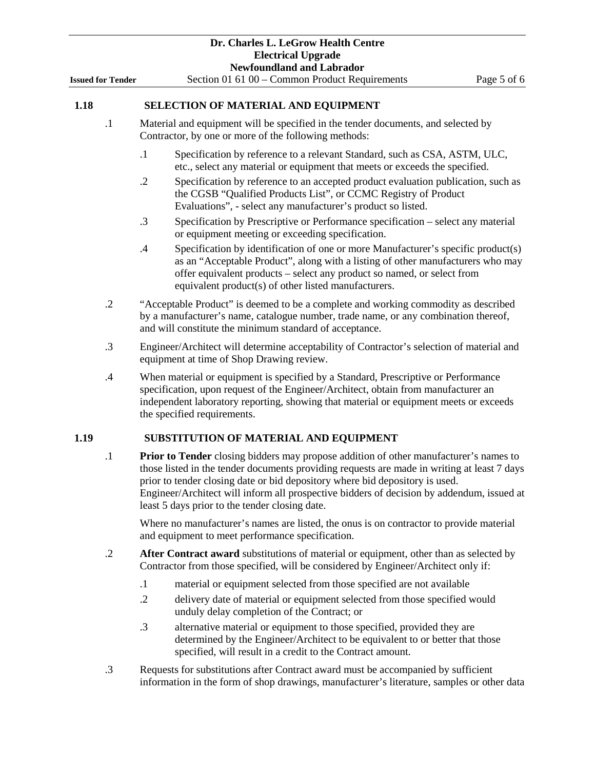## 1.18 SELECTION OF MATERIAL AND EQUIPMENT

.1 Material and equipment will be specified in the tender documents, and selected by Contractor, by one or more of the following methods:

   .1 Specification by reference to a relevant Standard, such as CSA, ASTM, ULC, etc., select any material or equipment that meets or exceeds the specified.

   .2 Specification by reference to an accepted product evaluation publication, such as the CGSB "Qualified Products List", or CCMC Registry of Product Evaluations", - select any manufacturer's product so listed.

   .3 Specification by Prescriptive or Performance specification – select any material or equipment meeting or exceeding specification.

   .4 Specification by identification of one or more Manufacturer's specific product(s) as an "Acceptable Product", along with a listing of other manufacturers who may offer equivalent products – select any product so named, or select from equivalent product(s) of other listed manufacturers.

.2 "Acceptable Product" is deemed to be a complete and working commodity as described by a manufacturer's name, catalogue number, trade name, or any combination thereof, and will constitute the minimum standard of acceptance.

.3 Engineer/Architect will determine acceptability of Contractor's selection of material and equipment at time of Shop Drawing review.

.4 When material or equipment is specified by a Standard, Prescriptive or Performance specification, upon request of the Engineer/Architect, obtain from manufacturer an independent laboratory reporting, showing that material or equipment meets or exceeds the specified requirements.

## 1.19 SUBSTITUTION OF MATERIAL AND EQUIPMENT

.1 **Prior to Tender** closing bidders may propose addition of other manufacturer's names to those listed in the tender documents providing requests are made in writing at least 7 days prior to tender closing date or bid depository where bid depository is used. Engineer/Architect will inform all prospective bidders of decision by addendum, issued at least 5 days prior to the tender closing date.

Where no manufacturer's names are listed, the onus is on contractor to provide material and equipment to meet performance specification.

.2 **After Contract award** substitutions of material or equipment, other than as selected by Contractor from those specified, will be considered by Engineer/Architect only if:

   .1 material or equipment selected from those specified are not available

   .2 delivery date of material or equipment selected from those specified would unduly delay completion of the Contract; or

   .3 alternative material or equipment to those specified, provided they are determined by the Engineer/Architect to be equivalent to or better that those specified, will result in a credit to the Contract amount.

.3 Requests for substitutions after Contract award must be accompanied by sufficient information in the form of shop drawings, manufacturer's literature, samples or other data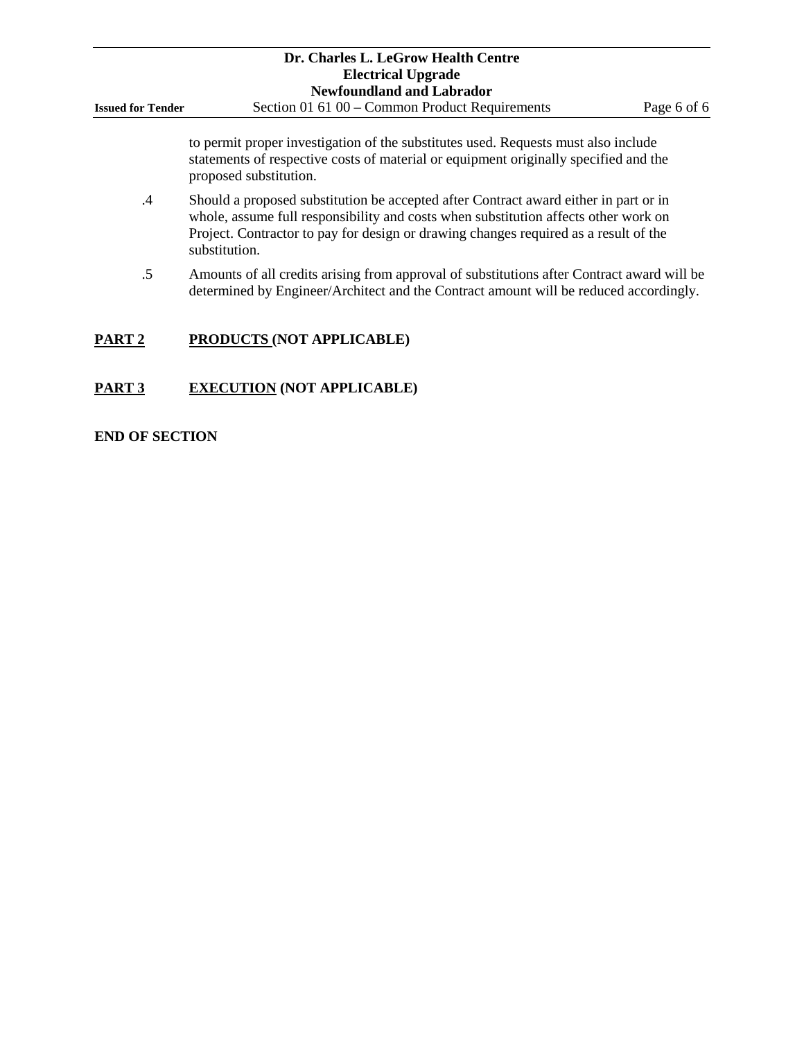to permit proper investigation of the substitutes used. Requests must also include statements of respective costs of material or equipment originally specified and the proposed substitution.

.4 Should a proposed substitution be accepted after Contract award either in part or in whole, assume full responsibility and costs when substitution affects other work on Project. Contractor to pay for design or drawing changes required as a result of the substitution.

.5 Amounts of all credits arising from approval of substitutions after Contract award will be determined by Engineer/Architect and the Contract amount will be reduced accordingly.

## PART 2 PRODUCTS (NOT APPLICABLE)

## PART 3 EXECUTION (NOT APPLICABLE)

**END OF SECTION**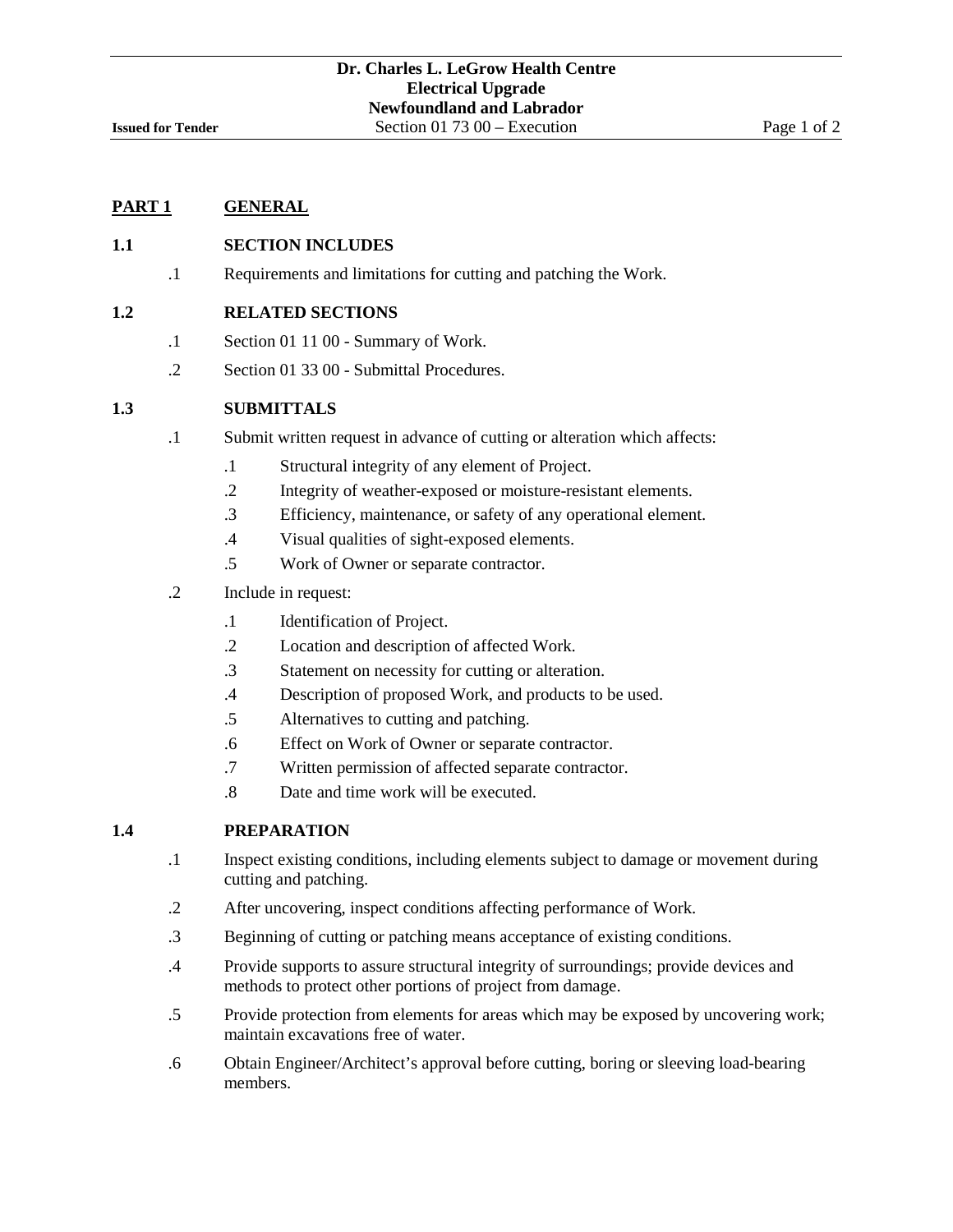## PART 1 GENERAL

### 1.1 SECTION INCLUDES

.1 Requirements and limitations for cutting and patching the Work.

### 1.2 RELATED SECTIONS

.1 Section 01 11 00 - Summary of Work.

.2 Section 01 33 00 - Submittal Procedures.

### 1.3 SUBMITTALS

.1 Submit written request in advance of cutting or alteration which affects:

- .1 Structural integrity of any element of Project.
- .2 Integrity of weather-exposed or moisture-resistant elements.
- .3 Efficiency, maintenance, or safety of any operational element.
- .4 Visual qualities of sight-exposed elements.
- .5 Work of Owner or separate contractor.

.2 Include in request:

- .1 Identification of Project.
- .2 Location and description of affected Work.
- .3 Statement on necessity for cutting or alteration.
- .4 Description of proposed Work, and products to be used.
- .5 Alternatives to cutting and patching.
- .6 Effect on Work of Owner or separate contractor.
- .7 Written permission of affected separate contractor.
- .8 Date and time work will be executed.

### 1.4 PREPARATION

.1 Inspect existing conditions, including elements subject to damage or movement during cutting and patching.

.2 After uncovering, inspect conditions affecting performance of Work.

.3 Beginning of cutting or patching means acceptance of existing conditions.

.4 Provide supports to assure structural integrity of surroundings; provide devices and methods to protect other portions of project from damage.

.5 Provide protection from elements for areas which may be exposed by uncovering work; maintain excavations free of water.

.6 Obtain Engineer/Architect's approval before cutting, boring or sleeving load-bearing members.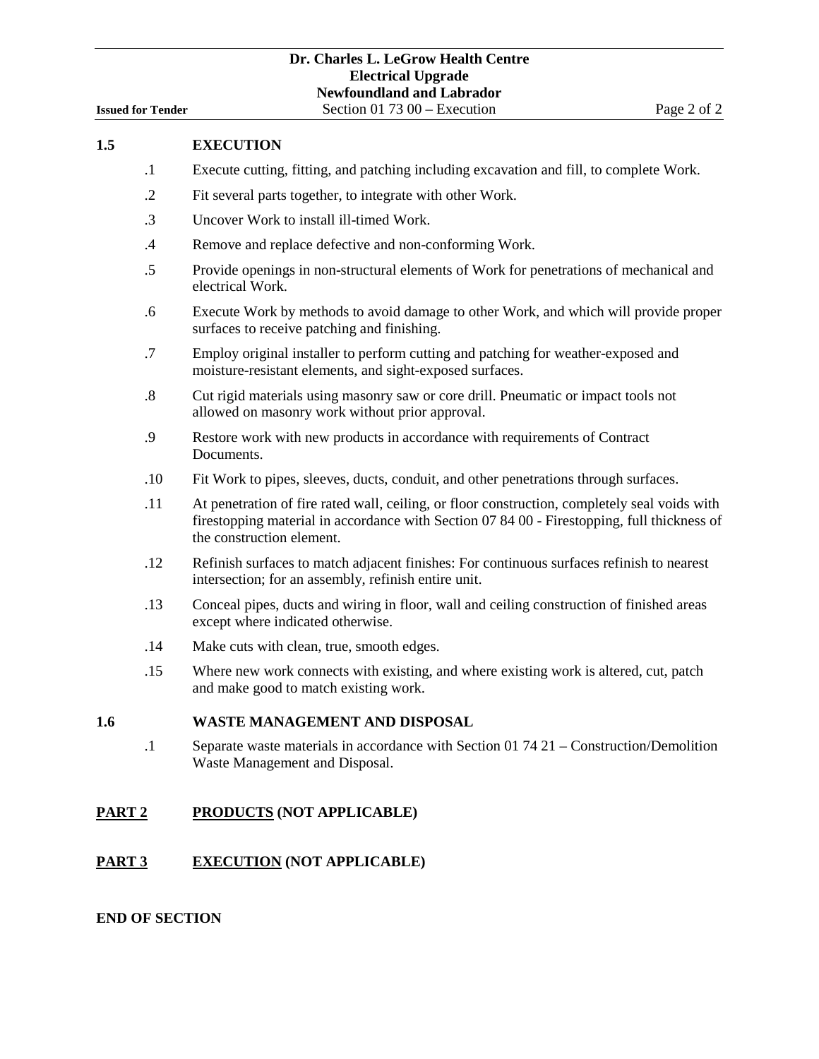## 1.5 EXECUTION

.1 Execute cutting, fitting, and patching including excavation and fill, to complete Work.

.2 Fit several parts together, to integrate with other Work.

.3 Uncover Work to install ill-timed Work.

.4 Remove and replace defective and non-conforming Work.

.5 Provide openings in non-structural elements of Work for penetrations of mechanical and electrical Work.

.6 Execute Work by methods to avoid damage to other Work, and which will provide proper surfaces to receive patching and finishing.

.7 Employ original installer to perform cutting and patching for weather-exposed and moisture-resistant elements, and sight-exposed surfaces.

.8 Cut rigid materials using masonry saw or core drill. Pneumatic or impact tools not allowed on masonry work without prior approval.

.9 Restore work with new products in accordance with requirements of Contract Documents.

.10 Fit Work to pipes, sleeves, ducts, conduit, and other penetrations through surfaces.

.11 At penetration of fire rated wall, ceiling, or floor construction, completely seal voids with firestopping material in accordance with Section 07 84 00 - Firestopping, full thickness of the construction element.

.12 Refinish surfaces to match adjacent finishes: For continuous surfaces refinish to nearest intersection; for an assembly, refinish entire unit.

.13 Conceal pipes, ducts and wiring in floor, wall and ceiling construction of finished areas except where indicated otherwise.

.14 Make cuts with clean, true, smooth edges.

.15 Where new work connects with existing, and where existing work is altered, cut, patch and make good to match existing work.

## 1.6 WASTE MANAGEMENT AND DISPOSAL

.1 Separate waste materials in accordance with Section 01 74 21 – Construction/Demolition Waste Management and Disposal.

## PART 2 PRODUCTS (NOT APPLICABLE)

## PART 3 EXECUTION (NOT APPLICABLE)

**END OF SECTION**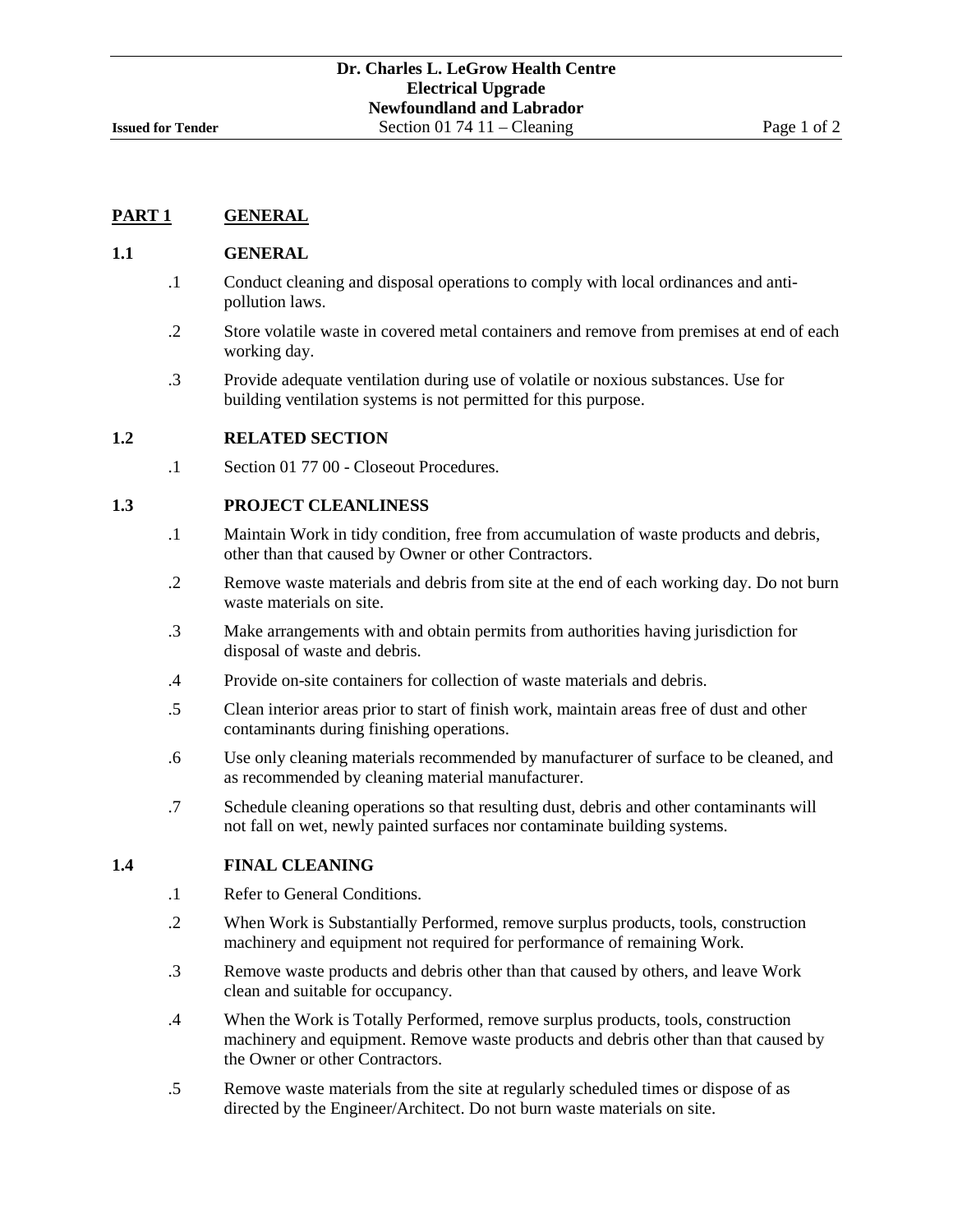## PART 1 GENERAL

### 1.1 GENERAL

.1 Conduct cleaning and disposal operations to comply with local ordinances and anti-pollution laws.

.2 Store volatile waste in covered metal containers and remove from premises at end of each working day.

.3 Provide adequate ventilation during use of volatile or noxious substances. Use for building ventilation systems is not permitted for this purpose.

### 1.2 RELATED SECTION

.1 Section 01 77 00 - Closeout Procedures.

### 1.3 PROJECT CLEANLINESS

.1 Maintain Work in tidy condition, free from accumulation of waste products and debris, other than that caused by Owner or other Contractors.

.2 Remove waste materials and debris from site at the end of each working day. Do not burn waste materials on site.

.3 Make arrangements with and obtain permits from authorities having jurisdiction for disposal of waste and debris.

.4 Provide on-site containers for collection of waste materials and debris.

.5 Clean interior areas prior to start of finish work, maintain areas free of dust and other contaminants during finishing operations.

.6 Use only cleaning materials recommended by manufacturer of surface to be cleaned, and as recommended by cleaning material manufacturer.

.7 Schedule cleaning operations so that resulting dust, debris and other contaminants will not fall on wet, newly painted surfaces nor contaminate building systems.

### 1.4 FINAL CLEANING

.1 Refer to General Conditions.

.2 When Work is Substantially Performed, remove surplus products, tools, construction machinery and equipment not required for performance of remaining Work.

.3 Remove waste products and debris other than that caused by others, and leave Work clean and suitable for occupancy.

.4 When the Work is Totally Performed, remove surplus products, tools, construction machinery and equipment. Remove waste products and debris other than that caused by the Owner or other Contractors.

.5 Remove waste materials from the site at regularly scheduled times or dispose of as directed by the Engineer/Architect. Do not burn waste materials on site.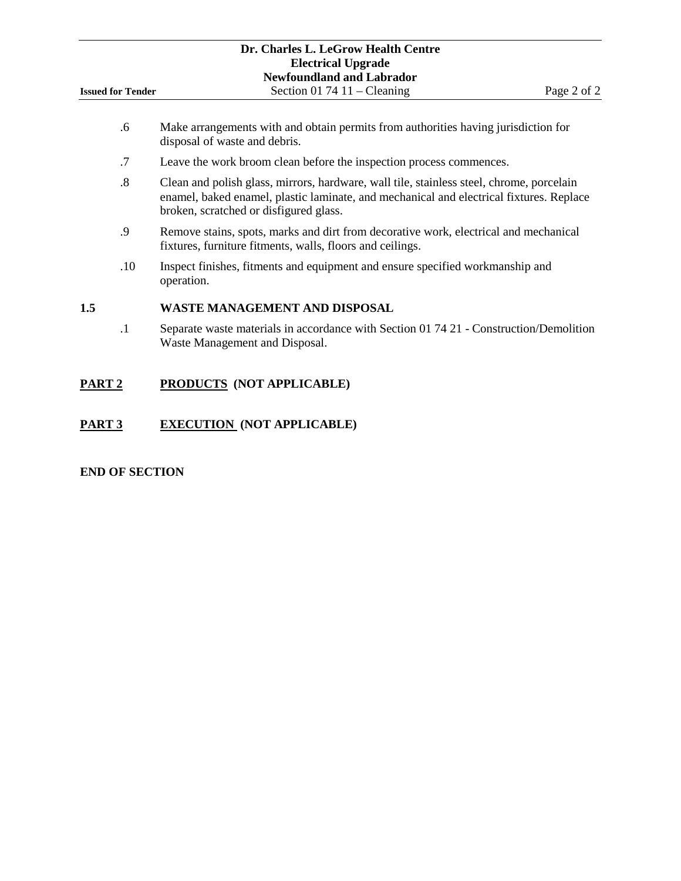.6 Make arrangements with and obtain permits from authorities having jurisdiction for disposal of waste and debris.

.7 Leave the work broom clean before the inspection process commences.

.8 Clean and polish glass, mirrors, hardware, wall tile, stainless steel, chrome, porcelain enamel, baked enamel, plastic laminate, and mechanical and electrical fixtures. Replace broken, scratched or disfigured glass.

.9 Remove stains, spots, marks and dirt from decorative work, electrical and mechanical fixtures, furniture fitments, walls, floors and ceilings.

.10 Inspect finishes, fitments and equipment and ensure specified workmanship and operation.

### 1.5 WASTE MANAGEMENT AND DISPOSAL

.1 Separate waste materials in accordance with Section 01 74 21 - Construction/Demolition Waste Management and Disposal.

## PART 2 PRODUCTS (NOT APPLICABLE)

## PART 3 EXECUTION (NOT APPLICABLE)

**END OF SECTION**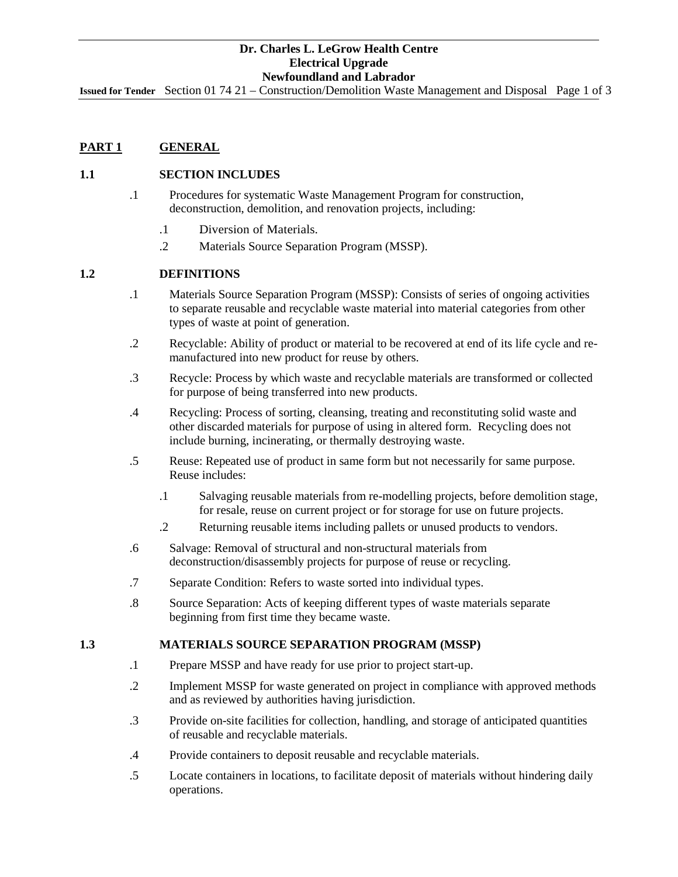## PART 1 GENERAL

### 1.1 SECTION INCLUDES

.1 Procedures for systematic Waste Management Program for construction, deconstruction, demolition, and renovation projects, including:

  .1 Diversion of Materials.

  .2 Materials Source Separation Program (MSSP).

### 1.2 DEFINITIONS

.1 Materials Source Separation Program (MSSP): Consists of series of ongoing activities to separate reusable and recyclable waste material into material categories from other types of waste at point of generation.

.2 Recyclable: Ability of product or material to be recovered at end of its life cycle and re-manufactured into new product for reuse by others.

.3 Recycle: Process by which waste and recyclable materials are transformed or collected for purpose of being transferred into new products.

.4 Recycling: Process of sorting, cleansing, treating and reconstituting solid waste and other discarded materials for purpose of using in altered form. Recycling does not include burning, incinerating, or thermally destroying waste.

.5 Reuse: Repeated use of product in same form but not necessarily for same purpose. Reuse includes:

  .1 Salvaging reusable materials from re-modelling projects, before demolition stage, for resale, reuse on current project or for storage for use on future projects.

  .2 Returning reusable items including pallets or unused products to vendors.

.6 Salvage: Removal of structural and non-structural materials from deconstruction/disassembly projects for purpose of reuse or recycling.

.7 Separate Condition: Refers to waste sorted into individual types.

.8 Source Separation: Acts of keeping different types of waste materials separate beginning from first time they became waste.

### 1.3 MATERIALS SOURCE SEPARATION PROGRAM (MSSP)

.1 Prepare MSSP and have ready for use prior to project start-up.

.2 Implement MSSP for waste generated on project in compliance with approved methods and as reviewed by authorities having jurisdiction.

.3 Provide on-site facilities for collection, handling, and storage of anticipated quantities of reusable and recyclable materials.

.4 Provide containers to deposit reusable and recyclable materials.

.5 Locate containers in locations, to facilitate deposit of materials without hindering daily operations.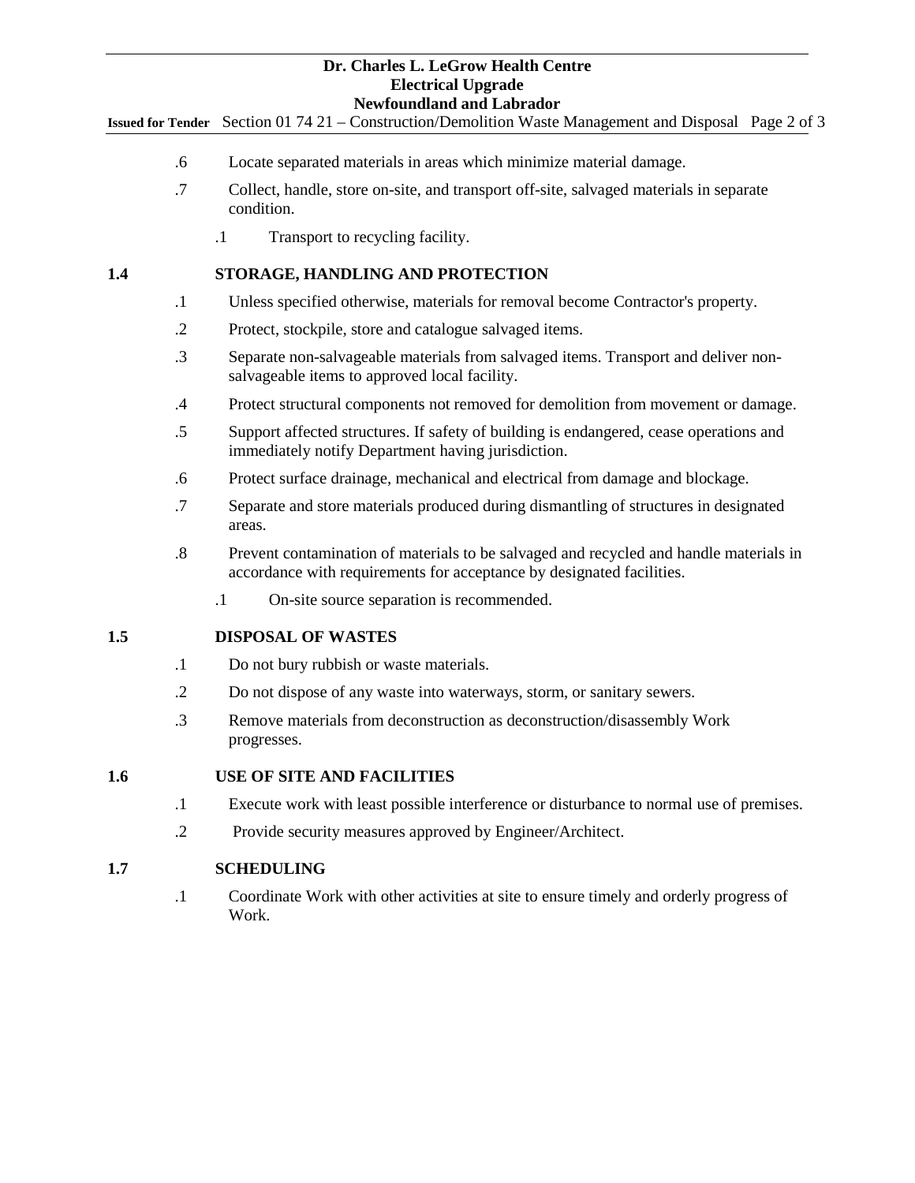.6 Locate separated materials in areas which minimize material damage.

.7 Collect, handle, store on-site, and transport off-site, salvaged materials in separate condition.

  .1 Transport to recycling facility.

## 1.4 STORAGE, HANDLING AND PROTECTION

.1 Unless specified otherwise, materials for removal become Contractor's property.

.2 Protect, stockpile, store and catalogue salvaged items.

.3 Separate non-salvageable materials from salvaged items. Transport and deliver non-salvageable items to approved local facility.

.4 Protect structural components not removed for demolition from movement or damage.

.5 Support affected structures. If safety of building is endangered, cease operations and immediately notify Department having jurisdiction.

.6 Protect surface drainage, mechanical and electrical from damage and blockage.

.7 Separate and store materials produced during dismantling of structures in designated areas.

.8 Prevent contamination of materials to be salvaged and recycled and handle materials in accordance with requirements for acceptance by designated facilities.

  .1 On-site source separation is recommended.

## 1.5 DISPOSAL OF WASTES

.1 Do not bury rubbish or waste materials.

.2 Do not dispose of any waste into waterways, storm, or sanitary sewers.

.3 Remove materials from deconstruction as deconstruction/disassembly Work progresses.

## 1.6 USE OF SITE AND FACILITIES

.1 Execute work with least possible interference or disturbance to normal use of premises.

.2 Provide security measures approved by Engineer/Architect.

## 1.7 SCHEDULING

.1 Coordinate Work with other activities at site to ensure timely and orderly progress of Work.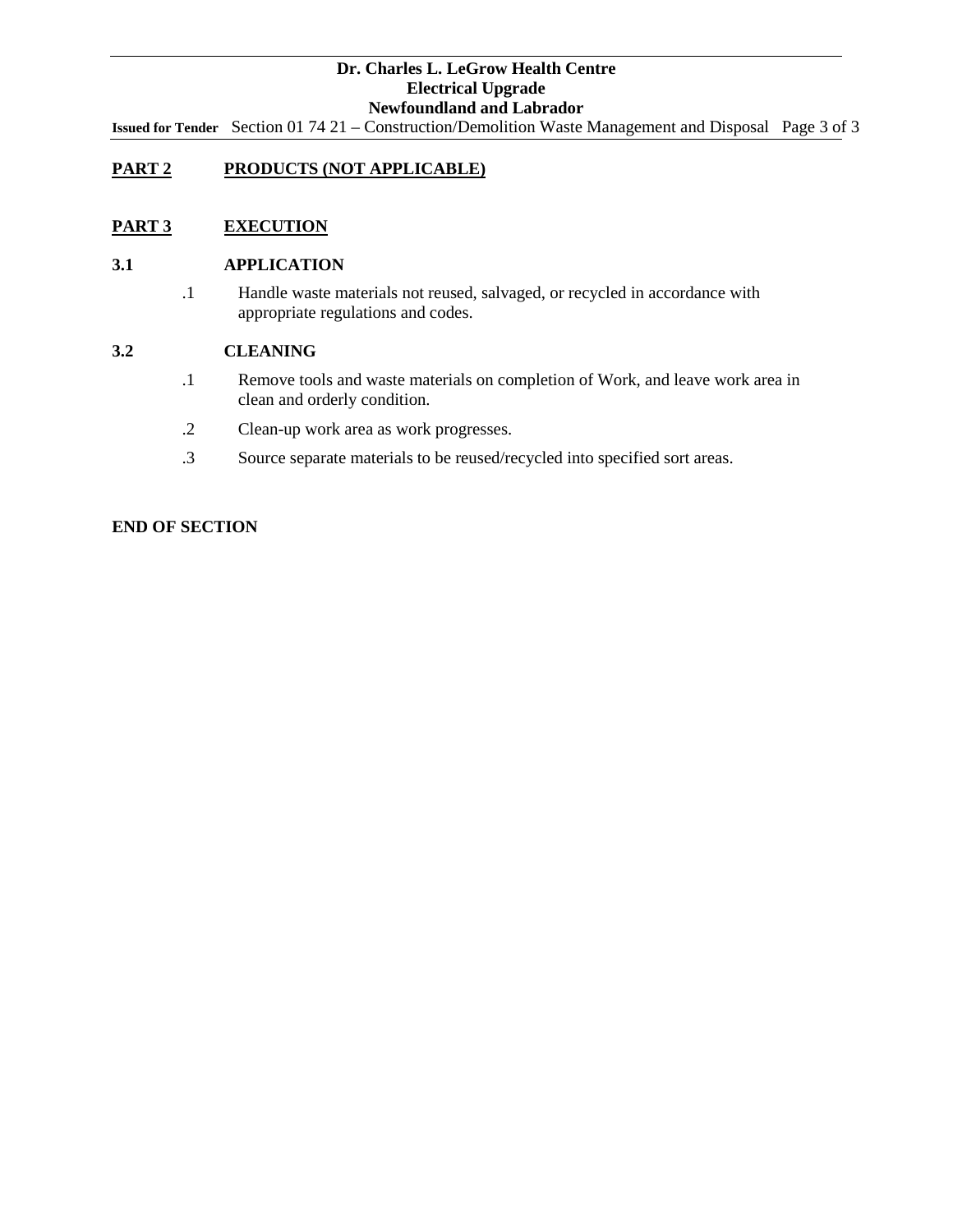## PART 2 PRODUCTS (NOT APPLICABLE)

## PART 3 EXECUTION

### 3.1 APPLICATION

.1 Handle waste materials not reused, salvaged, or recycled in accordance with appropriate regulations and codes.

### 3.2 CLEANING

.1 Remove tools and waste materials on completion of Work, and leave work area in clean and orderly condition.

.2 Clean-up work area as work progresses.

.3 Source separate materials to be reused/recycled into specified sort areas.

**END OF SECTION**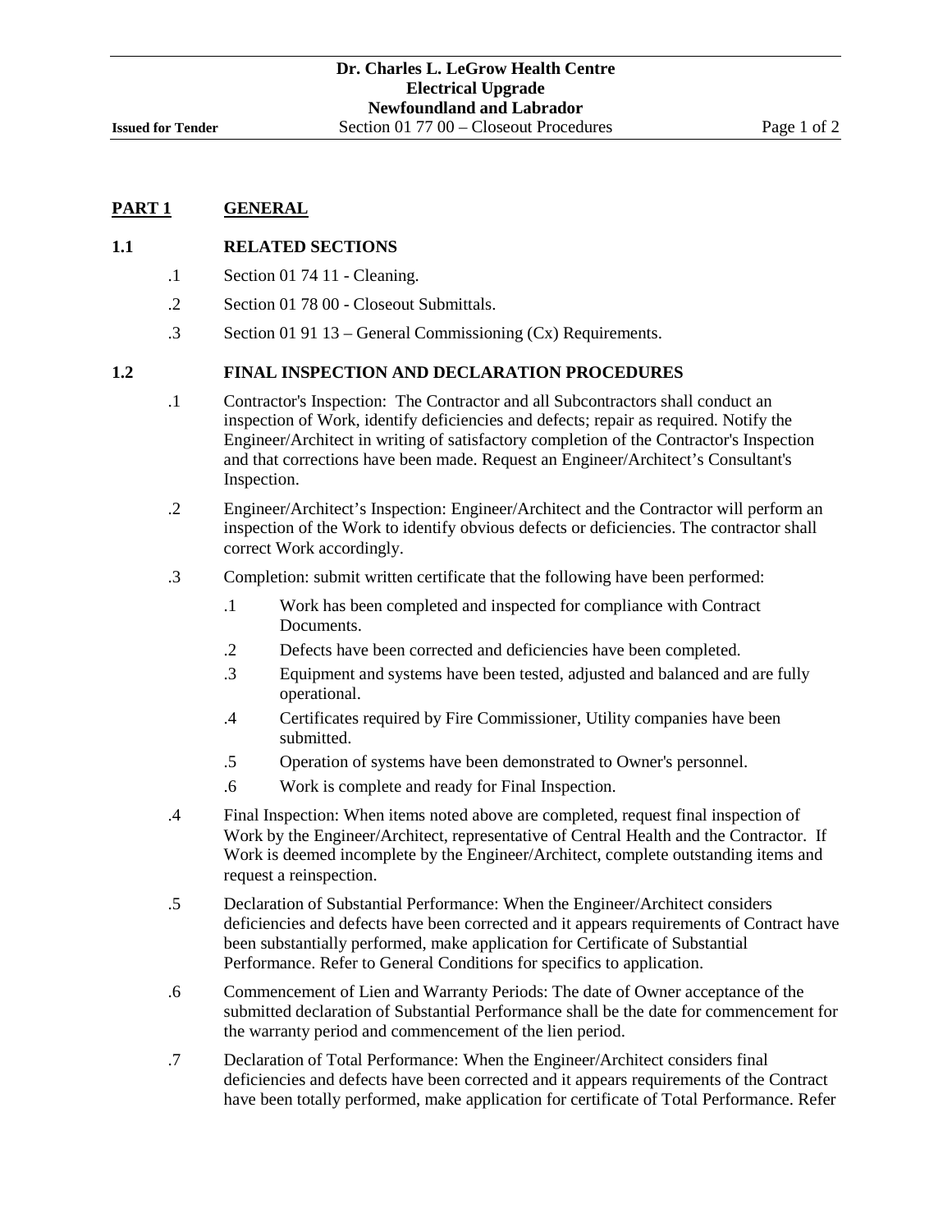## PART 1 GENERAL

### 1.1 RELATED SECTIONS

.1 Section 01 74 11 - Cleaning.

.2 Section 01 78 00 - Closeout Submittals.

.3 Section 01 91 13 – General Commissioning (Cx) Requirements.

### 1.2 FINAL INSPECTION AND DECLARATION PROCEDURES

.1 Contractor's Inspection: The Contractor and all Subcontractors shall conduct an inspection of Work, identify deficiencies and defects; repair as required. Notify the Engineer/Architect in writing of satisfactory completion of the Contractor's Inspection and that corrections have been made. Request an Engineer/Architect's Consultant's Inspection.

.2 Engineer/Architect's Inspection: Engineer/Architect and the Contractor will perform an inspection of the Work to identify obvious defects or deficiencies. The contractor shall correct Work accordingly.

.3 Completion: submit written certificate that the following have been performed:

- .1 Work has been completed and inspected for compliance with Contract Documents.
- .2 Defects have been corrected and deficiencies have been completed.
- .3 Equipment and systems have been tested, adjusted and balanced and are fully operational.
- .4 Certificates required by Fire Commissioner, Utility companies have been submitted.
- .5 Operation of systems have been demonstrated to Owner's personnel.
- .6 Work is complete and ready for Final Inspection.

.4 Final Inspection: When items noted above are completed, request final inspection of Work by the Engineer/Architect, representative of Central Health and the Contractor. If Work is deemed incomplete by the Engineer/Architect, complete outstanding items and request a reinspection.

.5 Declaration of Substantial Performance: When the Engineer/Architect considers deficiencies and defects have been corrected and it appears requirements of Contract have been substantially performed, make application for Certificate of Substantial Performance. Refer to General Conditions for specifics to application.

.6 Commencement of Lien and Warranty Periods: The date of Owner acceptance of the submitted declaration of Substantial Performance shall be the date for commencement for the warranty period and commencement of the lien period.

.7 Declaration of Total Performance: When the Engineer/Architect considers final deficiencies and defects have been corrected and it appears requirements of the Contract have been totally performed, make application for certificate of Total Performance. Refer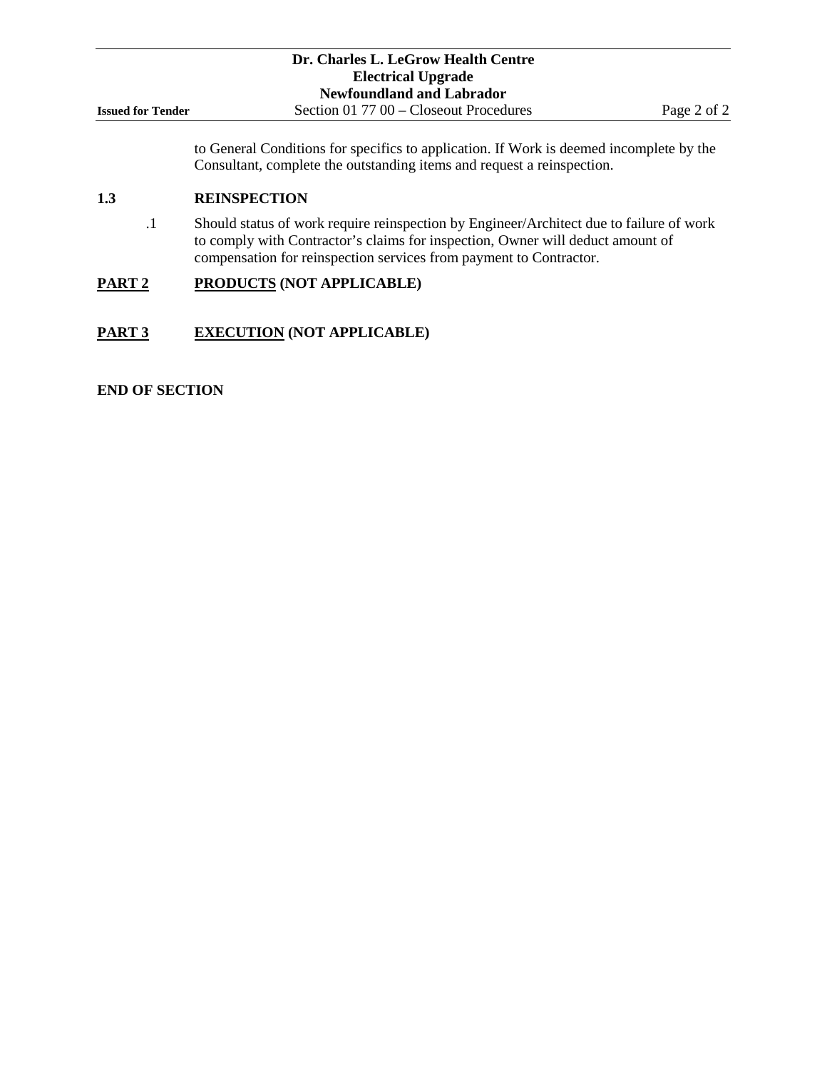to General Conditions for specifics to application. If Work is deemed incomplete by the Consultant, complete the outstanding items and request a reinspection.

## 1.3 REINSPECTION

.1 Should status of work require reinspection by Engineer/Architect due to failure of work to comply with Contractor's claims for inspection, Owner will deduct amount of compensation for reinspection services from payment to Contractor.

# PART 2 PRODUCTS (NOT APPLICABLE)

# PART 3 EXECUTION (NOT APPLICABLE)

**END OF SECTION**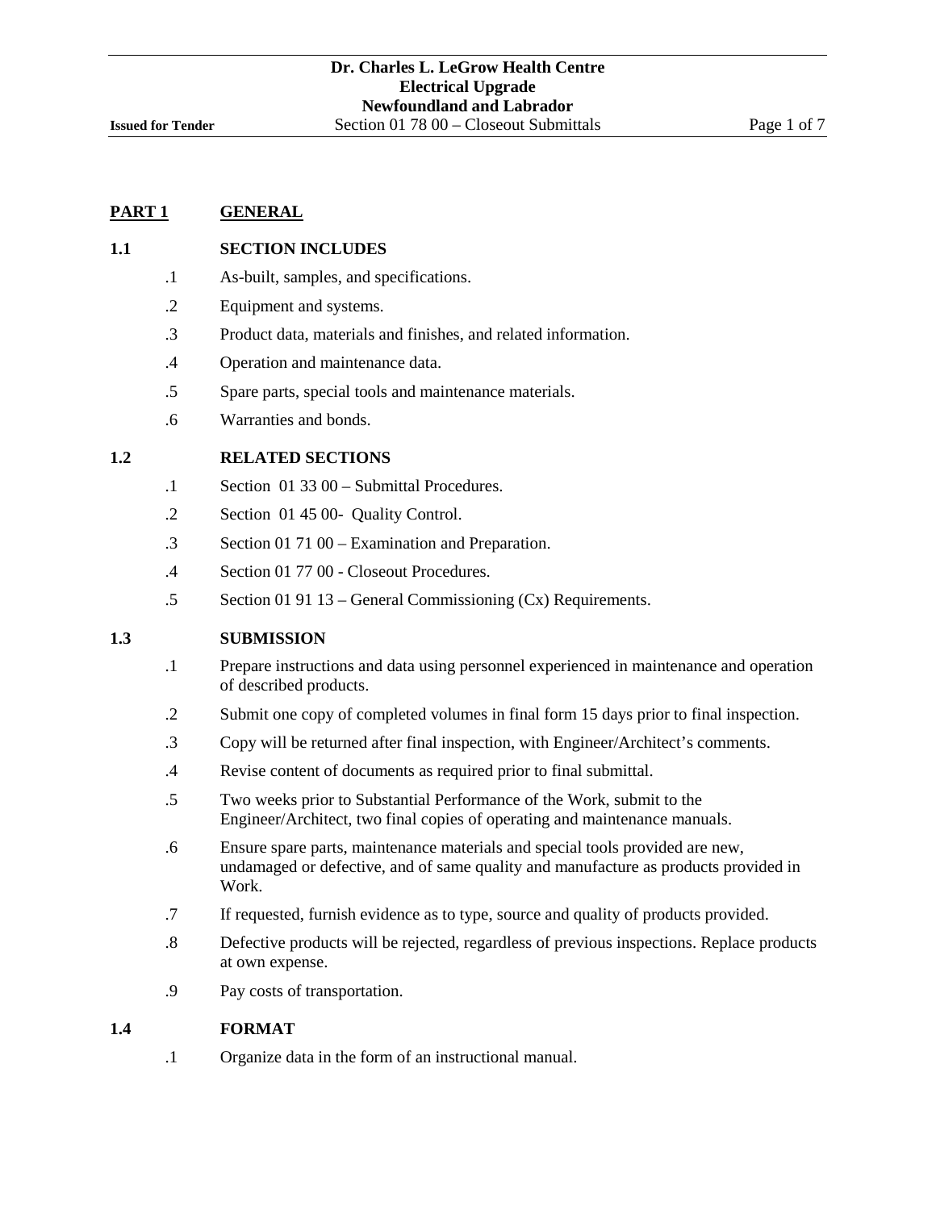## PART 1 GENERAL

### 1.1 SECTION INCLUDES

.1 As-built, samples, and specifications.

.2 Equipment and systems.

.3 Product data, materials and finishes, and related information.

.4 Operation and maintenance data.

.5 Spare parts, special tools and maintenance materials.

.6 Warranties and bonds.

### 1.2 RELATED SECTIONS

.1 Section 01 33 00 – Submittal Procedures.

.2 Section 01 45 00- Quality Control.

.3 Section 01 71 00 – Examination and Preparation.

.4 Section 01 77 00 - Closeout Procedures.

.5 Section 01 91 13 – General Commissioning (Cx) Requirements.

### 1.3 SUBMISSION

.1 Prepare instructions and data using personnel experienced in maintenance and operation of described products.

.2 Submit one copy of completed volumes in final form 15 days prior to final inspection.

.3 Copy will be returned after final inspection, with Engineer/Architect's comments.

.4 Revise content of documents as required prior to final submittal.

.5 Two weeks prior to Substantial Performance of the Work, submit to the Engineer/Architect, two final copies of operating and maintenance manuals.

.6 Ensure spare parts, maintenance materials and special tools provided are new, undamaged or defective, and of same quality and manufacture as products provided in Work.

.7 If requested, furnish evidence as to type, source and quality of products provided.

.8 Defective products will be rejected, regardless of previous inspections. Replace products at own expense.

.9 Pay costs of transportation.

### 1.4 FORMAT

.1 Organize data in the form of an instructional manual.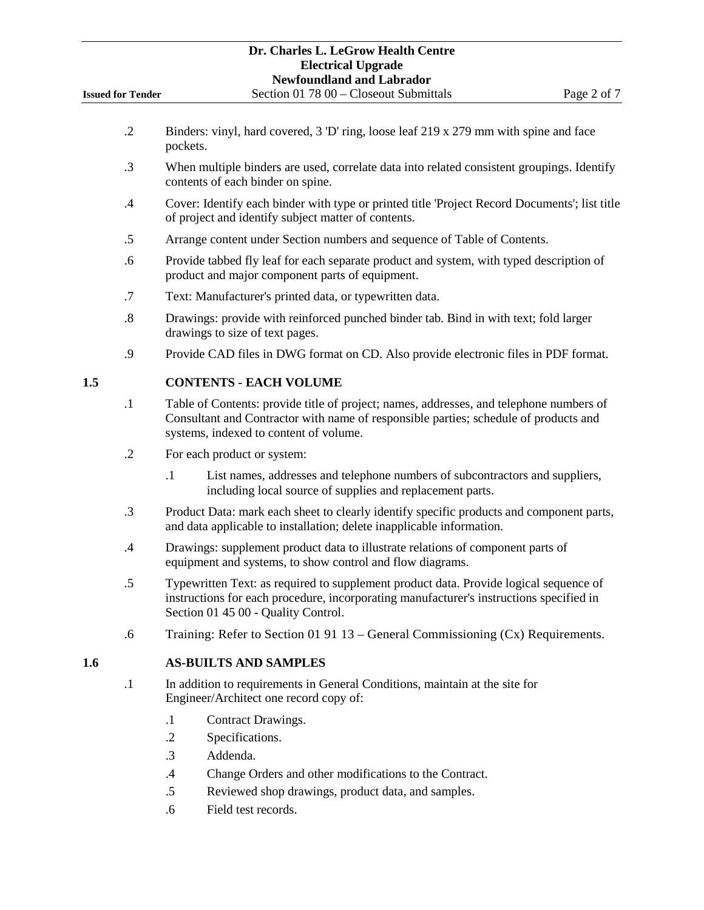.2 Binders: vinyl, hard covered, 3 'D' ring, loose leaf 219 x 279 mm with spine and face pockets.

.3 When multiple binders are used, correlate data into related consistent groupings. Identify contents of each binder on spine.

.4 Cover: Identify each binder with type or printed title 'Project Record Documents'; list title of project and identify subject matter of contents.

.5 Arrange content under Section numbers and sequence of Table of Contents.

.6 Provide tabbed fly leaf for each separate product and system, with typed description of product and major component parts of equipment.

.7 Text: Manufacturer's printed data, or typewritten data.

.8 Drawings: provide with reinforced punched binder tab. Bind in with text; fold larger drawings to size of text pages.

.9 Provide CAD files in DWG format on CD. Also provide electronic files in PDF format.

## 1.5 CONTENTS - EACH VOLUME

.1 Table of Contents: provide title of project; names, addresses, and telephone numbers of Consultant and Contractor with name of responsible parties; schedule of products and systems, indexed to content of volume.

.2 For each product or system:

- .1 List names, addresses and telephone numbers of subcontractors and suppliers, including local source of supplies and replacement parts.

.3 Product Data: mark each sheet to clearly identify specific products and component parts, and data applicable to installation; delete inapplicable information.

.4 Drawings: supplement product data to illustrate relations of component parts of equipment and systems, to show control and flow diagrams.

.5 Typewritten Text: as required to supplement product data. Provide logical sequence of instructions for each procedure, incorporating manufacturer's instructions specified in Section 01 45 00 - Quality Control.

.6 Training: Refer to Section 01 91 13 – General Commissioning (Cx) Requirements.

## 1.6 AS-BUILTS AND SAMPLES

.1 In addition to requirements in General Conditions, maintain at the site for Engineer/Architect one record copy of:

- .1 Contract Drawings.
- .2 Specifications.
- .3 Addenda.
- .4 Change Orders and other modifications to the Contract.
- .5 Reviewed shop drawings, product data, and samples.
- .6 Field test records.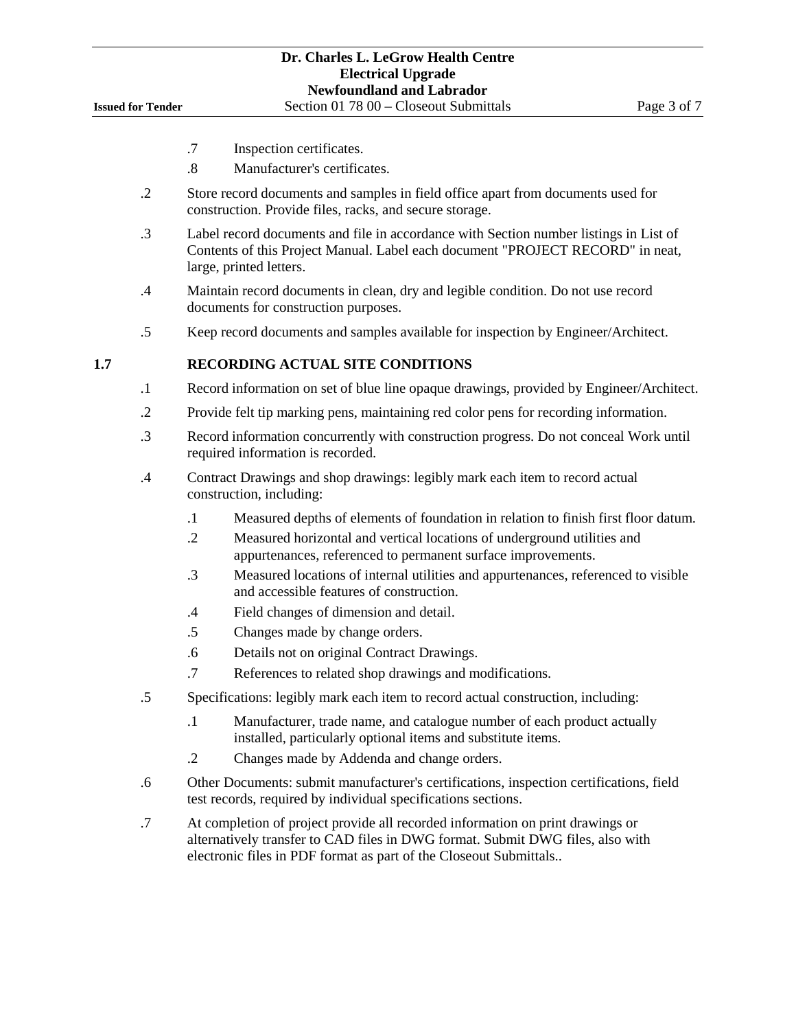.7 Inspection certificates.

.8 Manufacturer's certificates.

.2 Store record documents and samples in field office apart from documents used for construction. Provide files, racks, and secure storage.

.3 Label record documents and file in accordance with Section number listings in List of Contents of this Project Manual. Label each document "PROJECT RECORD" in neat, large, printed letters.

.4 Maintain record documents in clean, dry and legible condition. Do not use record documents for construction purposes.

.5 Keep record documents and samples available for inspection by Engineer/Architect.

## 1.7 RECORDING ACTUAL SITE CONDITIONS

.1 Record information on set of blue line opaque drawings, provided by Engineer/Architect.

.2 Provide felt tip marking pens, maintaining red color pens for recording information.

.3 Record information concurrently with construction progress. Do not conceal Work until required information is recorded.

.4 Contract Drawings and shop drawings: legibly mark each item to record actual construction, including:

- .1 Measured depths of elements of foundation in relation to finish first floor datum.
- .2 Measured horizontal and vertical locations of underground utilities and appurtenances, referenced to permanent surface improvements.
- .3 Measured locations of internal utilities and appurtenances, referenced to visible and accessible features of construction.
- .4 Field changes of dimension and detail.
- .5 Changes made by change orders.
- .6 Details not on original Contract Drawings.
- .7 References to related shop drawings and modifications.

.5 Specifications: legibly mark each item to record actual construction, including:

- .1 Manufacturer, trade name, and catalogue number of each product actually installed, particularly optional items and substitute items.
- .2 Changes made by Addenda and change orders.

.6 Other Documents: submit manufacturer's certifications, inspection certifications, field test records, required by individual specifications sections.

.7 At completion of project provide all recorded information on print drawings or alternatively transfer to CAD files in DWG format. Submit DWG files, also with electronic files in PDF format as part of the Closeout Submittals..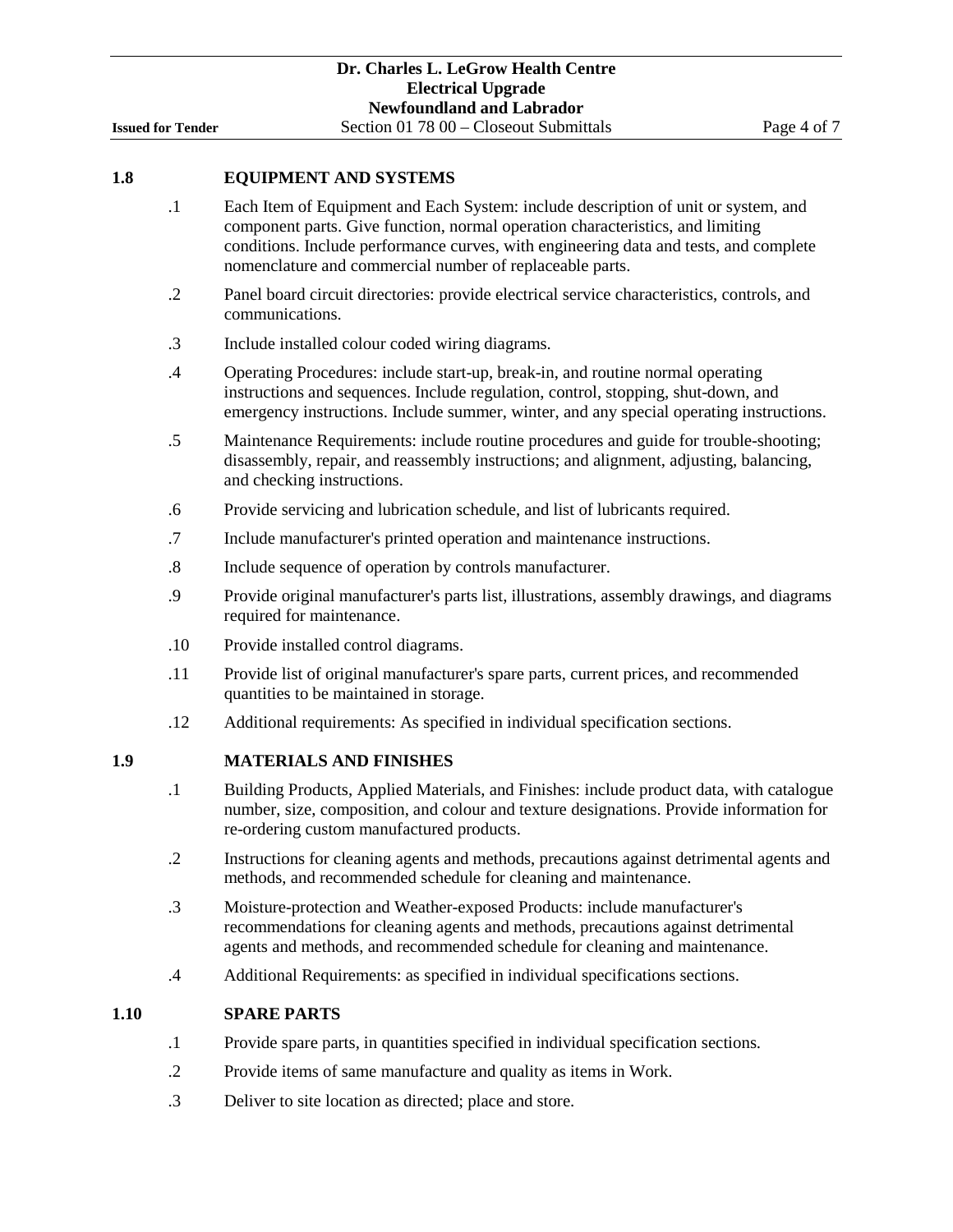## 1.8 EQUIPMENT AND SYSTEMS

.1 Each Item of Equipment and Each System: include description of unit or system, and component parts. Give function, normal operation characteristics, and limiting conditions. Include performance curves, with engineering data and tests, and complete nomenclature and commercial number of replaceable parts.

.2 Panel board circuit directories: provide electrical service characteristics, controls, and communications.

.3 Include installed colour coded wiring diagrams.

.4 Operating Procedures: include start-up, break-in, and routine normal operating instructions and sequences. Include regulation, control, stopping, shut-down, and emergency instructions. Include summer, winter, and any special operating instructions.

.5 Maintenance Requirements: include routine procedures and guide for trouble-shooting; disassembly, repair, and reassembly instructions; and alignment, adjusting, balancing, and checking instructions.

.6 Provide servicing and lubrication schedule, and list of lubricants required.

.7 Include manufacturer's printed operation and maintenance instructions.

.8 Include sequence of operation by controls manufacturer.

.9 Provide original manufacturer's parts list, illustrations, assembly drawings, and diagrams required for maintenance.

.10 Provide installed control diagrams.

.11 Provide list of original manufacturer's spare parts, current prices, and recommended quantities to be maintained in storage.

.12 Additional requirements: As specified in individual specification sections.

## 1.9 MATERIALS AND FINISHES

.1 Building Products, Applied Materials, and Finishes: include product data, with catalogue number, size, composition, and colour and texture designations. Provide information for re-ordering custom manufactured products.

.2 Instructions for cleaning agents and methods, precautions against detrimental agents and methods, and recommended schedule for cleaning and maintenance.

.3 Moisture-protection and Weather-exposed Products: include manufacturer's recommendations for cleaning agents and methods, precautions against detrimental agents and methods, and recommended schedule for cleaning and maintenance.

.4 Additional Requirements: as specified in individual specifications sections.

## 1.10 SPARE PARTS

.1 Provide spare parts, in quantities specified in individual specification sections.

.2 Provide items of same manufacture and quality as items in Work.

.3 Deliver to site location as directed; place and store.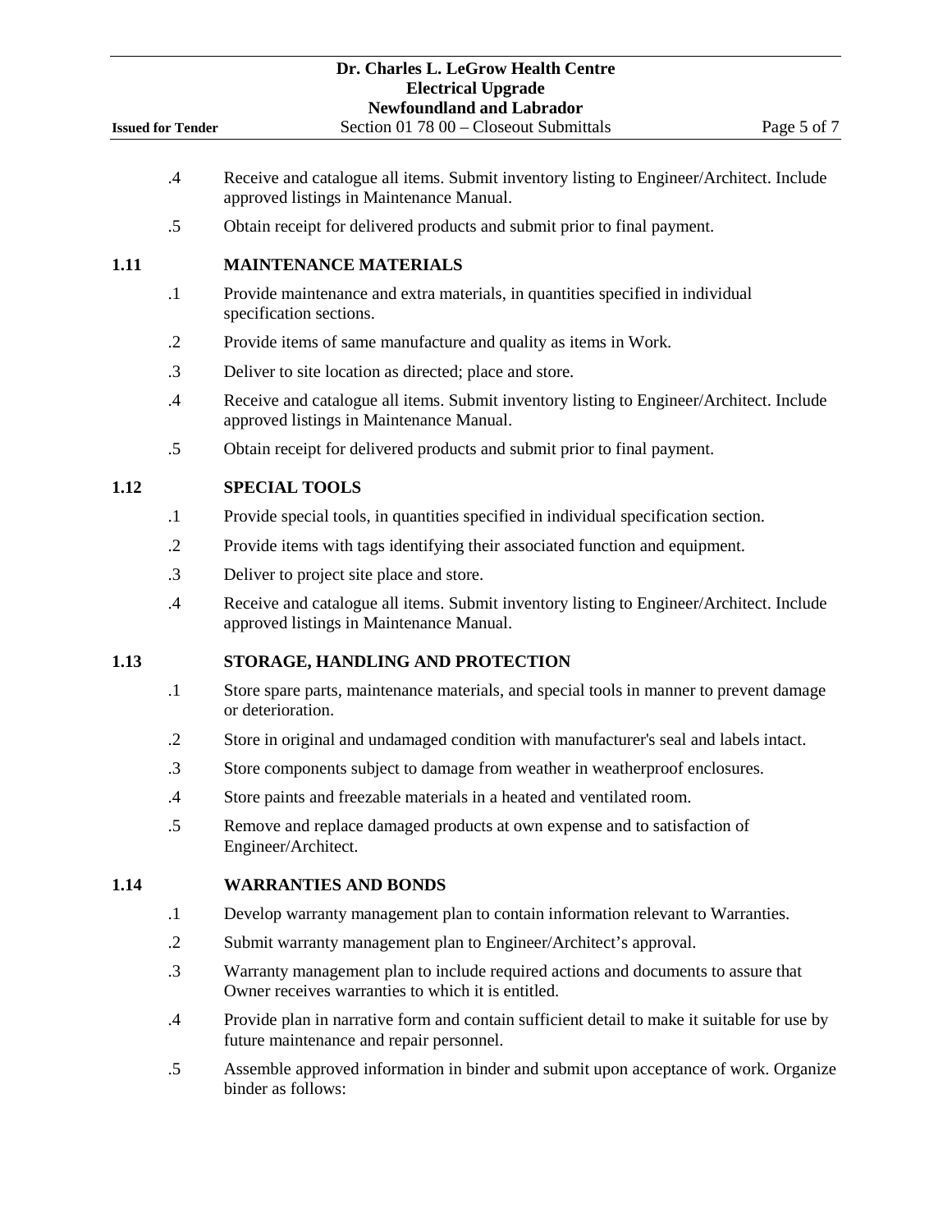.4 Receive and catalogue all items. Submit inventory listing to Engineer/Architect. Include approved listings in Maintenance Manual.

.5 Obtain receipt for delivered products and submit prior to final payment.

## 1.11 MAINTENANCE MATERIALS

.1 Provide maintenance and extra materials, in quantities specified in individual specification sections.

.2 Provide items of same manufacture and quality as items in Work.

.3 Deliver to site location as directed; place and store.

.4 Receive and catalogue all items. Submit inventory listing to Engineer/Architect. Include approved listings in Maintenance Manual.

.5 Obtain receipt for delivered products and submit prior to final payment.

## 1.12 SPECIAL TOOLS

.1 Provide special tools, in quantities specified in individual specification section.

.2 Provide items with tags identifying their associated function and equipment.

.3 Deliver to project site place and store.

.4 Receive and catalogue all items. Submit inventory listing to Engineer/Architect. Include approved listings in Maintenance Manual.

## 1.13 STORAGE, HANDLING AND PROTECTION

.1 Store spare parts, maintenance materials, and special tools in manner to prevent damage or deterioration.

.2 Store in original and undamaged condition with manufacturer's seal and labels intact.

.3 Store components subject to damage from weather in weatherproof enclosures.

.4 Store paints and freezable materials in a heated and ventilated room.

.5 Remove and replace damaged products at own expense and to satisfaction of Engineer/Architect.

## 1.14 WARRANTIES AND BONDS

.1 Develop warranty management plan to contain information relevant to Warranties.

.2 Submit warranty management plan to Engineer/Architect's approval.

.3 Warranty management plan to include required actions and documents to assure that Owner receives warranties to which it is entitled.

.4 Provide plan in narrative form and contain sufficient detail to make it suitable for use by future maintenance and repair personnel.

.5 Assemble approved information in binder and submit upon acceptance of work. Organize binder as follows: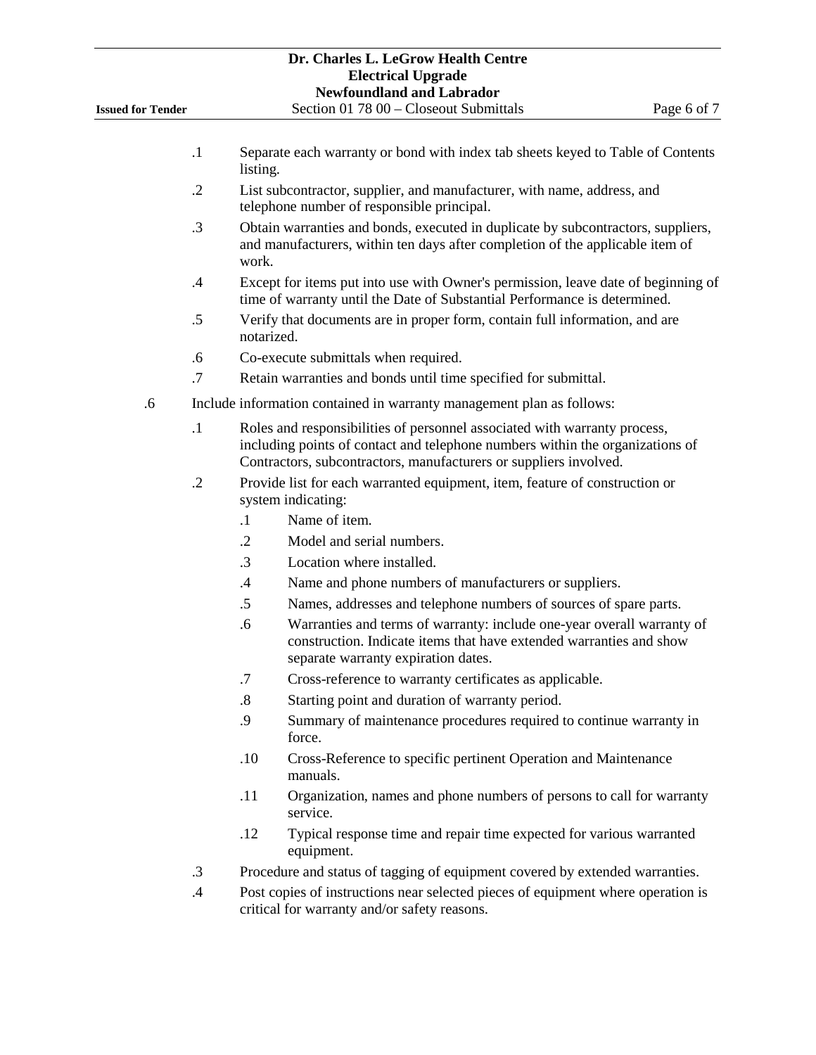.1 Separate each warranty or bond with index tab sheets keyed to Table of Contents listing.

.2 List subcontractor, supplier, and manufacturer, with name, address, and telephone number of responsible principal.

.3 Obtain warranties and bonds, executed in duplicate by subcontractors, suppliers, and manufacturers, within ten days after completion of the applicable item of work.

.4 Except for items put into use with Owner's permission, leave date of beginning of time of warranty until the Date of Substantial Performance is determined.

.5 Verify that documents are in proper form, contain full information, and are notarized.

.6 Co-execute submittals when required.

.7 Retain warranties and bonds until time specified for submittal.

.6 Include information contained in warranty management plan as follows:

- .1 Roles and responsibilities of personnel associated with warranty process, including points of contact and telephone numbers within the organizations of Contractors, subcontractors, manufacturers or suppliers involved.
- .2 Provide list for each warranted equipment, item, feature of construction or system indicating:
  - .1 Name of item.
  - .2 Model and serial numbers.
  - .3 Location where installed.
  - .4 Name and phone numbers of manufacturers or suppliers.
  - .5 Names, addresses and telephone numbers of sources of spare parts.
  - .6 Warranties and terms of warranty: include one-year overall warranty of construction. Indicate items that have extended warranties and show separate warranty expiration dates.
  - .7 Cross-reference to warranty certificates as applicable.
  - .8 Starting point and duration of warranty period.
  - .9 Summary of maintenance procedures required to continue warranty in force.
  - .10 Cross-Reference to specific pertinent Operation and Maintenance manuals.
  - .11 Organization, names and phone numbers of persons to call for warranty service.
  - .12 Typical response time and repair time expected for various warranted equipment.
- .3 Procedure and status of tagging of equipment covered by extended warranties.
- .4 Post copies of instructions near selected pieces of equipment where operation is critical for warranty and/or safety reasons.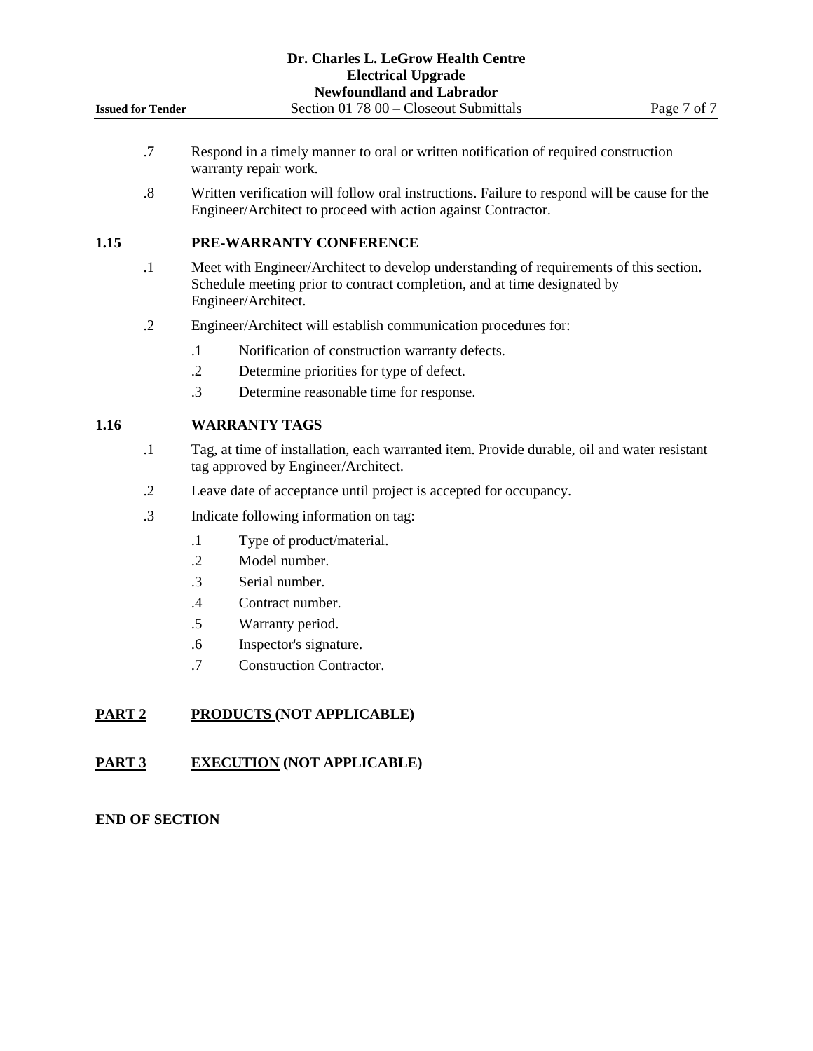.7 Respond in a timely manner to oral or written notification of required construction warranty repair work.

.8 Written verification will follow oral instructions. Failure to respond will be cause for the Engineer/Architect to proceed with action against Contractor.

## 1.15 PRE-WARRANTY CONFERENCE

.1 Meet with Engineer/Architect to develop understanding of requirements of this section. Schedule meeting prior to contract completion, and at time designated by Engineer/Architect.

.2 Engineer/Architect will establish communication procedures for:

- .1 Notification of construction warranty defects.
- .2 Determine priorities for type of defect.
- .3 Determine reasonable time for response.

## 1.16 WARRANTY TAGS

.1 Tag, at time of installation, each warranted item. Provide durable, oil and water resistant tag approved by Engineer/Architect.

.2 Leave date of acceptance until project is accepted for occupancy.

.3 Indicate following information on tag:

- .1 Type of product/material.
- .2 Model number.
- .3 Serial number.
- .4 Contract number.
- .5 Warranty period.
- .6 Inspector's signature.
- .7 Construction Contractor.

## PART 2 PRODUCTS (NOT APPLICABLE)

## PART 3 EXECUTION (NOT APPLICABLE)

**END OF SECTION**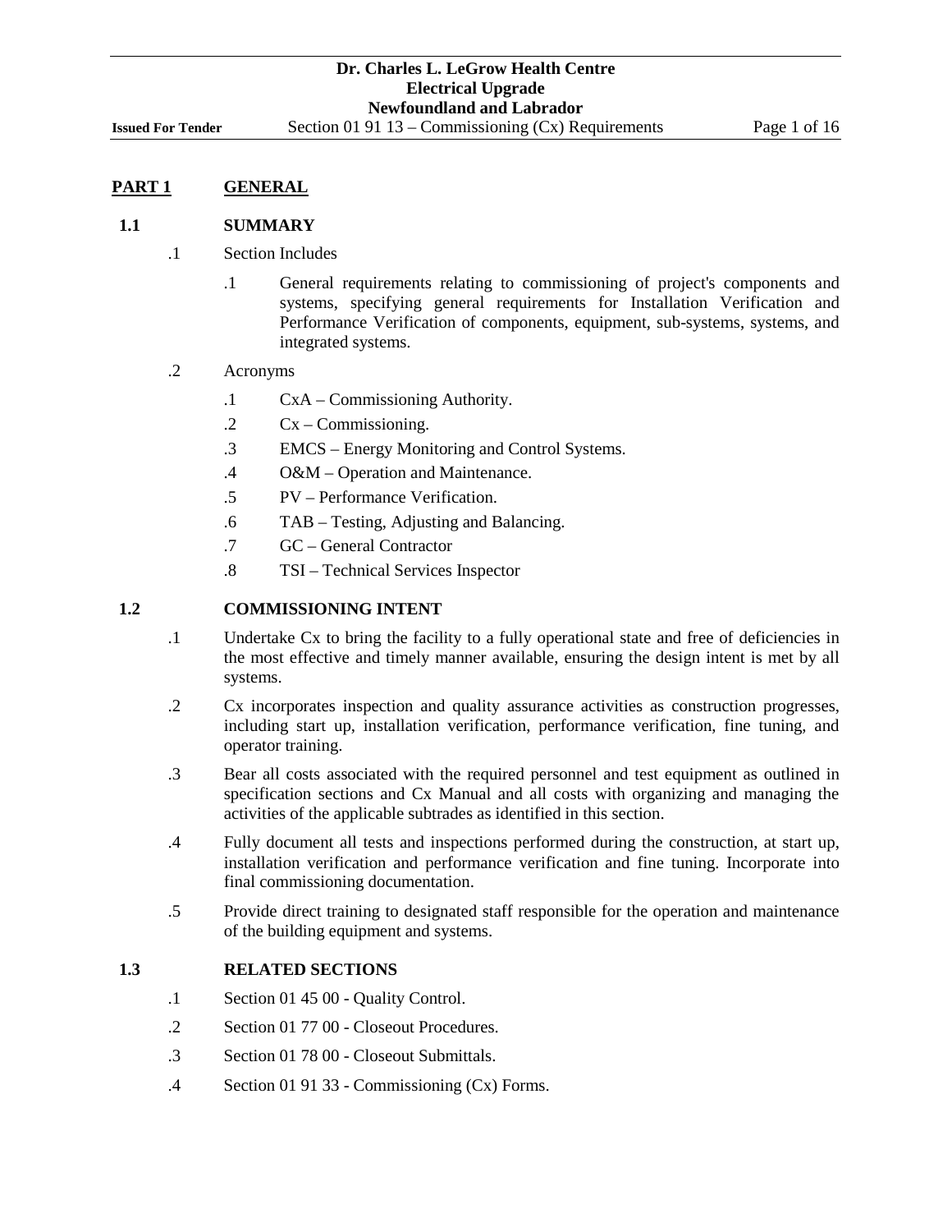## PART 1 GENERAL

### 1.1 SUMMARY

.1 Section Includes

.1 General requirements relating to commissioning of project's components and systems, specifying general requirements for Installation Verification and Performance Verification of components, equipment, sub-systems, systems, and integrated systems.

.2 Acronyms

.1 CxA – Commissioning Authority.

.2 Cx – Commissioning.

.3 EMCS – Energy Monitoring and Control Systems.

.4 O&M – Operation and Maintenance.

.5 PV – Performance Verification.

.6 TAB – Testing, Adjusting and Balancing.

.7 GC – General Contractor

.8 TSI – Technical Services Inspector

### 1.2 COMMISSIONING INTENT

.1 Undertake Cx to bring the facility to a fully operational state and free of deficiencies in the most effective and timely manner available, ensuring the design intent is met by all systems.

.2 Cx incorporates inspection and quality assurance activities as construction progresses, including start up, installation verification, performance verification, fine tuning, and operator training.

.3 Bear all costs associated with the required personnel and test equipment as outlined in specification sections and Cx Manual and all costs with organizing and managing the activities of the applicable subtrades as identified in this section.

.4 Fully document all tests and inspections performed during the construction, at start up, installation verification and performance verification and fine tuning. Incorporate into final commissioning documentation.

.5 Provide direct training to designated staff responsible for the operation and maintenance of the building equipment and systems.

### 1.3 RELATED SECTIONS

.1 Section 01 45 00 - Quality Control.

.2 Section 01 77 00 - Closeout Procedures.

.3 Section 01 78 00 - Closeout Submittals.

.4 Section 01 91 33 - Commissioning (Cx) Forms.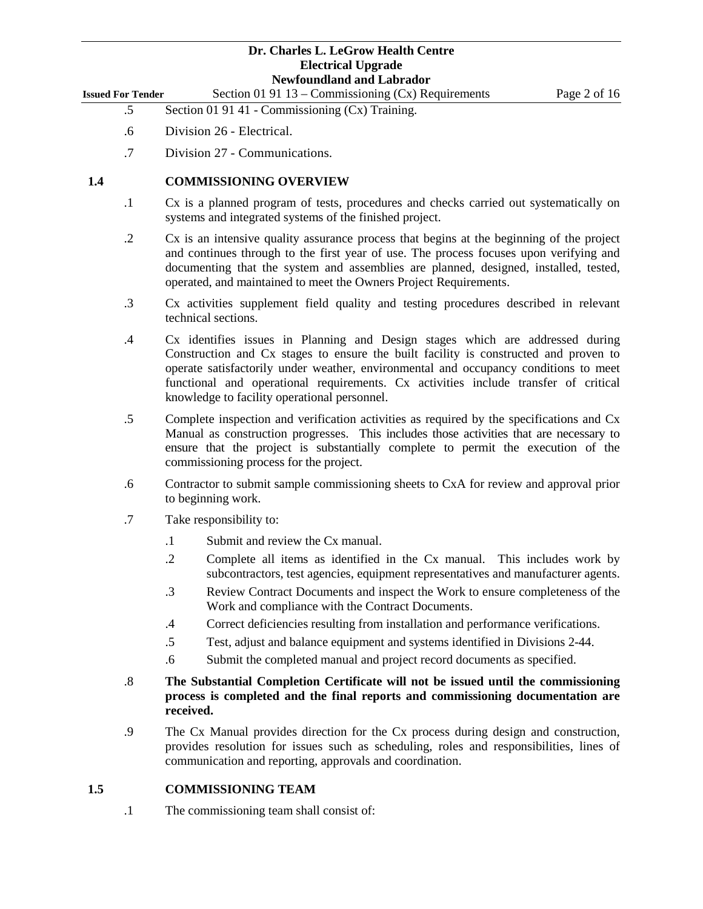.5 Section 01 91 41 - Commissioning (Cx) Training.

.6 Division 26 - Electrical.

.7 Division 27 - Communications.

## 1.4 COMMISSIONING OVERVIEW

.1 Cx is a planned program of tests, procedures and checks carried out systematically on systems and integrated systems of the finished project.

.2 Cx is an intensive quality assurance process that begins at the beginning of the project and continues through to the first year of use. The process focuses upon verifying and documenting that the system and assemblies are planned, designed, installed, tested, operated, and maintained to meet the Owners Project Requirements.

.3 Cx activities supplement field quality and testing procedures described in relevant technical sections.

.4 Cx identifies issues in Planning and Design stages which are addressed during Construction and Cx stages to ensure the built facility is constructed and proven to operate satisfactorily under weather, environmental and occupancy conditions to meet functional and operational requirements. Cx activities include transfer of critical knowledge to facility operational personnel.

.5 Complete inspection and verification activities as required by the specifications and Cx Manual as construction progresses. This includes those activities that are necessary to ensure that the project is substantially complete to permit the execution of the commissioning process for the project.

.6 Contractor to submit sample commissioning sheets to CxA for review and approval prior to beginning work.

.7 Take responsibility to:

- .1 Submit and review the Cx manual.
- .2 Complete all items as identified in the Cx manual. This includes work by subcontractors, test agencies, equipment representatives and manufacturer agents.
- .3 Review Contract Documents and inspect the Work to ensure completeness of the Work and compliance with the Contract Documents.
- .4 Correct deficiencies resulting from installation and performance verifications.
- .5 Test, adjust and balance equipment and systems identified in Divisions 2-44.
- .6 Submit the completed manual and project record documents as specified.

.8 **The Substantial Completion Certificate will not be issued until the commissioning process is completed and the final reports and commissioning documentation are received.**

.9 The Cx Manual provides direction for the Cx process during design and construction, provides resolution for issues such as scheduling, roles and responsibilities, lines of communication and reporting, approvals and coordination.

## 1.5 COMMISSIONING TEAM

.1 The commissioning team shall consist of: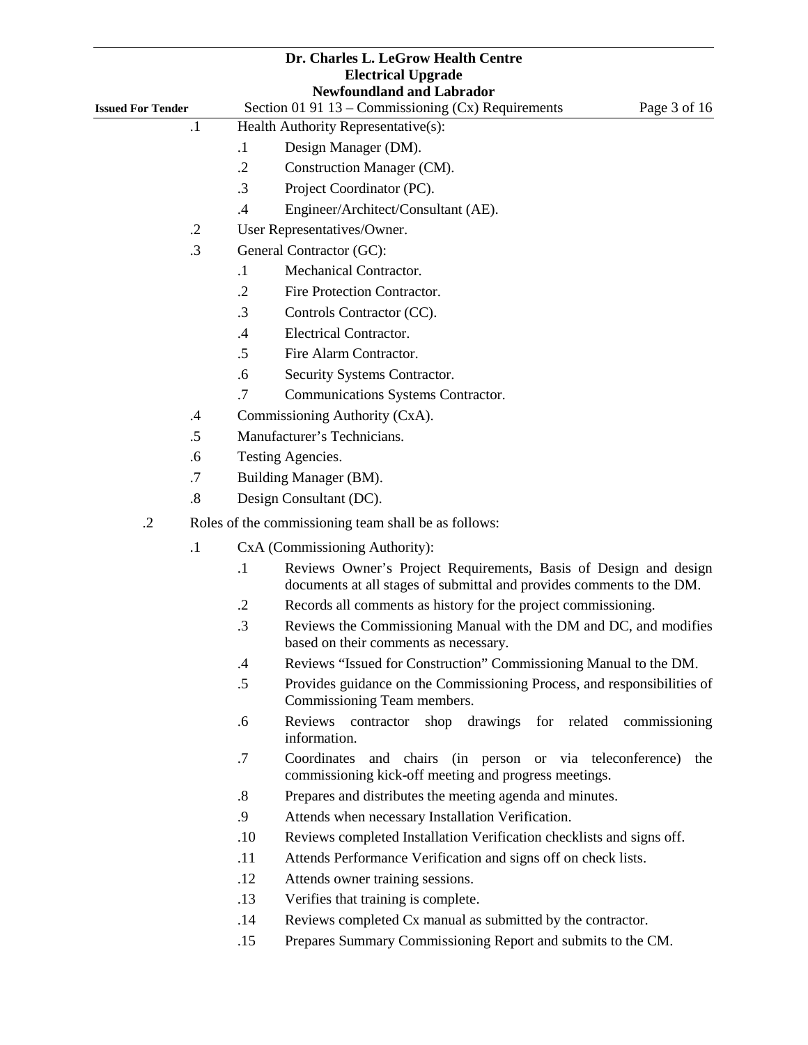.1 Health Authority Representative(s):

   .1 Design Manager (DM).

   .2 Construction Manager (CM).

   .3 Project Coordinator (PC).

   .4 Engineer/Architect/Consultant (AE).

.2 User Representatives/Owner.

.3 General Contractor (GC):

   .1 Mechanical Contractor.

   .2 Fire Protection Contractor.

   .3 Controls Contractor (CC).

   .4 Electrical Contractor.

   .5 Fire Alarm Contractor.

   .6 Security Systems Contractor.

   .7 Communications Systems Contractor.

.4 Commissioning Authority (CxA).

.5 Manufacturer's Technicians.

.6 Testing Agencies.

.7 Building Manager (BM).

.8 Design Consultant (DC).

.2 Roles of the commissioning team shall be as follows:

   .1 CxA (Commissioning Authority):

      .1 Reviews Owner's Project Requirements, Basis of Design and design documents at all stages of submittal and provides comments to the DM.

      .2 Records all comments as history for the project commissioning.

      .3 Reviews the Commissioning Manual with the DM and DC, and modifies based on their comments as necessary.

      .4 Reviews "Issued for Construction" Commissioning Manual to the DM.

      .5 Provides guidance on the Commissioning Process, and responsibilities of Commissioning Team members.

      .6 Reviews contractor shop drawings for related commissioning information.

      .7 Coordinates and chairs (in person or via teleconference) the commissioning kick-off meeting and progress meetings.

      .8 Prepares and distributes the meeting agenda and minutes.

      .9 Attends when necessary Installation Verification.

      .10 Reviews completed Installation Verification checklists and signs off.

      .11 Attends Performance Verification and signs off on check lists.

      .12 Attends owner training sessions.

      .13 Verifies that training is complete.

      .14 Reviews completed Cx manual as submitted by the contractor.

      .15 Prepares Summary Commissioning Report and submits to the CM.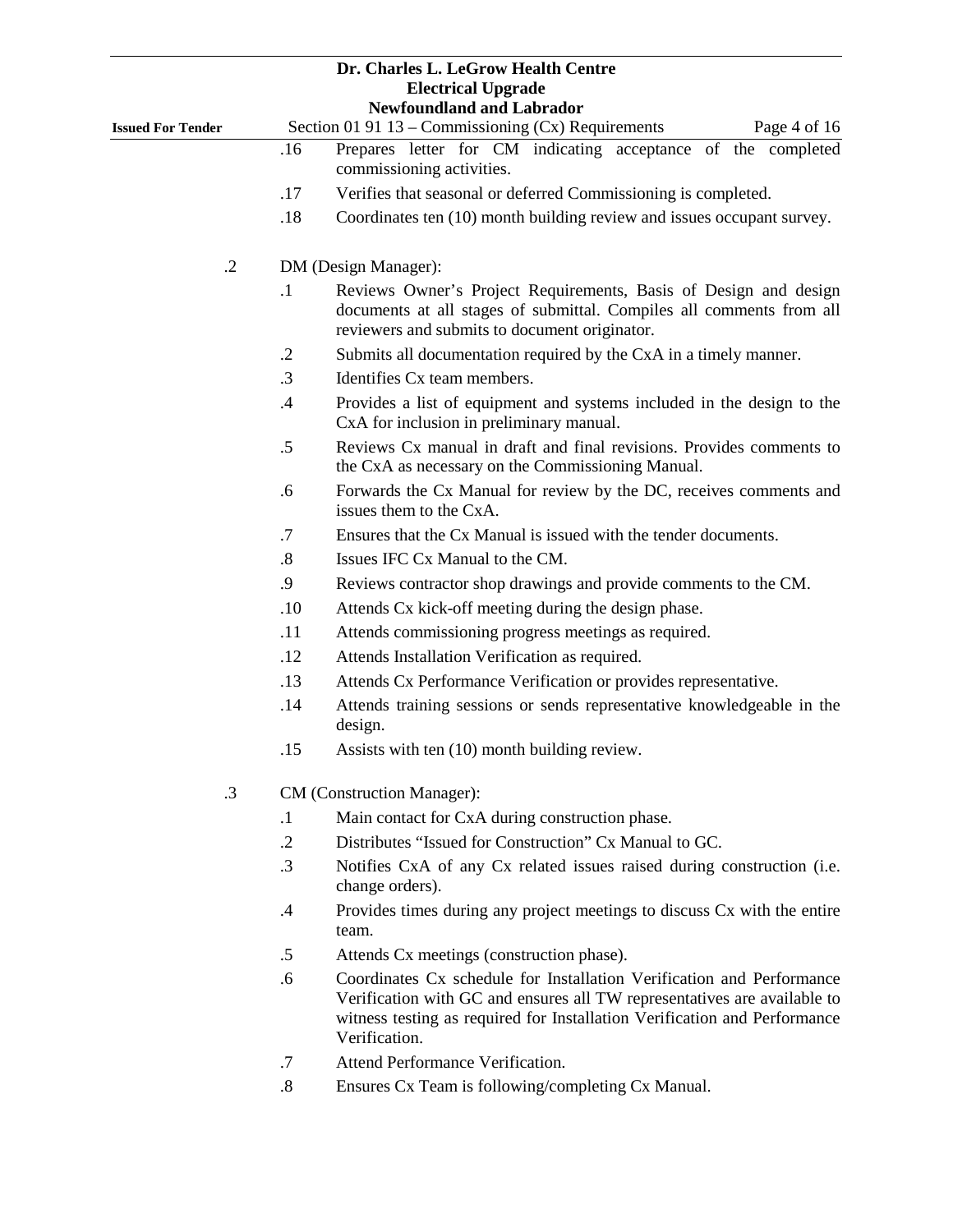.16 Prepares letter for CM indicating acceptance of the completed commissioning activities.

.17 Verifies that seasonal or deferred Commissioning is completed.

.18 Coordinates ten (10) month building review and issues occupant survey.

.2 DM (Design Manager):

- .1 Reviews Owner's Project Requirements, Basis of Design and design documents at all stages of submittal. Compiles all comments from all reviewers and submits to document originator.
- .2 Submits all documentation required by the CxA in a timely manner.
- .3 Identifies Cx team members.
- .4 Provides a list of equipment and systems included in the design to the CxA for inclusion in preliminary manual.
- .5 Reviews Cx manual in draft and final revisions. Provides comments to the CxA as necessary on the Commissioning Manual.
- .6 Forwards the Cx Manual for review by the DC, receives comments and issues them to the CxA.
- .7 Ensures that the Cx Manual is issued with the tender documents.
- .8 Issues IFC Cx Manual to the CM.
- .9 Reviews contractor shop drawings and provide comments to the CM.
- .10 Attends Cx kick-off meeting during the design phase.
- .11 Attends commissioning progress meetings as required.
- .12 Attends Installation Verification as required.
- .13 Attends Cx Performance Verification or provides representative.
- .14 Attends training sessions or sends representative knowledgeable in the design.
- .15 Assists with ten (10) month building review.

.3 CM (Construction Manager):

- .1 Main contact for CxA during construction phase.
- .2 Distributes "Issued for Construction" Cx Manual to GC.
- .3 Notifies CxA of any Cx related issues raised during construction (i.e. change orders).
- .4 Provides times during any project meetings to discuss Cx with the entire team.
- .5 Attends Cx meetings (construction phase).
- .6 Coordinates Cx schedule for Installation Verification and Performance Verification with GC and ensures all TW representatives are available to witness testing as required for Installation Verification and Performance Verification.
- .7 Attend Performance Verification.
- .8 Ensures Cx Team is following/completing Cx Manual.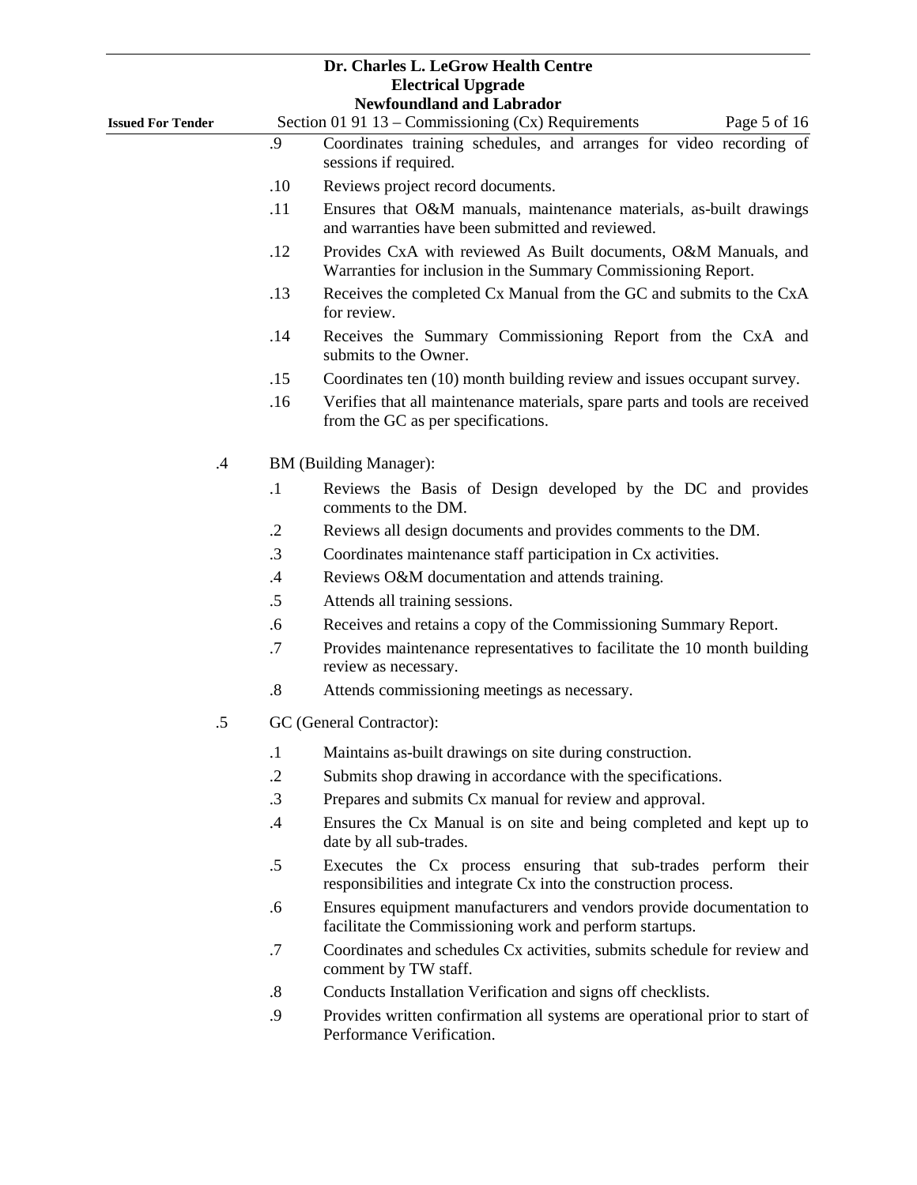.9 Coordinates training schedules, and arranges for video recording of sessions if required.

.10 Reviews project record documents.

.11 Ensures that O&M manuals, maintenance materials, as-built drawings and warranties have been submitted and reviewed.

.12 Provides CxA with reviewed As Built documents, O&M Manuals, and Warranties for inclusion in the Summary Commissioning Report.

.13 Receives the completed Cx Manual from the GC and submits to the CxA for review.

.14 Receives the Summary Commissioning Report from the CxA and submits to the Owner.

.15 Coordinates ten (10) month building review and issues occupant survey.

.16 Verifies that all maintenance materials, spare parts and tools are received from the GC as per specifications.

.4 BM (Building Manager):

.1 Reviews the Basis of Design developed by the DC and provides comments to the DM.

.2 Reviews all design documents and provides comments to the DM.

.3 Coordinates maintenance staff participation in Cx activities.

.4 Reviews O&M documentation and attends training.

.5 Attends all training sessions.

.6 Receives and retains a copy of the Commissioning Summary Report.

.7 Provides maintenance representatives to facilitate the 10 month building review as necessary.

.8 Attends commissioning meetings as necessary.

.5 GC (General Contractor):

.1 Maintains as-built drawings on site during construction.

.2 Submits shop drawing in accordance with the specifications.

.3 Prepares and submits Cx manual for review and approval.

.4 Ensures the Cx Manual is on site and being completed and kept up to date by all sub-trades.

.5 Executes the Cx process ensuring that sub-trades perform their responsibilities and integrate Cx into the construction process.

.6 Ensures equipment manufacturers and vendors provide documentation to facilitate the Commissioning work and perform startups.

.7 Coordinates and schedules Cx activities, submits schedule for review and comment by TW staff.

.8 Conducts Installation Verification and signs off checklists.

.9 Provides written confirmation all systems are operational prior to start of Performance Verification.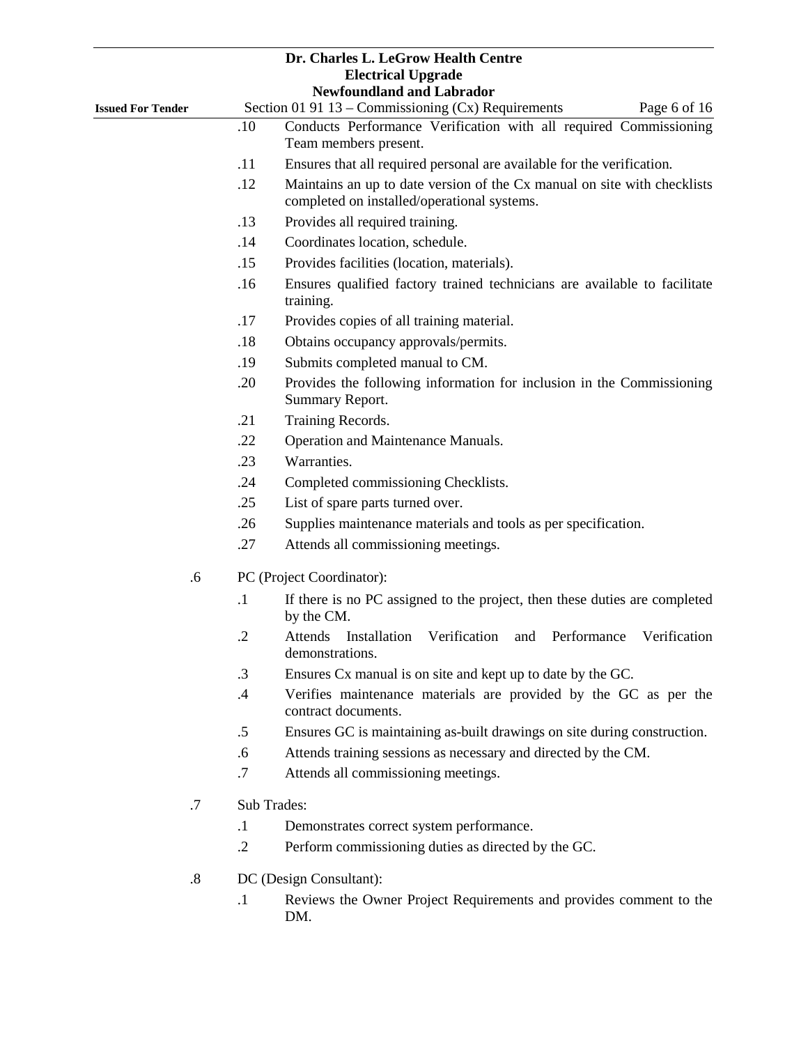.10 Conducts Performance Verification with all required Commissioning Team members present.

.11 Ensures that all required personal are available for the verification.

.12 Maintains an up to date version of the Cx manual on site with checklists completed on installed/operational systems.

.13 Provides all required training.

.14 Coordinates location, schedule.

.15 Provides facilities (location, materials).

.16 Ensures qualified factory trained technicians are available to facilitate training.

.17 Provides copies of all training material.

.18 Obtains occupancy approvals/permits.

.19 Submits completed manual to CM.

.20 Provides the following information for inclusion in the Commissioning Summary Report.

.21 Training Records.

.22 Operation and Maintenance Manuals.

.23 Warranties.

.24 Completed commissioning Checklists.

.25 List of spare parts turned over.

.26 Supplies maintenance materials and tools as per specification.

.27 Attends all commissioning meetings.

.6 PC (Project Coordinator):

.1 If there is no PC assigned to the project, then these duties are completed by the CM.

.2 Attends Installation Verification and Performance Verification demonstrations.

.3 Ensures Cx manual is on site and kept up to date by the GC.

.4 Verifies maintenance materials are provided by the GC as per the contract documents.

.5 Ensures GC is maintaining as-built drawings on site during construction.

.6 Attends training sessions as necessary and directed by the CM.

.7 Attends all commissioning meetings.

.7 Sub Trades:

.1 Demonstrates correct system performance.

.2 Perform commissioning duties as directed by the GC.

.8 DC (Design Consultant):

.1 Reviews the Owner Project Requirements and provides comment to the DM.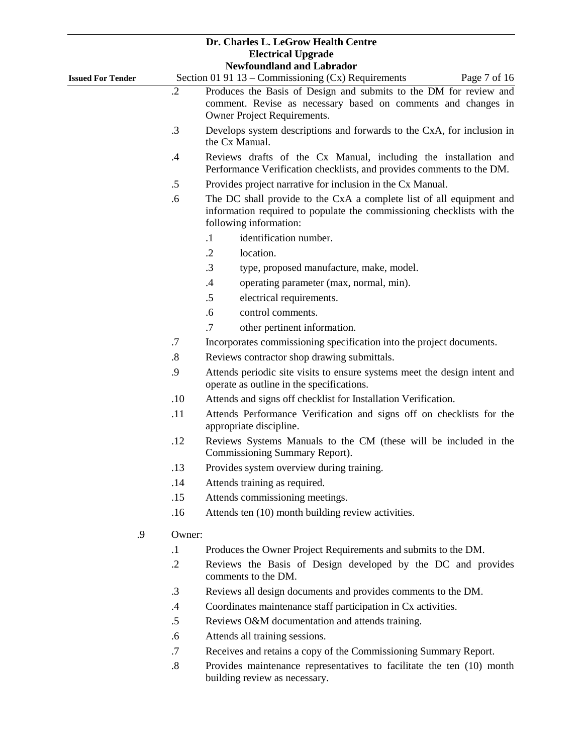.2 Produces the Basis of Design and submits to the DM for review and comment. Revise as necessary based on comments and changes in Owner Project Requirements.

.3 Develops system descriptions and forwards to the CxA, for inclusion in the Cx Manual.

.4 Reviews drafts of the Cx Manual, including the installation and Performance Verification checklists, and provides comments to the DM.

.5 Provides project narrative for inclusion in the Cx Manual.

.6 The DC shall provide to the CxA a complete list of all equipment and information required to populate the commissioning checklists with the following information:

- .1 identification number.
- .2 location.
- .3 type, proposed manufacture, make, model.
- .4 operating parameter (max, normal, min).
- .5 electrical requirements.
- .6 control comments.
- .7 other pertinent information.

.7 Incorporates commissioning specification into the project documents.

.8 Reviews contractor shop drawing submittals.

.9 Attends periodic site visits to ensure systems meet the design intent and operate as outline in the specifications.

.10 Attends and signs off checklist for Installation Verification.

.11 Attends Performance Verification and signs off on checklists for the appropriate discipline.

.12 Reviews Systems Manuals to the CM (these will be included in the Commissioning Summary Report).

.13 Provides system overview during training.

.14 Attends training as required.

.15 Attends commissioning meetings.

.16 Attends ten (10) month building review activities.

.9 Owner:

.1 Produces the Owner Project Requirements and submits to the DM.

.2 Reviews the Basis of Design developed by the DC and provides comments to the DM.

.3 Reviews all design documents and provides comments to the DM.

.4 Coordinates maintenance staff participation in Cx activities.

.5 Reviews O&M documentation and attends training.

.6 Attends all training sessions.

.7 Receives and retains a copy of the Commissioning Summary Report.

.8 Provides maintenance representatives to facilitate the ten (10) month building review as necessary.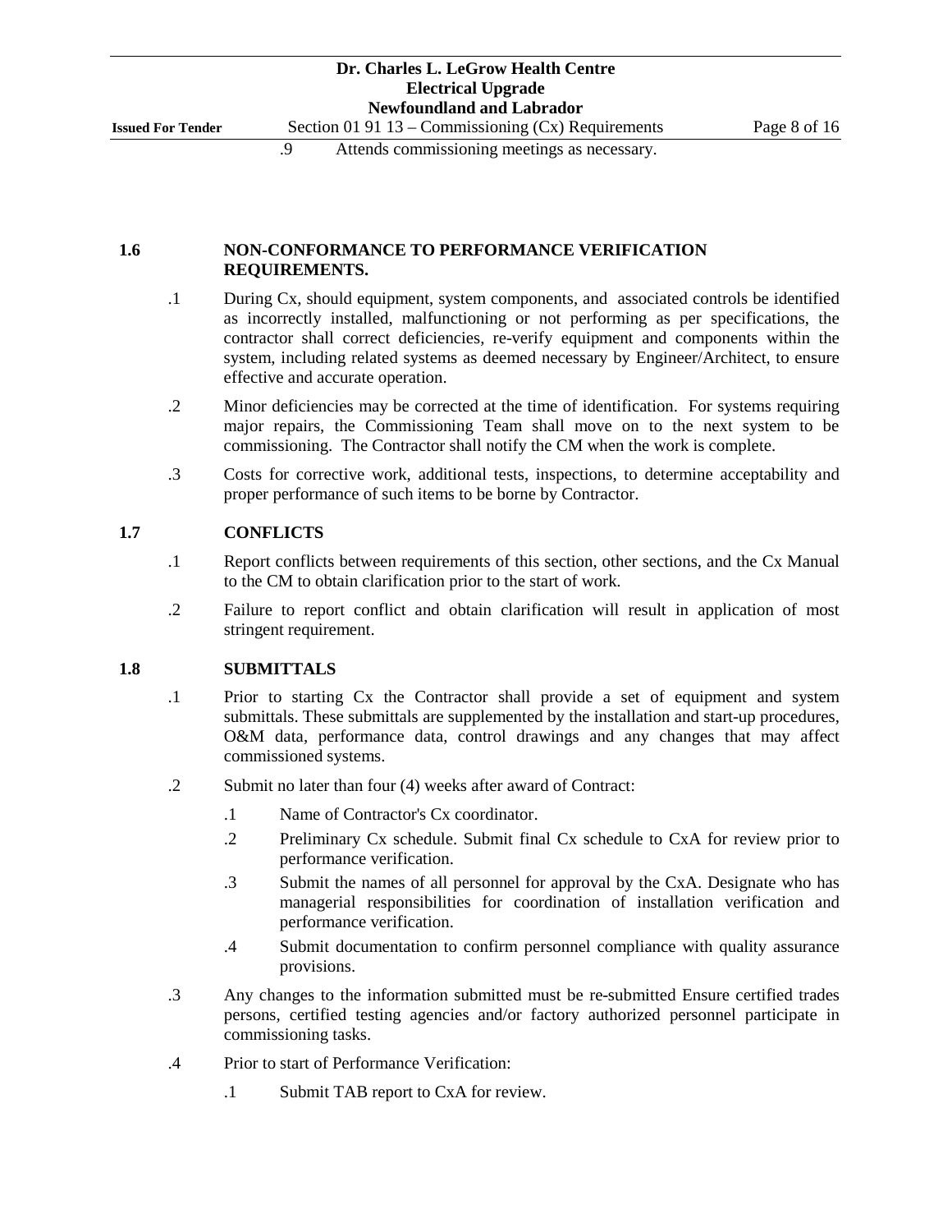.9 Attends commissioning meetings as necessary.

## 1.6 NON-CONFORMANCE TO PERFORMANCE VERIFICATION REQUIREMENTS.

.1 During Cx, should equipment, system components, and associated controls be identified as incorrectly installed, malfunctioning or not performing as per specifications, the contractor shall correct deficiencies, re-verify equipment and components within the system, including related systems as deemed necessary by Engineer/Architect, to ensure effective and accurate operation.

.2 Minor deficiencies may be corrected at the time of identification. For systems requiring major repairs, the Commissioning Team shall move on to the next system to be commissioning. The Contractor shall notify the CM when the work is complete.

.3 Costs for corrective work, additional tests, inspections, to determine acceptability and proper performance of such items to be borne by Contractor.

## 1.7 CONFLICTS

.1 Report conflicts between requirements of this section, other sections, and the Cx Manual to the CM to obtain clarification prior to the start of work.

.2 Failure to report conflict and obtain clarification will result in application of most stringent requirement.

## 1.8 SUBMITTALS

.1 Prior to starting Cx the Contractor shall provide a set of equipment and system submittals. These submittals are supplemented by the installation and start-up procedures, O&M data, performance data, control drawings and any changes that may affect commissioned systems.

.2 Submit no later than four (4) weeks after award of Contract:

- .1 Name of Contractor's Cx coordinator.
- .2 Preliminary Cx schedule. Submit final Cx schedule to CxA for review prior to performance verification.
- .3 Submit the names of all personnel for approval by the CxA. Designate who has managerial responsibilities for coordination of installation verification and performance verification.
- .4 Submit documentation to confirm personnel compliance with quality assurance provisions.

.3 Any changes to the information submitted must be re-submitted Ensure certified trades persons, certified testing agencies and/or factory authorized personnel participate in commissioning tasks.

.4 Prior to start of Performance Verification:

- .1 Submit TAB report to CxA for review.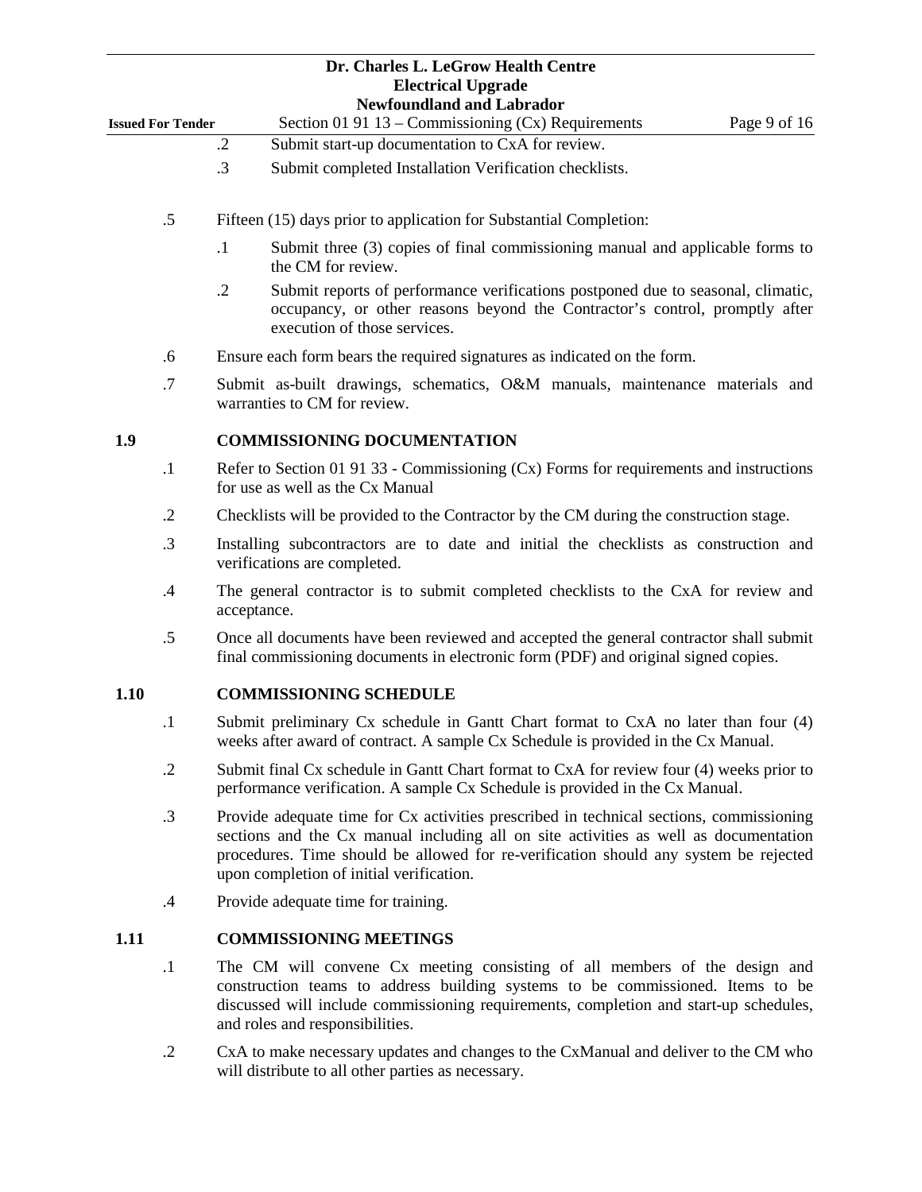.2 Submit start-up documentation to CxA for review.

.3 Submit completed Installation Verification checklists.

.5 Fifteen (15) days prior to application for Substantial Completion:

.1 Submit three (3) copies of final commissioning manual and applicable forms to the CM for review.

.2 Submit reports of performance verifications postponed due to seasonal, climatic, occupancy, or other reasons beyond the Contractor's control, promptly after execution of those services.

.6 Ensure each form bears the required signatures as indicated on the form.

.7 Submit as-built drawings, schematics, O&M manuals, maintenance materials and warranties to CM for review.

## 1.9 COMMISSIONING DOCUMENTATION

.1 Refer to Section 01 91 33 - Commissioning (Cx) Forms for requirements and instructions for use as well as the Cx Manual

.2 Checklists will be provided to the Contractor by the CM during the construction stage.

.3 Installing subcontractors are to date and initial the checklists as construction and verifications are completed.

.4 The general contractor is to submit completed checklists to the CxA for review and acceptance.

.5 Once all documents have been reviewed and accepted the general contractor shall submit final commissioning documents in electronic form (PDF) and original signed copies.

## 1.10 COMMISSIONING SCHEDULE

.1 Submit preliminary Cx schedule in Gantt Chart format to CxA no later than four (4) weeks after award of contract. A sample Cx Schedule is provided in the Cx Manual.

.2 Submit final Cx schedule in Gantt Chart format to CxA for review four (4) weeks prior to performance verification. A sample Cx Schedule is provided in the Cx Manual.

.3 Provide adequate time for Cx activities prescribed in technical sections, commissioning sections and the Cx manual including all on site activities as well as documentation procedures. Time should be allowed for re-verification should any system be rejected upon completion of initial verification.

.4 Provide adequate time for training.

## 1.11 COMMISSIONING MEETINGS

.1 The CM will convene Cx meeting consisting of all members of the design and construction teams to address building systems to be commissioned. Items to be discussed will include commissioning requirements, completion and start-up schedules, and roles and responsibilities.

.2 CxA to make necessary updates and changes to the CxManual and deliver to the CM who will distribute to all other parties as necessary.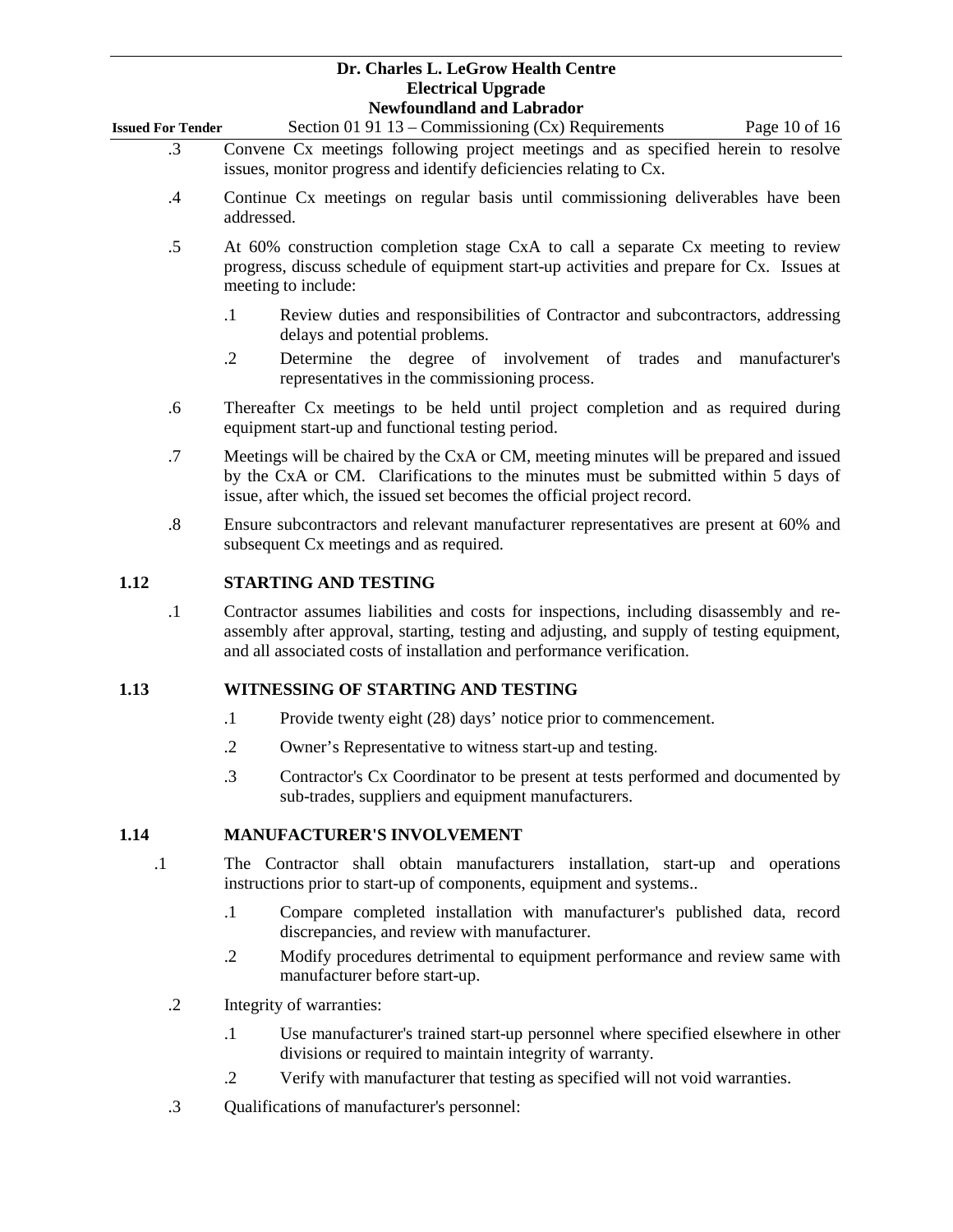.3 Convene Cx meetings following project meetings and as specified herein to resolve issues, monitor progress and identify deficiencies relating to Cx.

.4 Continue Cx meetings on regular basis until commissioning deliverables have been addressed.

.5 At 60% construction completion stage CxA to call a separate Cx meeting to review progress, discuss schedule of equipment start-up activities and prepare for Cx. Issues at meeting to include:

- .1 Review duties and responsibilities of Contractor and subcontractors, addressing delays and potential problems.
- .2 Determine the degree of involvement of trades and manufacturer's representatives in the commissioning process.

.6 Thereafter Cx meetings to be held until project completion and as required during equipment start-up and functional testing period.

.7 Meetings will be chaired by the CxA or CM, meeting minutes will be prepared and issued by the CxA or CM. Clarifications to the minutes must be submitted within 5 days of issue, after which, the issued set becomes the official project record.

.8 Ensure subcontractors and relevant manufacturer representatives are present at 60% and subsequent Cx meetings and as required.

## 1.12 STARTING AND TESTING

.1 Contractor assumes liabilities and costs for inspections, including disassembly and re-assembly after approval, starting, testing and adjusting, and supply of testing equipment, and all associated costs of installation and performance verification.

## 1.13 WITNESSING OF STARTING AND TESTING

- .1 Provide twenty eight (28) days' notice prior to commencement.
- .2 Owner's Representative to witness start-up and testing.
- .3 Contractor's Cx Coordinator to be present at tests performed and documented by sub-trades, suppliers and equipment manufacturers.

## 1.14 MANUFACTURER'S INVOLVEMENT

.1 The Contractor shall obtain manufacturers installation, start-up and operations instructions prior to start-up of components, equipment and systems..

- .1 Compare completed installation with manufacturer's published data, record discrepancies, and review with manufacturer.
- .2 Modify procedures detrimental to equipment performance and review same with manufacturer before start-up.

.2 Integrity of warranties:

- .1 Use manufacturer's trained start-up personnel where specified elsewhere in other divisions or required to maintain integrity of warranty.
- .2 Verify with manufacturer that testing as specified will not void warranties.

.3 Qualifications of manufacturer's personnel: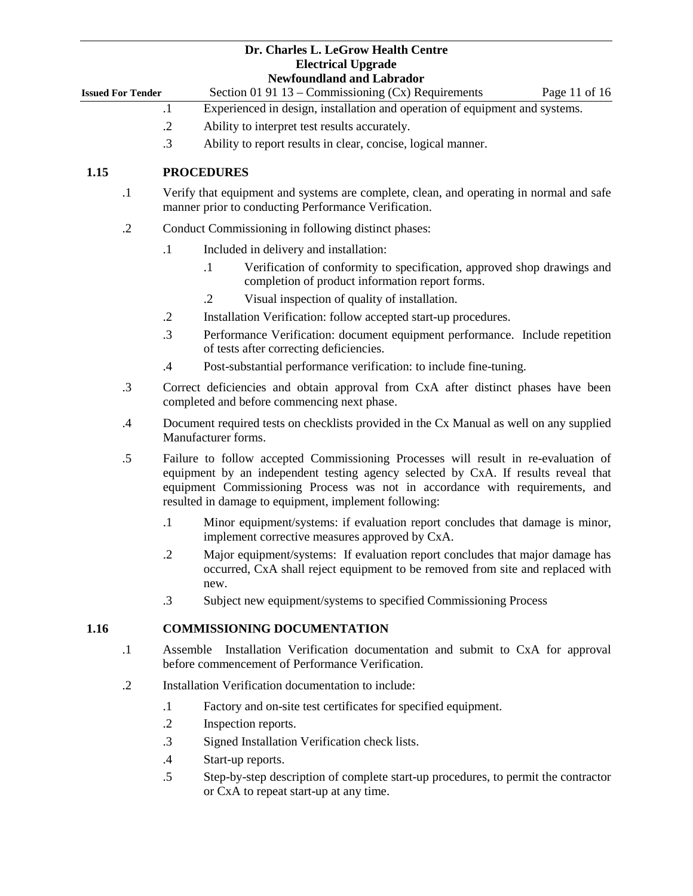.1 Experienced in design, installation and operation of equipment and systems.

.2 Ability to interpret test results accurately.

.3 Ability to report results in clear, concise, logical manner.

## 1.15 PROCEDURES

.1 Verify that equipment and systems are complete, clean, and operating in normal and safe manner prior to conducting Performance Verification.

.2 Conduct Commissioning in following distinct phases:

- .1 Included in delivery and installation:
  - .1 Verification of conformity to specification, approved shop drawings and completion of product information report forms.
  - .2 Visual inspection of quality of installation.
- .2 Installation Verification: follow accepted start-up procedures.
- .3 Performance Verification: document equipment performance. Include repetition of tests after correcting deficiencies.
- .4 Post-substantial performance verification: to include fine-tuning.

.3 Correct deficiencies and obtain approval from CxA after distinct phases have been completed and before commencing next phase.

.4 Document required tests on checklists provided in the Cx Manual as well on any supplied Manufacturer forms.

.5 Failure to follow accepted Commissioning Processes will result in re-evaluation of equipment by an independent testing agency selected by CxA. If results reveal that equipment Commissioning Process was not in accordance with requirements, and resulted in damage to equipment, implement following:

- .1 Minor equipment/systems: if evaluation report concludes that damage is minor, implement corrective measures approved by CxA.
- .2 Major equipment/systems: If evaluation report concludes that major damage has occurred, CxA shall reject equipment to be removed from site and replaced with new.
- .3 Subject new equipment/systems to specified Commissioning Process

## 1.16 COMMISSIONING DOCUMENTATION

.1 Assemble Installation Verification documentation and submit to CxA for approval before commencement of Performance Verification.

.2 Installation Verification documentation to include:

- .1 Factory and on-site test certificates for specified equipment.
- .2 Inspection reports.
- .3 Signed Installation Verification check lists.
- .4 Start-up reports.
- .5 Step-by-step description of complete start-up procedures, to permit the contractor or CxA to repeat start-up at any time.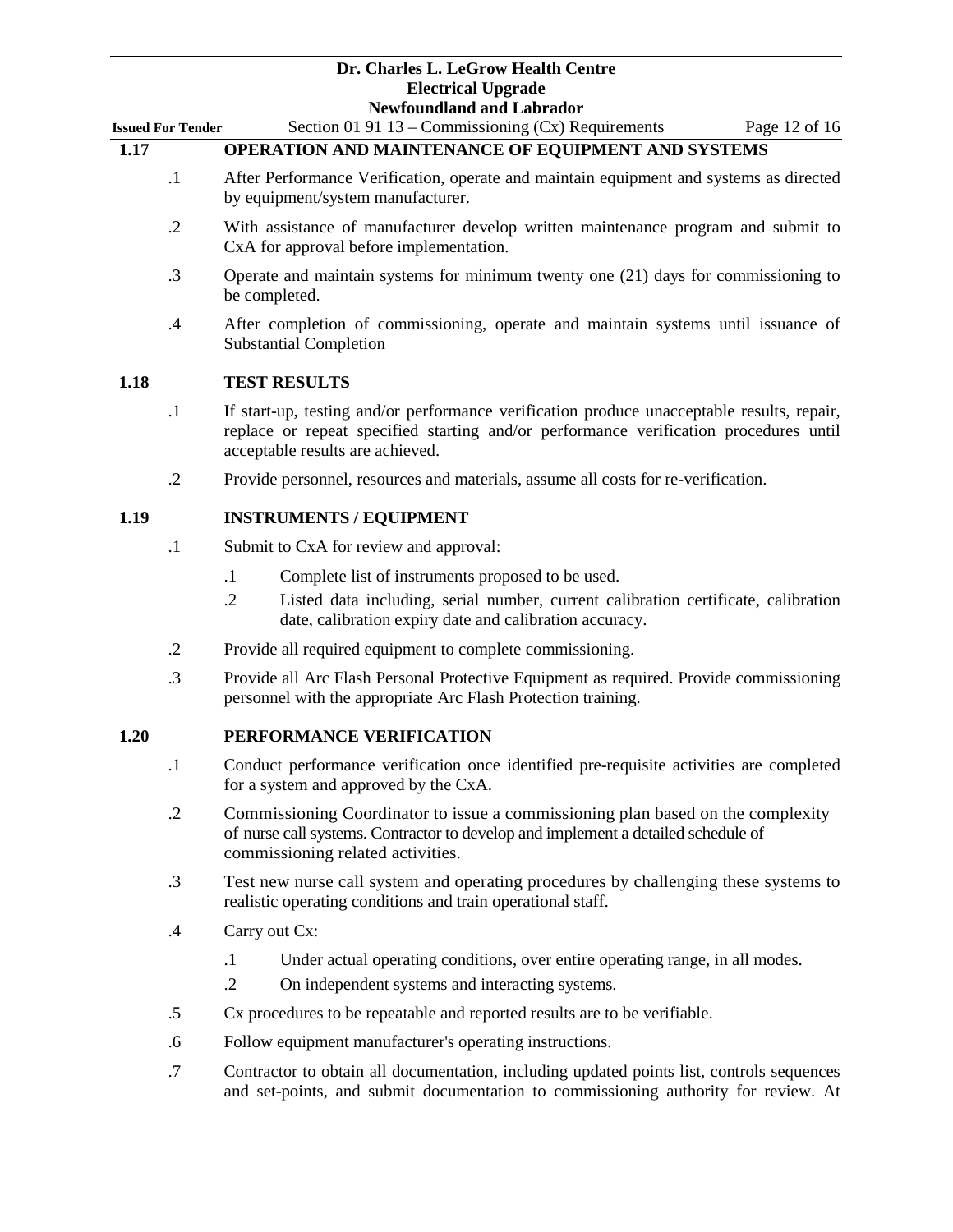## 1.17 OPERATION AND MAINTENANCE OF EQUIPMENT AND SYSTEMS

.1 After Performance Verification, operate and maintain equipment and systems as directed by equipment/system manufacturer.

.2 With assistance of manufacturer develop written maintenance program and submit to CxA for approval before implementation.

.3 Operate and maintain systems for minimum twenty one (21) days for commissioning to be completed.

.4 After completion of commissioning, operate and maintain systems until issuance of Substantial Completion

## 1.18 TEST RESULTS

.1 If start-up, testing and/or performance verification produce unacceptable results, repair, replace or repeat specified starting and/or performance verification procedures until acceptable results are achieved.

.2 Provide personnel, resources and materials, assume all costs for re-verification.

## 1.19 INSTRUMENTS / EQUIPMENT

.1 Submit to CxA for review and approval:

   .1 Complete list of instruments proposed to be used.

   .2 Listed data including, serial number, current calibration certificate, calibration date, calibration expiry date and calibration accuracy.

.2 Provide all required equipment to complete commissioning.

.3 Provide all Arc Flash Personal Protective Equipment as required. Provide commissioning personnel with the appropriate Arc Flash Protection training.

## 1.20 PERFORMANCE VERIFICATION

.1 Conduct performance verification once identified pre-requisite activities are completed for a system and approved by the CxA.

.2 Commissioning Coordinator to issue a commissioning plan based on the complexity of nurse call systems. Contractor to develop and implement a detailed schedule of commissioning related activities.

.3 Test new nurse call system and operating procedures by challenging these systems to realistic operating conditions and train operational staff.

.4 Carry out Cx:

   .1 Under actual operating conditions, over entire operating range, in all modes.

   .2 On independent systems and interacting systems.

.5 Cx procedures to be repeatable and reported results are to be verifiable.

.6 Follow equipment manufacturer's operating instructions.

.7 Contractor to obtain all documentation, including updated points list, controls sequences and set-points, and submit documentation to commissioning authority for review. At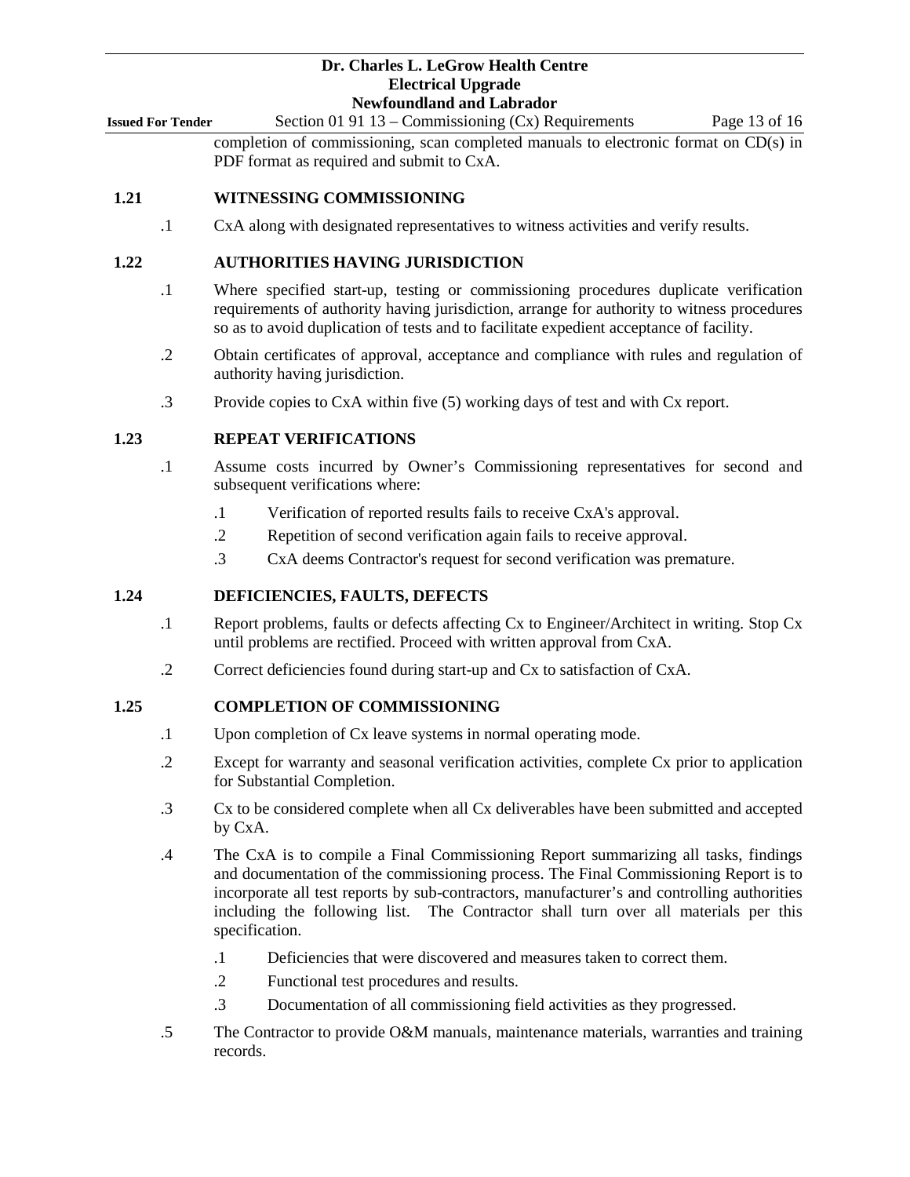completion of commissioning, scan completed manuals to electronic format on CD(s) in PDF format as required and submit to CxA.

## 1.21 WITNESSING COMMISSIONING

.1 CxA along with designated representatives to witness activities and verify results.

## 1.22 AUTHORITIES HAVING JURISDICTION

.1 Where specified start-up, testing or commissioning procedures duplicate verification requirements of authority having jurisdiction, arrange for authority to witness procedures so as to avoid duplication of tests and to facilitate expedient acceptance of facility.

.2 Obtain certificates of approval, acceptance and compliance with rules and regulation of authority having jurisdiction.

.3 Provide copies to CxA within five (5) working days of test and with Cx report.

## 1.23 REPEAT VERIFICATIONS

.1 Assume costs incurred by Owner's Commissioning representatives for second and subsequent verifications where:

- .1 Verification of reported results fails to receive CxA's approval.
- .2 Repetition of second verification again fails to receive approval.
- .3 CxA deems Contractor's request for second verification was premature.

## 1.24 DEFICIENCIES, FAULTS, DEFECTS

.1 Report problems, faults or defects affecting Cx to Engineer/Architect in writing. Stop Cx until problems are rectified. Proceed with written approval from CxA.

.2 Correct deficiencies found during start-up and Cx to satisfaction of CxA.

## 1.25 COMPLETION OF COMMISSIONING

.1 Upon completion of Cx leave systems in normal operating mode.

.2 Except for warranty and seasonal verification activities, complete Cx prior to application for Substantial Completion.

.3 Cx to be considered complete when all Cx deliverables have been submitted and accepted by CxA.

.4 The CxA is to compile a Final Commissioning Report summarizing all tasks, findings and documentation of the commissioning process. The Final Commissioning Report is to incorporate all test reports by sub-contractors, manufacturer's and controlling authorities including the following list. The Contractor shall turn over all materials per this specification.

- .1 Deficiencies that were discovered and measures taken to correct them.
- .2 Functional test procedures and results.
- .3 Documentation of all commissioning field activities as they progressed.

.5 The Contractor to provide O&M manuals, maintenance materials, warranties and training records.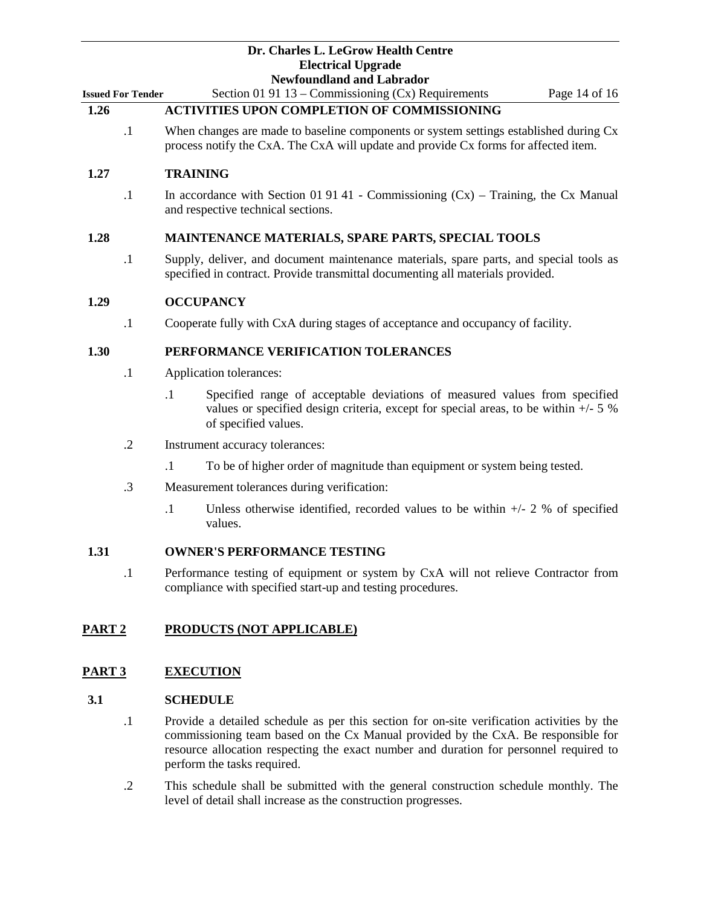## 1.26 ACTIVITIES UPON COMPLETION OF COMMISSIONING

.1 When changes are made to baseline components or system settings established during Cx process notify the CxA. The CxA will update and provide Cx forms for affected item.

## 1.27 TRAINING

.1 In accordance with Section 01 91 41 - Commissioning (Cx) – Training, the Cx Manual and respective technical sections.

## 1.28 MAINTENANCE MATERIALS, SPARE PARTS, SPECIAL TOOLS

.1 Supply, deliver, and document maintenance materials, spare parts, and special tools as specified in contract. Provide transmittal documenting all materials provided.

## 1.29 OCCUPANCY

.1 Cooperate fully with CxA during stages of acceptance and occupancy of facility.

## 1.30 PERFORMANCE VERIFICATION TOLERANCES

.1 Application tolerances:

   .1 Specified range of acceptable deviations of measured values from specified values or specified design criteria, except for special areas, to be within +/- 5 % of specified values.

.2 Instrument accuracy tolerances:

   .1 To be of higher order of magnitude than equipment or system being tested.

.3 Measurement tolerances during verification:

   .1 Unless otherwise identified, recorded values to be within +/- 2 % of specified values.

## 1.31 OWNER'S PERFORMANCE TESTING

.1 Performance testing of equipment or system by CxA will not relieve Contractor from compliance with specified start-up and testing procedures.

# PART 2 PRODUCTS (NOT APPLICABLE)

# PART 3 EXECUTION

## 3.1 SCHEDULE

.1 Provide a detailed schedule as per this section for on-site verification activities by the commissioning team based on the Cx Manual provided by the CxA. Be responsible for resource allocation respecting the exact number and duration for personnel required to perform the tasks required.

.2 This schedule shall be submitted with the general construction schedule monthly. The level of detail shall increase as the construction progresses.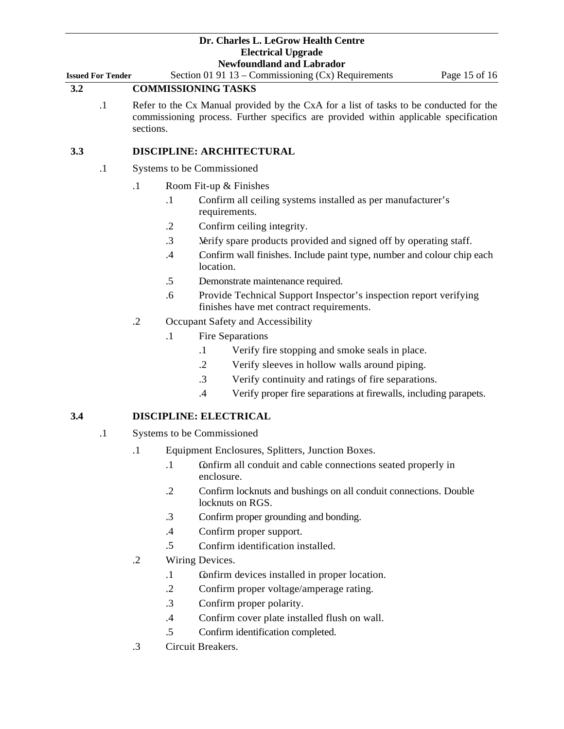**3.2 COMMISSIONING TASKS**

.1 Refer to the Cx Manual provided by the CxA for a list of tasks to be conducted for the commissioning process. Further specifics are provided within applicable specification sections.

**3.3 DISCIPLINE: ARCHITECTURAL**

.1 Systems to be Commissioned

- .1 Room Fit-up & Finishes
  - .1 Confirm all ceiling systems installed as per manufacturer's requirements.
  - .2 Confirm ceiling integrity.
  - .3 Verify spare products provided and signed off by operating staff.
  - .4 Confirm wall finishes. Include paint type, number and colour chip each location.
  - .5 Demonstrate maintenance required.
  - .6 Provide Technical Support Inspector's inspection report verifying finishes have met contract requirements.
- .2 Occupant Safety and Accessibility
  - .1 Fire Separations
    - .1 Verify fire stopping and smoke seals in place.
    - .2 Verify sleeves in hollow walls around piping.
    - .3 Verify continuity and ratings of fire separations.
    - .4 Verify proper fire separations at firewalls, including parapets.

**3.4 DISCIPLINE: ELECTRICAL**

.1 Systems to be Commissioned

- .1 Equipment Enclosures, Splitters, Junction Boxes.
  - .1 Confirm all conduit and cable connections seated properly in enclosure.
  - .2 Confirm locknuts and bushings on all conduit connections. Double locknuts on RGS.
  - .3 Confirm proper grounding and bonding.
  - .4 Confirm proper support.
  - .5 Confirm identification installed.
- .2 Wiring Devices.
  - .1 Confirm devices installed in proper location.
  - .2 Confirm proper voltage/amperage rating.
  - .3 Confirm proper polarity.
  - .4 Confirm cover plate installed flush on wall.
  - .5 Confirm identification completed.
- .3 Circuit Breakers.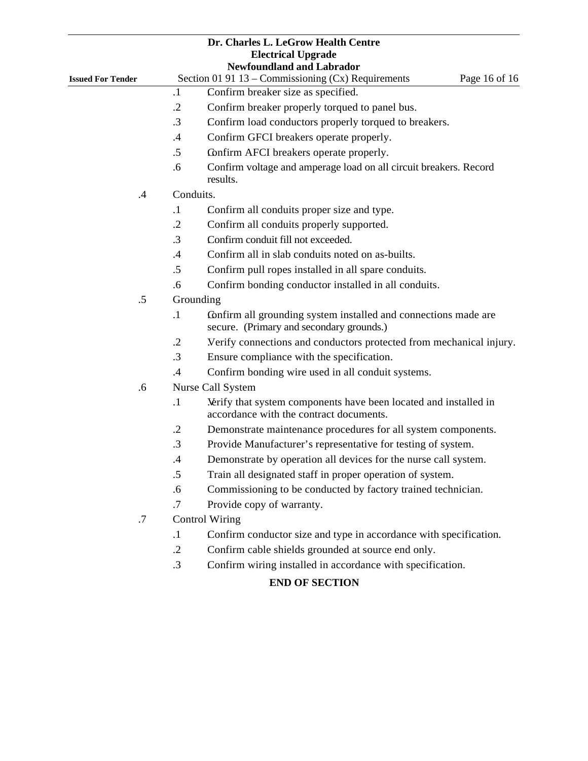.1 Confirm breaker size as specified.

.2 Confirm breaker properly torqued to panel bus.

.3 Confirm load conductors properly torqued to breakers.

.4 Confirm GFCI breakers operate properly.

.5 Confirm AFCI breakers operate properly.

.6 Confirm voltage and amperage load on all circuit breakers. Record results.

.4 Conduits.

- .1 Confirm all conduits proper size and type.
- .2 Confirm all conduits properly supported.
- .3 Confirm conduit fill not exceeded.
- .4 Confirm all in slab conduits noted on as-builts.
- .5 Confirm pull ropes installed in all spare conduits.
- .6 Confirm bonding conductor installed in all conduits.

.5 Grounding

- .1 Confirm all grounding system installed and connections made are secure. (Primary and secondary grounds.)
- .2 Verify connections and conductors protected from mechanical injury.
- .3 Ensure compliance with the specification.
- .4 Confirm bonding wire used in all conduit systems.

.6 Nurse Call System

- .1 Verify that system components have been located and installed in accordance with the contract documents.
- .2 Demonstrate maintenance procedures for all system components.
- .3 Provide Manufacturer's representative for testing of system.
- .4 Demonstrate by operation all devices for the nurse call system.
- .5 Train all designated staff in proper operation of system.
- .6 Commissioning to be conducted by factory trained technician.
- .7 Provide copy of warranty.

.7 Control Wiring

- .1 Confirm conductor size and type in accordance with specification.
- .2 Confirm cable shields grounded at source end only.
- .3 Confirm wiring installed in accordance with specification.

**END OF SECTION**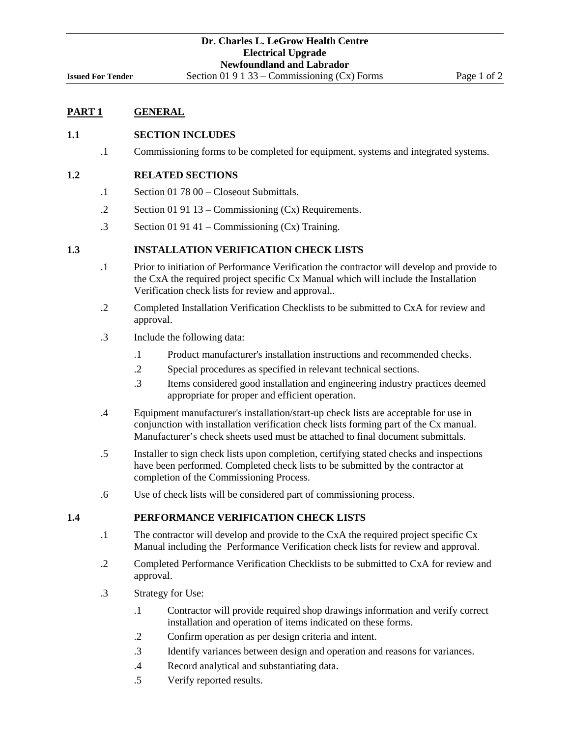## PART 1 GENERAL

### 1.1 SECTION INCLUDES

.1 Commissioning forms to be completed for equipment, systems and integrated systems.

### 1.2 RELATED SECTIONS

.1 Section 01 78 00 – Closeout Submittals.

.2 Section 01 91 13 – Commissioning (Cx) Requirements.

.3 Section 01 91 41 – Commissioning (Cx) Training.

### 1.3 INSTALLATION VERIFICATION CHECK LISTS

.1 Prior to initiation of Performance Verification the contractor will develop and provide to the CxA the required project specific Cx Manual which will include the Installation Verification check lists for review and approval..

.2 Completed Installation Verification Checklists to be submitted to CxA for review and approval.

.3 Include the following data:

- .1 Product manufacturer's installation instructions and recommended checks.
- .2 Special procedures as specified in relevant technical sections.
- .3 Items considered good installation and engineering industry practices deemed appropriate for proper and efficient operation.

.4 Equipment manufacturer's installation/start-up check lists are acceptable for use in conjunction with installation verification check lists forming part of the Cx manual. Manufacturer's check sheets used must be attached to final document submittals.

.5 Installer to sign check lists upon completion, certifying stated checks and inspections have been performed. Completed check lists to be submitted by the contractor at completion of the Commissioning Process.

.6 Use of check lists will be considered part of commissioning process.

### 1.4 PERFORMANCE VERIFICATION CHECK LISTS

.1 The contractor will develop and provide to the CxA the required project specific Cx Manual including the Performance Verification check lists for review and approval.

.2 Completed Performance Verification Checklists to be submitted to CxA for review and approval.

.3 Strategy for Use:

- .1 Contractor will provide required shop drawings information and verify correct installation and operation of items indicated on these forms.
- .2 Confirm operation as per design criteria and intent.
- .3 Identify variances between design and operation and reasons for variances.
- .4 Record analytical and substantiating data.
- .5 Verify reported results.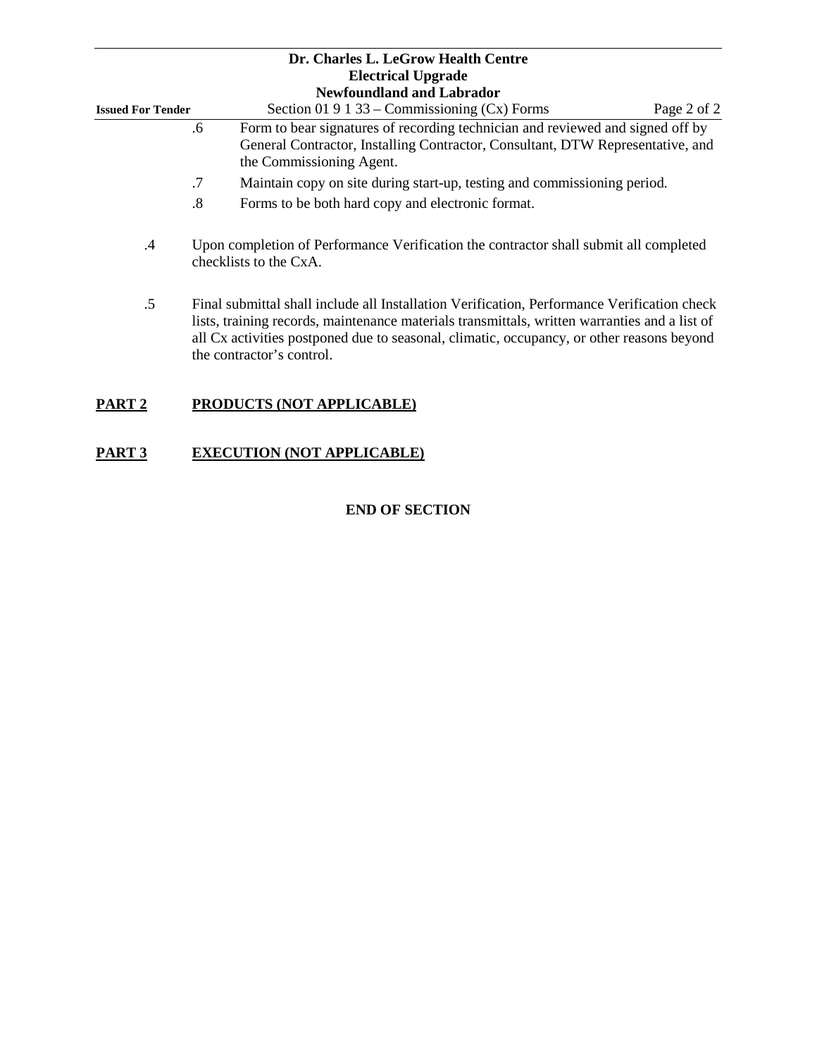.6 Form to bear signatures of recording technician and reviewed and signed off by General Contractor, Installing Contractor, Consultant, DTW Representative, and the Commissioning Agent.

.7 Maintain copy on site during start-up, testing and commissioning period.

.8 Forms to be both hard copy and electronic format.

.4 Upon completion of Performance Verification the contractor shall submit all completed checklists to the CxA.

.5 Final submittal shall include all Installation Verification, Performance Verification check lists, training records, maintenance materials transmittals, written warranties and a list of all Cx activities postponed due to seasonal, climatic, occupancy, or other reasons beyond the contractor's control.

## **PART 2 PRODUCTS (NOT APPLICABLE)**

## **PART 3 EXECUTION (NOT APPLICABLE)**

**END OF SECTION**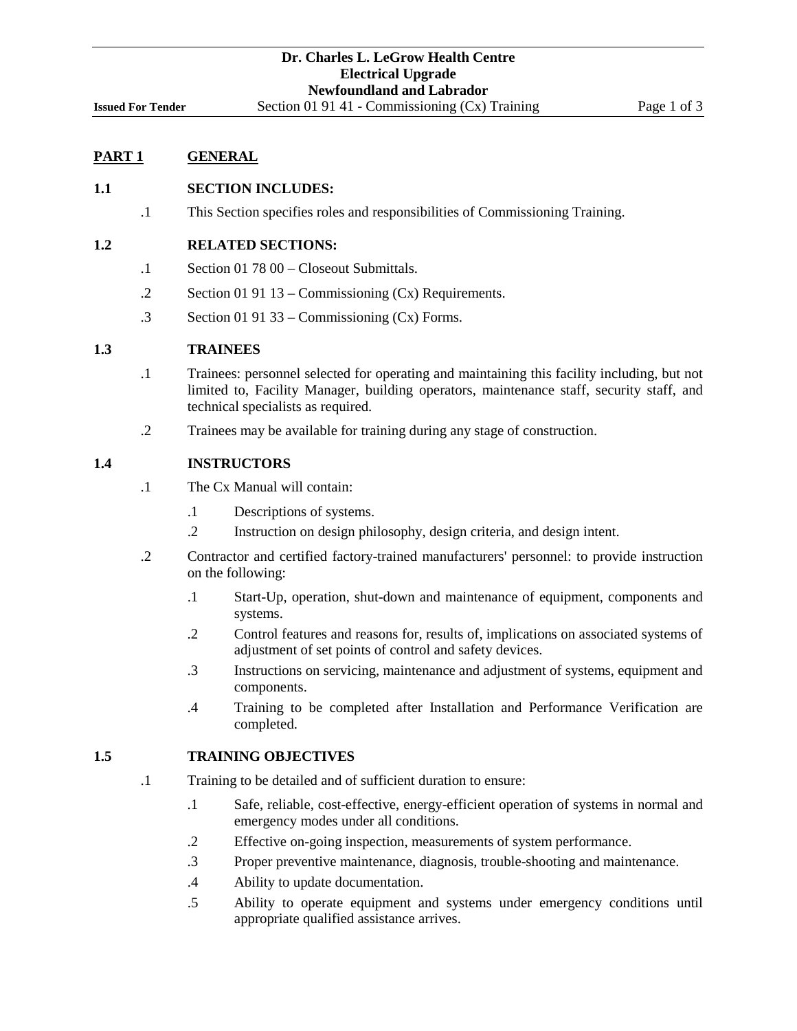## PART 1 GENERAL

### 1.1 SECTION INCLUDES:

.1 This Section specifies roles and responsibilities of Commissioning Training.

### 1.2 RELATED SECTIONS:

.1 Section 01 78 00 – Closeout Submittals.

.2 Section 01 91 13 – Commissioning (Cx) Requirements.

.3 Section 01 91 33 – Commissioning (Cx) Forms.

### 1.3 TRAINEES

.1 Trainees: personnel selected for operating and maintaining this facility including, but not limited to, Facility Manager, building operators, maintenance staff, security staff, and technical specialists as required.

.2 Trainees may be available for training during any stage of construction.

### 1.4 INSTRUCTORS

.1 The Cx Manual will contain:

- .1 Descriptions of systems.
- .2 Instruction on design philosophy, design criteria, and design intent.

.2 Contractor and certified factory-trained manufacturers' personnel: to provide instruction on the following:

- .1 Start-Up, operation, shut-down and maintenance of equipment, components and systems.
- .2 Control features and reasons for, results of, implications on associated systems of adjustment of set points of control and safety devices.
- .3 Instructions on servicing, maintenance and adjustment of systems, equipment and components.
- .4 Training to be completed after Installation and Performance Verification are completed.

### 1.5 TRAINING OBJECTIVES

.1 Training to be detailed and of sufficient duration to ensure:

- .1 Safe, reliable, cost-effective, energy-efficient operation of systems in normal and emergency modes under all conditions.
- .2 Effective on-going inspection, measurements of system performance.
- .3 Proper preventive maintenance, diagnosis, trouble-shooting and maintenance.
- .4 Ability to update documentation.
- .5 Ability to operate equipment and systems under emergency conditions until appropriate qualified assistance arrives.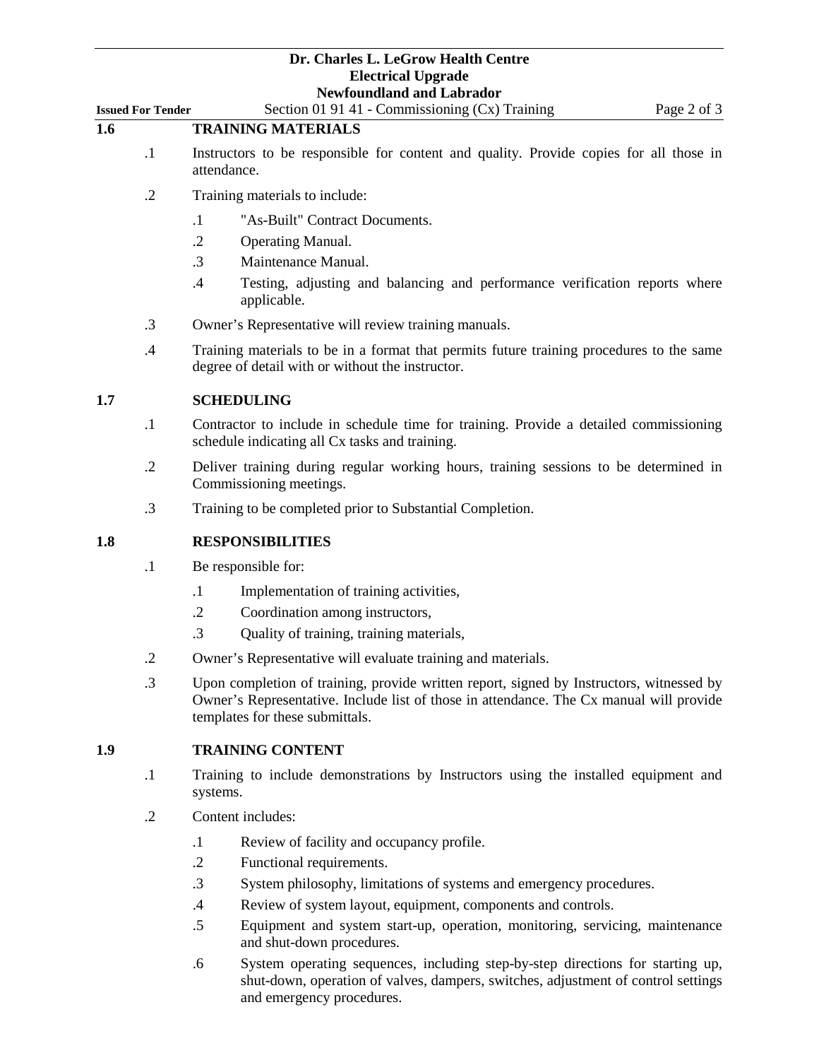## 1.6 TRAINING MATERIALS

.1 Instructors to be responsible for content and quality. Provide copies for all those in attendance.

.2 Training materials to include:

- .1 "As-Built" Contract Documents.
- .2 Operating Manual.
- .3 Maintenance Manual.
- .4 Testing, adjusting and balancing and performance verification reports where applicable.

.3 Owner's Representative will review training manuals.

.4 Training materials to be in a format that permits future training procedures to the same degree of detail with or without the instructor.

## 1.7 SCHEDULING

.1 Contractor to include in schedule time for training. Provide a detailed commissioning schedule indicating all Cx tasks and training.

.2 Deliver training during regular working hours, training sessions to be determined in Commissioning meetings.

.3 Training to be completed prior to Substantial Completion.

## 1.8 RESPONSIBILITIES

.1 Be responsible for:

- .1 Implementation of training activities,
- .2 Coordination among instructors,
- .3 Quality of training, training materials,

.2 Owner's Representative will evaluate training and materials.

.3 Upon completion of training, provide written report, signed by Instructors, witnessed by Owner's Representative. Include list of those in attendance. The Cx manual will provide templates for these submittals.

## 1.9 TRAINING CONTENT

.1 Training to include demonstrations by Instructors using the installed equipment and systems.

.2 Content includes:

- .1 Review of facility and occupancy profile.
- .2 Functional requirements.
- .3 System philosophy, limitations of systems and emergency procedures.
- .4 Review of system layout, equipment, components and controls.
- .5 Equipment and system start-up, operation, monitoring, servicing, maintenance and shut-down procedures.
- .6 System operating sequences, including step-by-step directions for starting up, shut-down, operation of valves, dampers, switches, adjustment of control settings and emergency procedures.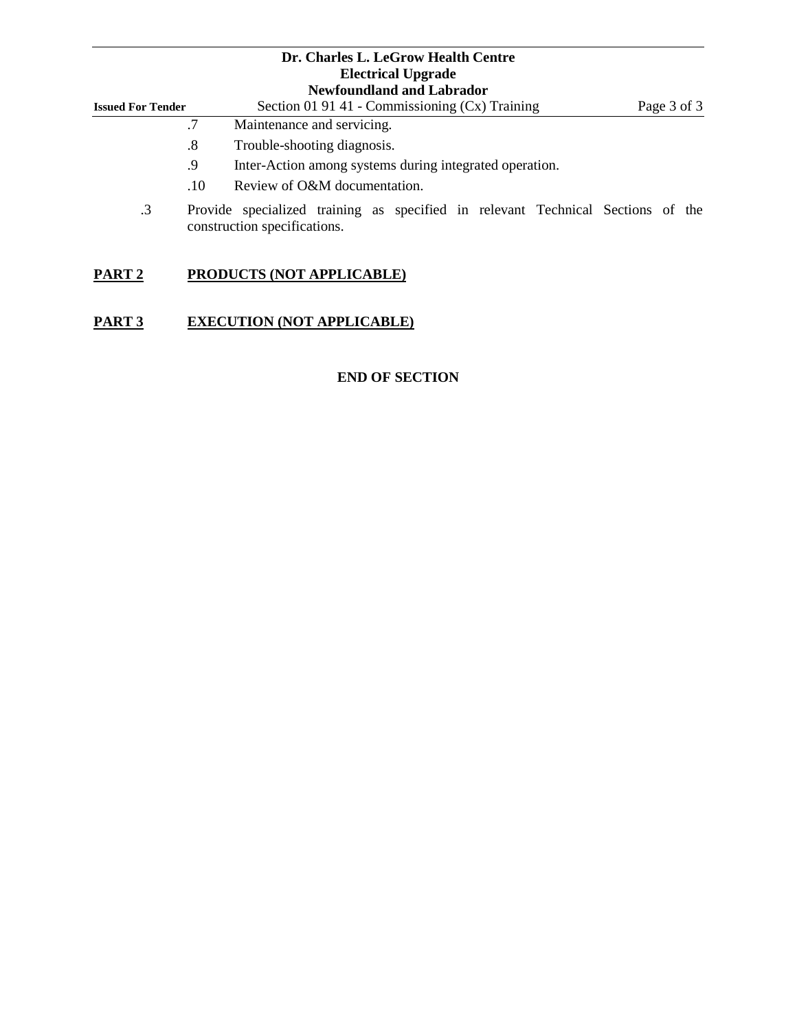.7 Maintenance and servicing.

.8 Trouble-shooting diagnosis.

.9 Inter-Action among systems during integrated operation.

.10 Review of O&M documentation.

.3 Provide specialized training as specified in relevant Technical Sections of the construction specifications.

## PART 2 PRODUCTS (NOT APPLICABLE)

## PART 3 EXECUTION (NOT APPLICABLE)

**END OF SECTION**